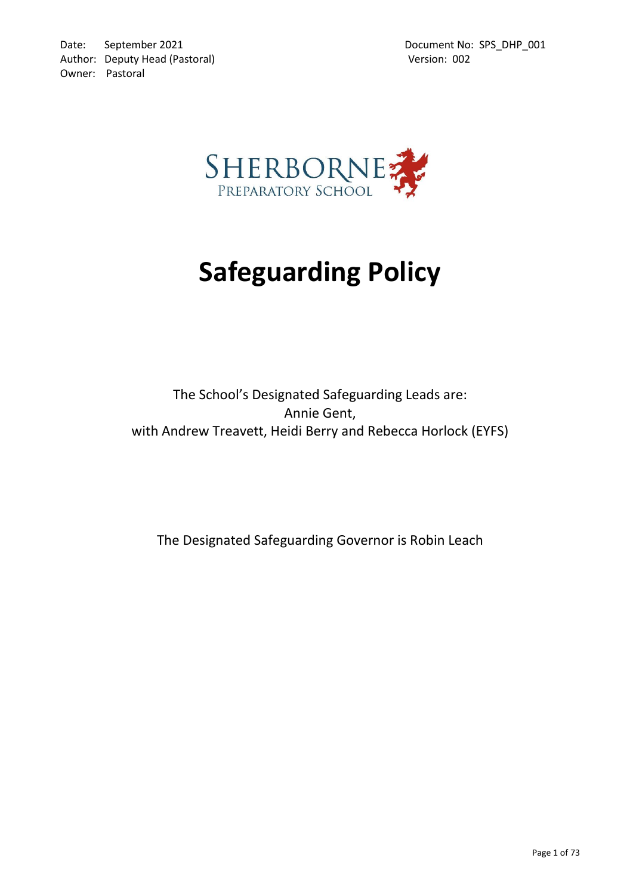Date: September 2021
Author: Deputy Head (Pastoral)
Owner: Pastoral

Document No: SPS_DHP_001
Version: 002

SHERBORNE
PREPARATORY SCHOOL

# Safeguarding Policy

The School's Designated Safeguarding Leads are:
Annie Gent,
with Andrew Treavett, Heidi Berry and Rebecca Horlock (EYFS)

The Designated Safeguarding Governor is Robin Leach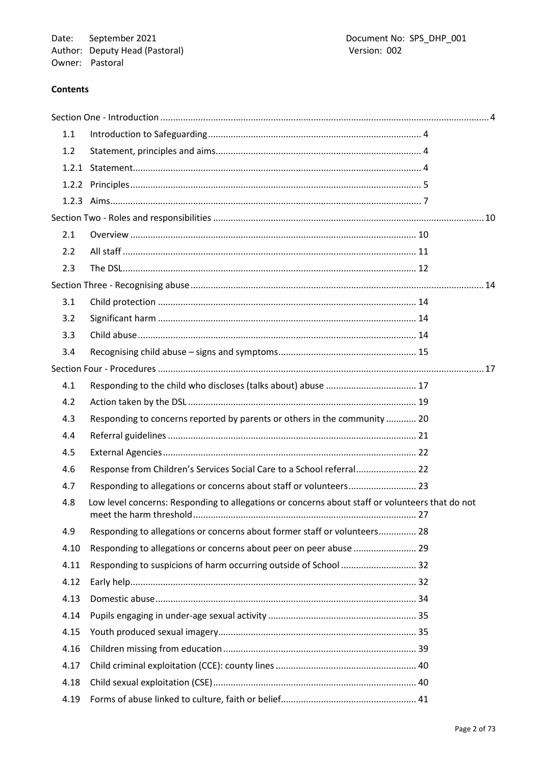Date: September 2021
Author: Deputy Head (Pastoral)
Owner: Pastoral

Document No: SPS_DHP_001
Version: 002

**Contents**

Section One - Introduction ... 4

- 1.1 Introduction to Safeguarding ... 4
- 1.2 Statement, principles and aims ... 4
- 1.2.1 Statement ... 4
- 1.2.2 Principles ... 5
- 1.2.3 Aims ... 7

Section Two - Roles and responsibilities ... 10

- 2.1 Overview ... 10
- 2.2 All staff ... 11
- 2.3 The DSL ... 12

Section Three - Recognising abuse ... 14

- 3.1 Child protection ... 14
- 3.2 Significant harm ... 14
- 3.3 Child abuse ... 14
- 3.4 Recognising child abuse – signs and symptoms ... 15

Section Four - Procedures ... 17

- 4.1 Responding to the child who discloses (talks about) abuse ... 17
- 4.2 Action taken by the DSL ... 19
- 4.3 Responding to concerns reported by parents or others in the community ... 20
- 4.4 Referral guidelines ... 21
- 4.5 External Agencies ... 22
- 4.6 Response from Children's Services Social Care to a School referral ... 22
- 4.7 Responding to allegations or concerns about staff or volunteers ... 23
- 4.8 Low level concerns: Responding to allegations or concerns about staff or volunteers that do not meet the harm threshold ... 27
- 4.9 Responding to allegations or concerns about former staff or volunteers ... 28
- 4.10 Responding to allegations or concerns about peer on peer abuse ... 29
- 4.11 Responding to suspicions of harm occurring outside of School ... 32
- 4.12 Early help ... 32
- 4.13 Domestic abuse ... 34
- 4.14 Pupils engaging in under-age sexual activity ... 35
- 4.15 Youth produced sexual imagery ... 35
- 4.16 Children missing from education ... 39
- 4.17 Child criminal exploitation (CCE): county lines ... 40
- 4.18 Child sexual exploitation (CSE) ... 40
- 4.19 Forms of abuse linked to culture, faith or belief ... 41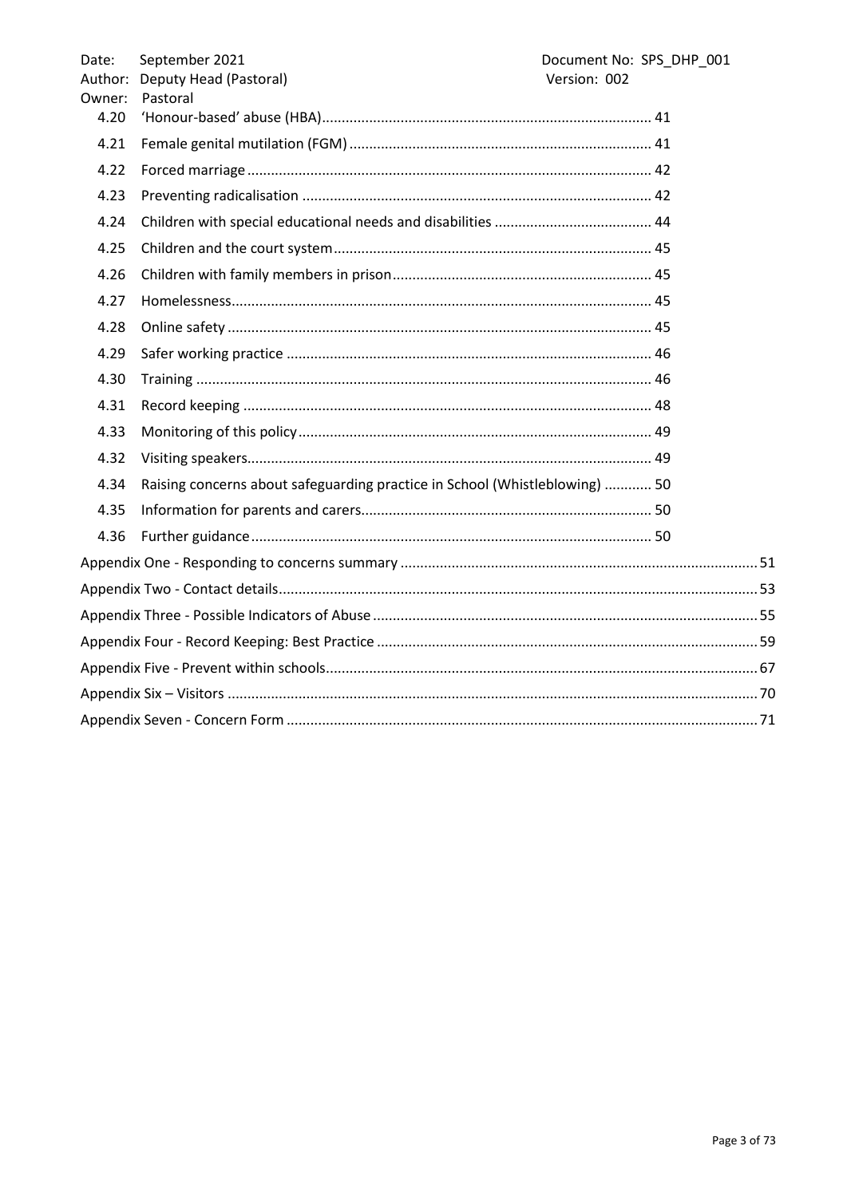| | | |
|---|---|---|
| 4.20 | 'Honour-based' abuse (HBA) | 41 |
| 4.21 | Female genital mutilation (FGM) | 41 |
| 4.22 | Forced marriage | 42 |
| 4.23 | Preventing radicalisation | 42 |
| 4.24 | Children with special educational needs and disabilities | 44 |
| 4.25 | Children and the court system | 45 |
| 4.26 | Children with family members in prison | 45 |
| 4.27 | Homelessness | 45 |
| 4.28 | Online safety | 45 |
| 4.29 | Safer working practice | 46 |
| 4.30 | Training | 46 |
| 4.31 | Record keeping | 48 |
| 4.33 | Monitoring of this policy | 49 |
| 4.32 | Visiting speakers | 49 |
| 4.34 | Raising concerns about safeguarding practice in School (Whistleblowing) | 50 |
| 4.35 | Information for parents and carers | 50 |
| 4.36 | Further guidance | 50 |

| | |
|---|---|
| Appendix One - Responding to concerns summary | 51 |
| Appendix Two - Contact details | 53 |
| Appendix Three - Possible Indicators of Abuse | 55 |
| Appendix Four - Record Keeping: Best Practice | 59 |
| Appendix Five - Prevent within schools | 67 |
| Appendix Six – Visitors | 70 |
| Appendix Seven - Concern Form | 71 |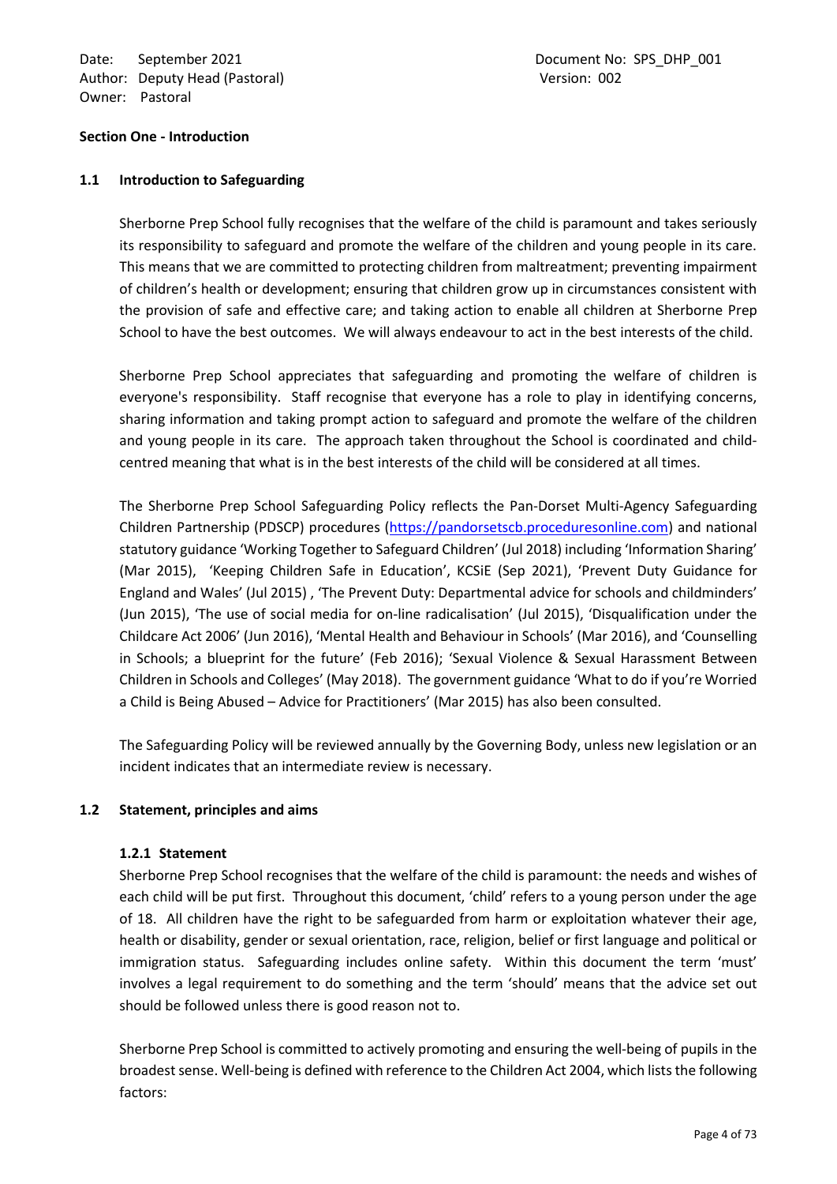Date: September 2021
Author: Deputy Head (Pastoral)
Owner: Pastoral

Document No: SPS_DHP_001
Version: 002

## Section One - Introduction

### 1.1 Introduction to Safeguarding

Sherborne Prep School fully recognises that the welfare of the child is paramount and takes seriously its responsibility to safeguard and promote the welfare of the children and young people in its care. This means that we are committed to protecting children from maltreatment; preventing impairment of children's health or development; ensuring that children grow up in circumstances consistent with the provision of safe and effective care; and taking action to enable all children at Sherborne Prep School to have the best outcomes. We will always endeavour to act in the best interests of the child.

Sherborne Prep School appreciates that safeguarding and promoting the welfare of children is everyone's responsibility. Staff recognise that everyone has a role to play in identifying concerns, sharing information and taking prompt action to safeguard and promote the welfare of the children and young people in its care. The approach taken throughout the School is coordinated and child-centred meaning that what is in the best interests of the child will be considered at all times.

The Sherborne Prep School Safeguarding Policy reflects the Pan-Dorset Multi-Agency Safeguarding Children Partnership (PDSCP) procedures (https://pandorsetscb.proceduresonline.com) and national statutory guidance 'Working Together to Safeguard Children' (Jul 2018) including 'Information Sharing' (Mar 2015), 'Keeping Children Safe in Education', KCSiE (Sep 2021), 'Prevent Duty Guidance for England and Wales' (Jul 2015) , 'The Prevent Duty: Departmental advice for schools and childminders' (Jun 2015), 'The use of social media for on-line radicalisation' (Jul 2015), 'Disqualification under the Childcare Act 2006' (Jun 2016), 'Mental Health and Behaviour in Schools' (Mar 2016), and 'Counselling in Schools; a blueprint for the future' (Feb 2016); 'Sexual Violence & Sexual Harassment Between Children in Schools and Colleges' (May 2018). The government guidance 'What to do if you're Worried a Child is Being Abused – Advice for Practitioners' (Mar 2015) has also been consulted.

The Safeguarding Policy will be reviewed annually by the Governing Body, unless new legislation or an incident indicates that an intermediate review is necessary.

### 1.2 Statement, principles and aims

#### 1.2.1 Statement

Sherborne Prep School recognises that the welfare of the child is paramount: the needs and wishes of each child will be put first. Throughout this document, 'child' refers to a young person under the age of 18. All children have the right to be safeguarded from harm or exploitation whatever their age, health or disability, gender or sexual orientation, race, religion, belief or first language and political or immigration status. Safeguarding includes online safety. Within this document the term 'must' involves a legal requirement to do something and the term 'should' means that the advice set out should be followed unless there is good reason not to.

Sherborne Prep School is committed to actively promoting and ensuring the well-being of pupils in the broadest sense. Well-being is defined with reference to the Children Act 2004, which lists the following factors: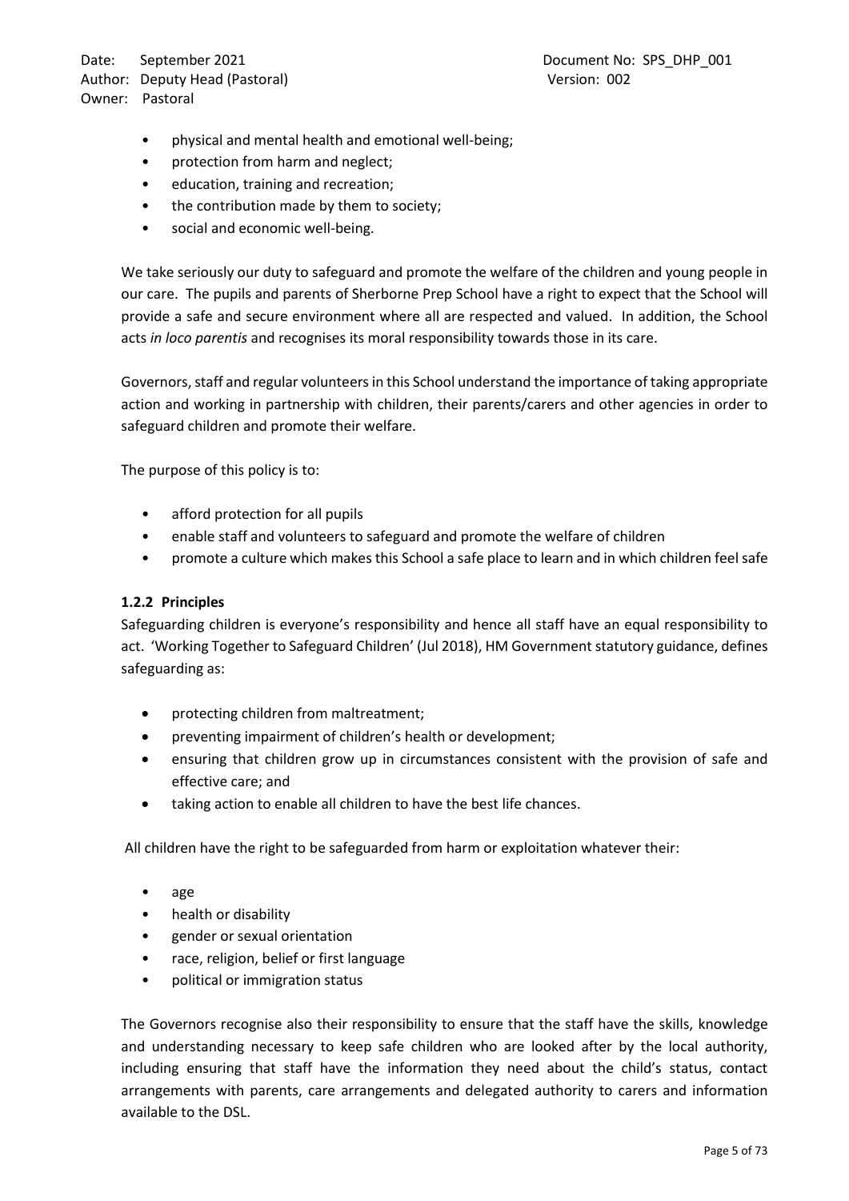- physical and mental health and emotional well-being;
- protection from harm and neglect;
- education, training and recreation;
- the contribution made by them to society;
- social and economic well-being.

We take seriously our duty to safeguard and promote the welfare of the children and young people in our care. The pupils and parents of Sherborne Prep School have a right to expect that the School will provide a safe and secure environment where all are respected and valued. In addition, the School acts *in loco parentis* and recognises its moral responsibility towards those in its care.

Governors, staff and regular volunteers in this School understand the importance of taking appropriate action and working in partnership with children, their parents/carers and other agencies in order to safeguard children and promote their welfare.

The purpose of this policy is to:

- afford protection for all pupils
- enable staff and volunteers to safeguard and promote the welfare of children
- promote a culture which makes this School a safe place to learn and in which children feel safe

#### 1.2.2 Principles

Safeguarding children is everyone's responsibility and hence all staff have an equal responsibility to act. 'Working Together to Safeguard Children' (Jul 2018), HM Government statutory guidance, defines safeguarding as:

- protecting children from maltreatment;
- preventing impairment of children's health or development;
- ensuring that children grow up in circumstances consistent with the provision of safe and effective care; and
- taking action to enable all children to have the best life chances.

All children have the right to be safeguarded from harm or exploitation whatever their:

- age
- health or disability
- gender or sexual orientation
- race, religion, belief or first language
- political or immigration status

The Governors recognise also their responsibility to ensure that the staff have the skills, knowledge and understanding necessary to keep safe children who are looked after by the local authority, including ensuring that staff have the information they need about the child's status, contact arrangements with parents, care arrangements and delegated authority to carers and information available to the DSL.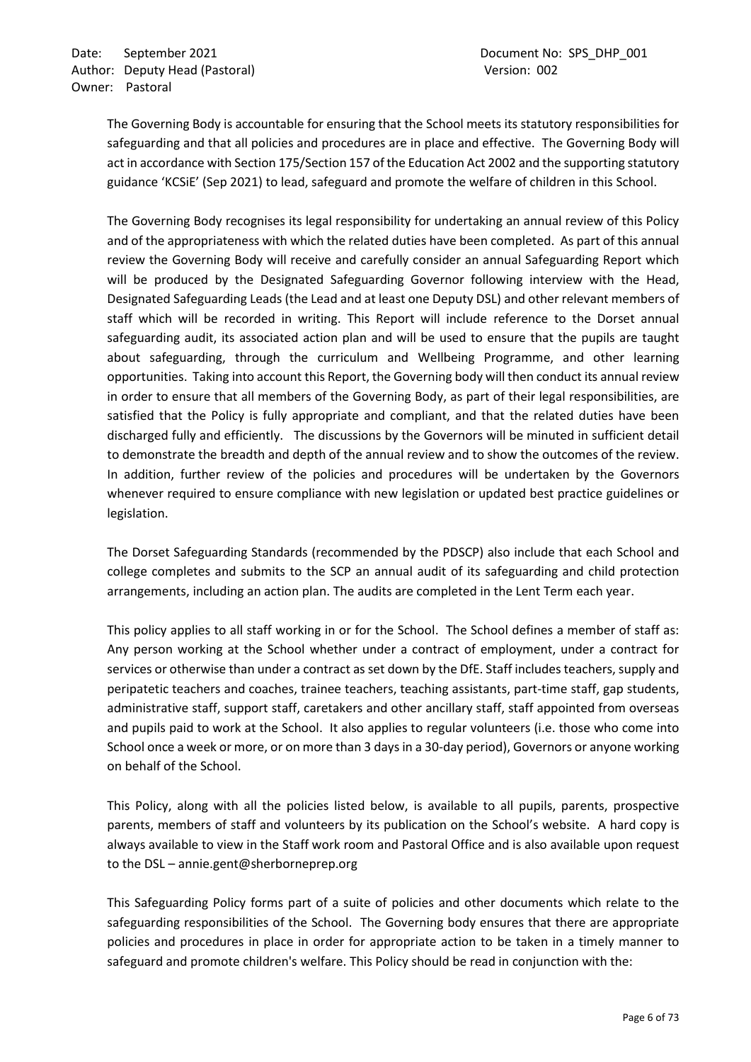The Governing Body is accountable for ensuring that the School meets its statutory responsibilities for safeguarding and that all policies and procedures are in place and effective. The Governing Body will act in accordance with Section 175/Section 157 of the Education Act 2002 and the supporting statutory guidance 'KCSiE' (Sep 2021) to lead, safeguard and promote the welfare of children in this School.

The Governing Body recognises its legal responsibility for undertaking an annual review of this Policy and of the appropriateness with which the related duties have been completed. As part of this annual review the Governing Body will receive and carefully consider an annual Safeguarding Report which will be produced by the Designated Safeguarding Governor following interview with the Head, Designated Safeguarding Leads (the Lead and at least one Deputy DSL) and other relevant members of staff which will be recorded in writing. This Report will include reference to the Dorset annual safeguarding audit, its associated action plan and will be used to ensure that the pupils are taught about safeguarding, through the curriculum and Wellbeing Programme, and other learning opportunities. Taking into account this Report, the Governing body will then conduct its annual review in order to ensure that all members of the Governing Body, as part of their legal responsibilities, are satisfied that the Policy is fully appropriate and compliant, and that the related duties have been discharged fully and efficiently. The discussions by the Governors will be minuted in sufficient detail to demonstrate the breadth and depth of the annual review and to show the outcomes of the review. In addition, further review of the policies and procedures will be undertaken by the Governors whenever required to ensure compliance with new legislation or updated best practice guidelines or legislation.

The Dorset Safeguarding Standards (recommended by the PDSCP) also include that each School and college completes and submits to the SCP an annual audit of its safeguarding and child protection arrangements, including an action plan. The audits are completed in the Lent Term each year.

This policy applies to all staff working in or for the School. The School defines a member of staff as: Any person working at the School whether under a contract of employment, under a contract for services or otherwise than under a contract as set down by the DfE. Staff includes teachers, supply and peripatetic teachers and coaches, trainee teachers, teaching assistants, part-time staff, gap students, administrative staff, support staff, caretakers and other ancillary staff, staff appointed from overseas and pupils paid to work at the School. It also applies to regular volunteers (i.e. those who come into School once a week or more, or on more than 3 days in a 30-day period), Governors or anyone working on behalf of the School.

This Policy, along with all the policies listed below, is available to all pupils, parents, prospective parents, members of staff and volunteers by its publication on the School's website. A hard copy is always available to view in the Staff work room and Pastoral Office and is also available upon request to the DSL – annie.gent@sherborneprep.org

This Safeguarding Policy forms part of a suite of policies and other documents which relate to the safeguarding responsibilities of the School. The Governing body ensures that there are appropriate policies and procedures in place in order for appropriate action to be taken in a timely manner to safeguard and promote children's welfare. This Policy should be read in conjunction with the: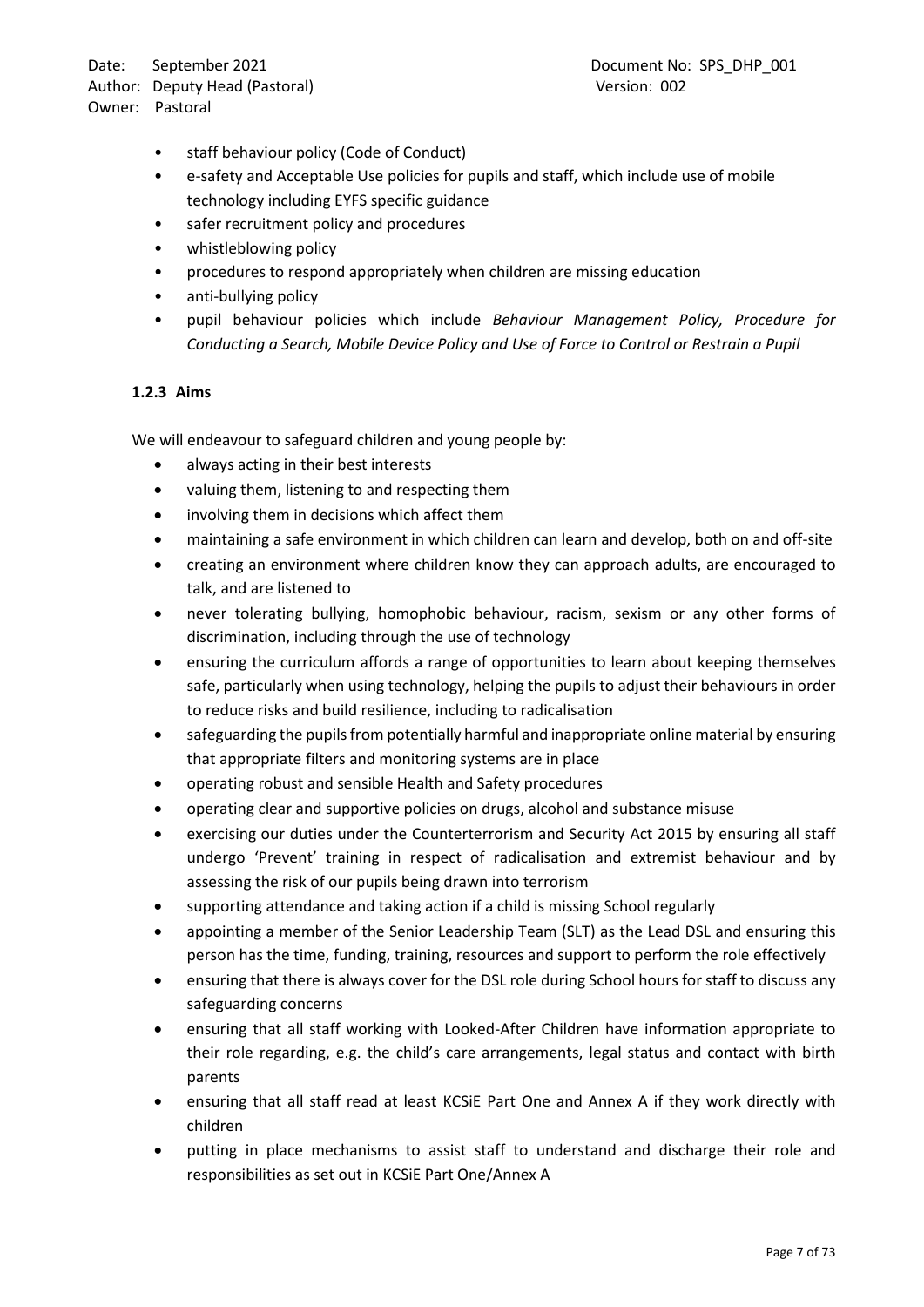- staff behaviour policy (Code of Conduct)
- e-safety and Acceptable Use policies for pupils and staff, which include use of mobile technology including EYFS specific guidance
- safer recruitment policy and procedures
- whistleblowing policy
- procedures to respond appropriately when children are missing education
- anti-bullying policy
- pupil behaviour policies which include *Behaviour Management Policy, Procedure for Conducting a Search, Mobile Device Policy and Use of Force to Control or Restrain a Pupil*

#### 1.2.3 Aims

We will endeavour to safeguard children and young people by:

- always acting in their best interests
- valuing them, listening to and respecting them
- involving them in decisions which affect them
- maintaining a safe environment in which children can learn and develop, both on and off-site
- creating an environment where children know they can approach adults, are encouraged to talk, and are listened to
- never tolerating bullying, homophobic behaviour, racism, sexism or any other forms of discrimination, including through the use of technology
- ensuring the curriculum affords a range of opportunities to learn about keeping themselves safe, particularly when using technology, helping the pupils to adjust their behaviours in order to reduce risks and build resilience, including to radicalisation
- safeguarding the pupils from potentially harmful and inappropriate online material by ensuring that appropriate filters and monitoring systems are in place
- operating robust and sensible Health and Safety procedures
- operating clear and supportive policies on drugs, alcohol and substance misuse
- exercising our duties under the Counterterrorism and Security Act 2015 by ensuring all staff undergo 'Prevent' training in respect of radicalisation and extremist behaviour and by assessing the risk of our pupils being drawn into terrorism
- supporting attendance and taking action if a child is missing School regularly
- appointing a member of the Senior Leadership Team (SLT) as the Lead DSL and ensuring this person has the time, funding, training, resources and support to perform the role effectively
- ensuring that there is always cover for the DSL role during School hours for staff to discuss any safeguarding concerns
- ensuring that all staff working with Looked-After Children have information appropriate to their role regarding, e.g. the child's care arrangements, legal status and contact with birth parents
- ensuring that all staff read at least KCSiE Part One and Annex A if they work directly with children
- putting in place mechanisms to assist staff to understand and discharge their role and responsibilities as set out in KCSiE Part One/Annex A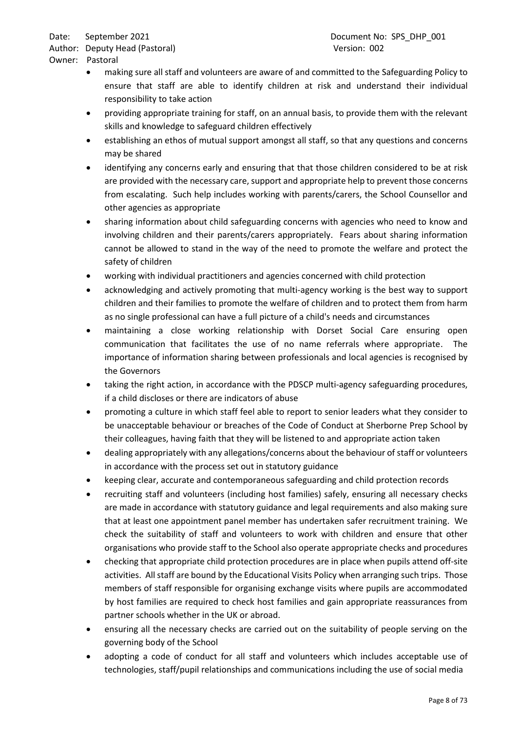- making sure all staff and volunteers are aware of and committed to the Safeguarding Policy to ensure that staff are able to identify children at risk and understand their individual responsibility to take action
- providing appropriate training for staff, on an annual basis, to provide them with the relevant skills and knowledge to safeguard children effectively
- establishing an ethos of mutual support amongst all staff, so that any questions and concerns may be shared
- identifying any concerns early and ensuring that that those children considered to be at risk are provided with the necessary care, support and appropriate help to prevent those concerns from escalating. Such help includes working with parents/carers, the School Counsellor and other agencies as appropriate
- sharing information about child safeguarding concerns with agencies who need to know and involving children and their parents/carers appropriately. Fears about sharing information cannot be allowed to stand in the way of the need to promote the welfare and protect the safety of children
- working with individual practitioners and agencies concerned with child protection
- acknowledging and actively promoting that multi-agency working is the best way to support children and their families to promote the welfare of children and to protect them from harm as no single professional can have a full picture of a child's needs and circumstances
- maintaining a close working relationship with Dorset Social Care ensuring open communication that facilitates the use of no name referrals where appropriate. The importance of information sharing between professionals and local agencies is recognised by the Governors
- taking the right action, in accordance with the PDSCP multi-agency safeguarding procedures, if a child discloses or there are indicators of abuse
- promoting a culture in which staff feel able to report to senior leaders what they consider to be unacceptable behaviour or breaches of the Code of Conduct at Sherborne Prep School by their colleagues, having faith that they will be listened to and appropriate action taken
- dealing appropriately with any allegations/concerns about the behaviour of staff or volunteers in accordance with the process set out in statutory guidance
- keeping clear, accurate and contemporaneous safeguarding and child protection records
- recruiting staff and volunteers (including host families) safely, ensuring all necessary checks are made in accordance with statutory guidance and legal requirements and also making sure that at least one appointment panel member has undertaken safer recruitment training. We check the suitability of staff and volunteers to work with children and ensure that other organisations who provide staff to the School also operate appropriate checks and procedures
- checking that appropriate child protection procedures are in place when pupils attend off-site activities. All staff are bound by the Educational Visits Policy when arranging such trips. Those members of staff responsible for organising exchange visits where pupils are accommodated by host families are required to check host families and gain appropriate reassurances from partner schools whether in the UK or abroad.
- ensuring all the necessary checks are carried out on the suitability of people serving on the governing body of the School
- adopting a code of conduct for all staff and volunteers which includes acceptable use of technologies, staff/pupil relationships and communications including the use of social media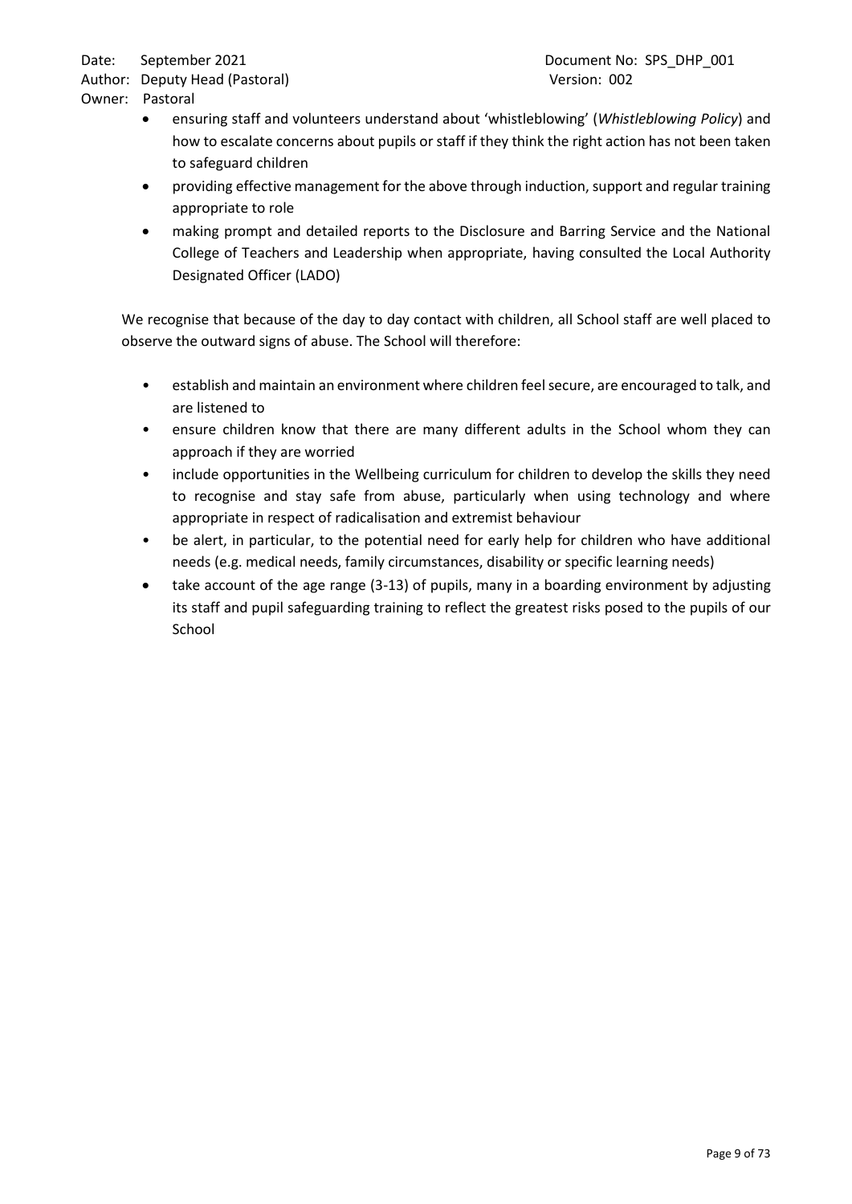- ensuring staff and volunteers understand about 'whistleblowing' (*Whistleblowing Policy*) and how to escalate concerns about pupils or staff if they think the right action has not been taken to safeguard children
- providing effective management for the above through induction, support and regular training appropriate to role
- making prompt and detailed reports to the Disclosure and Barring Service and the National College of Teachers and Leadership when appropriate, having consulted the Local Authority Designated Officer (LADO)

We recognise that because of the day to day contact with children, all School staff are well placed to observe the outward signs of abuse. The School will therefore:

- establish and maintain an environment where children feel secure, are encouraged to talk, and are listened to
- ensure children know that there are many different adults in the School whom they can approach if they are worried
- include opportunities in the Wellbeing curriculum for children to develop the skills they need to recognise and stay safe from abuse, particularly when using technology and where appropriate in respect of radicalisation and extremist behaviour
- be alert, in particular, to the potential need for early help for children who have additional needs (e.g. medical needs, family circumstances, disability or specific learning needs)
- take account of the age range (3-13) of pupils, many in a boarding environment by adjusting its staff and pupil safeguarding training to reflect the greatest risks posed to the pupils of our School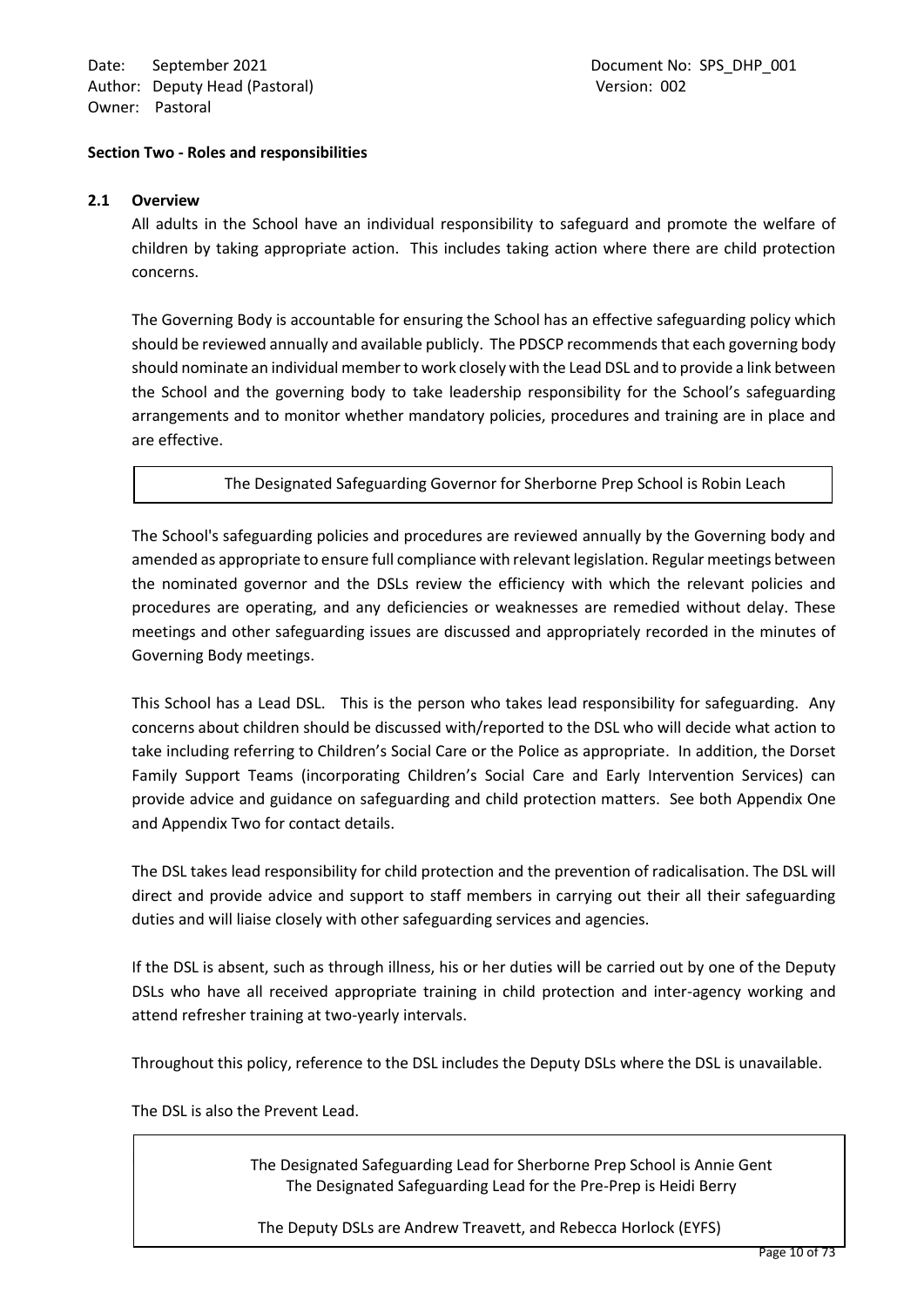## Section Two - Roles and responsibilities

### 2.1 Overview

All adults in the School have an individual responsibility to safeguard and promote the welfare of children by taking appropriate action. This includes taking action where there are child protection concerns.

The Governing Body is accountable for ensuring the School has an effective safeguarding policy which should be reviewed annually and available publicly. The PDSCP recommends that each governing body should nominate an individual member to work closely with the Lead DSL and to provide a link between the School and the governing body to take leadership responsibility for the School's safeguarding arrangements and to monitor whether mandatory policies, procedures and training are in place and are effective.

> The Designated Safeguarding Governor for Sherborne Prep School is Robin Leach

The School's safeguarding policies and procedures are reviewed annually by the Governing body and amended as appropriate to ensure full compliance with relevant legislation. Regular meetings between the nominated governor and the DSLs review the efficiency with which the relevant policies and procedures are operating, and any deficiencies or weaknesses are remedied without delay. These meetings and other safeguarding issues are discussed and appropriately recorded in the minutes of Governing Body meetings.

This School has a Lead DSL. This is the person who takes lead responsibility for safeguarding. Any concerns about children should be discussed with/reported to the DSL who will decide what action to take including referring to Children's Social Care or the Police as appropriate. In addition, the Dorset Family Support Teams (incorporating Children's Social Care and Early Intervention Services) can provide advice and guidance on safeguarding and child protection matters. See both Appendix One and Appendix Two for contact details.

The DSL takes lead responsibility for child protection and the prevention of radicalisation. The DSL will direct and provide advice and support to staff members in carrying out their all their safeguarding duties and will liaise closely with other safeguarding services and agencies.

If the DSL is absent, such as through illness, his or her duties will be carried out by one of the Deputy DSLs who have all received appropriate training in child protection and inter-agency working and attend refresher training at two-yearly intervals.

Throughout this policy, reference to the DSL includes the Deputy DSLs where the DSL is unavailable.

The DSL is also the Prevent Lead.

> The Designated Safeguarding Lead for Sherborne Prep School is Annie Gent
> The Designated Safeguarding Lead for the Pre-Prep is Heidi Berry
>
> The Deputy DSLs are Andrew Treavett, and Rebecca Horlock (EYFS)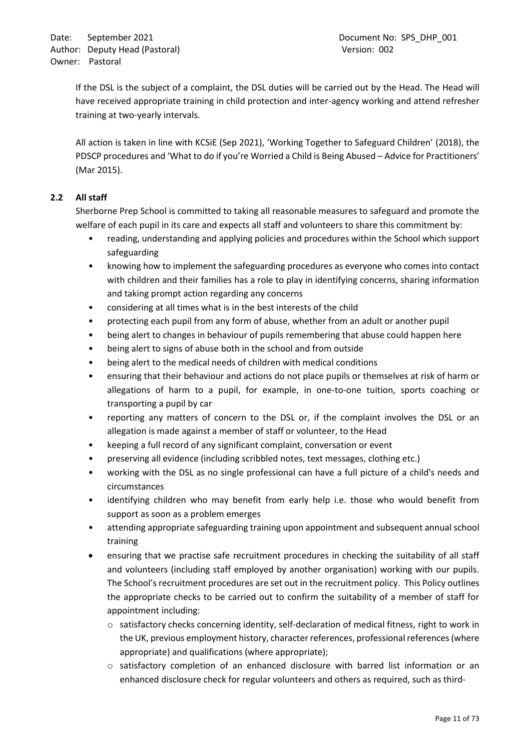If the DSL is the subject of a complaint, the DSL duties will be carried out by the Head. The Head will have received appropriate training in child protection and inter-agency working and attend refresher training at two-yearly intervals.

All action is taken in line with KCSiE (Sep 2021), 'Working Together to Safeguard Children' (2018), the PDSCP procedures and 'What to do if you're Worried a Child is Being Abused – Advice for Practitioners' (Mar 2015).

### 2.2 All staff

Sherborne Prep School is committed to taking all reasonable measures to safeguard and promote the welfare of each pupil in its care and expects all staff and volunteers to share this commitment by:

- reading, understanding and applying policies and procedures within the School which support safeguarding
- knowing how to implement the safeguarding procedures as everyone who comes into contact with children and their families has a role to play in identifying concerns, sharing information and taking prompt action regarding any concerns
- considering at all times what is in the best interests of the child
- protecting each pupil from any form of abuse, whether from an adult or another pupil
- being alert to changes in behaviour of pupils remembering that abuse could happen here
- being alert to signs of abuse both in the school and from outside
- being alert to the medical needs of children with medical conditions
- ensuring that their behaviour and actions do not place pupils or themselves at risk of harm or allegations of harm to a pupil, for example, in one-to-one tuition, sports coaching or transporting a pupil by car
- reporting any matters of concern to the DSL or, if the complaint involves the DSL or an allegation is made against a member of staff or volunteer, to the Head
- keeping a full record of any significant complaint, conversation or event
- preserving all evidence (including scribbled notes, text messages, clothing etc.)
- working with the DSL as no single professional can have a full picture of a child's needs and circumstances
- identifying children who may benefit from early help i.e. those who would benefit from support as soon as a problem emerges
- attending appropriate safeguarding training upon appointment and subsequent annual school training
- ensuring that we practise safe recruitment procedures in checking the suitability of all staff and volunteers (including staff employed by another organisation) working with our pupils. The School's recruitment procedures are set out in the recruitment policy. This Policy outlines the appropriate checks to be carried out to confirm the suitability of a member of staff for appointment including:
  - satisfactory checks concerning identity, self-declaration of medical fitness, right to work in the UK, previous employment history, character references, professional references (where appropriate) and qualifications (where appropriate);
  - satisfactory completion of an enhanced disclosure with barred list information or an enhanced disclosure check for regular volunteers and others as required, such as third-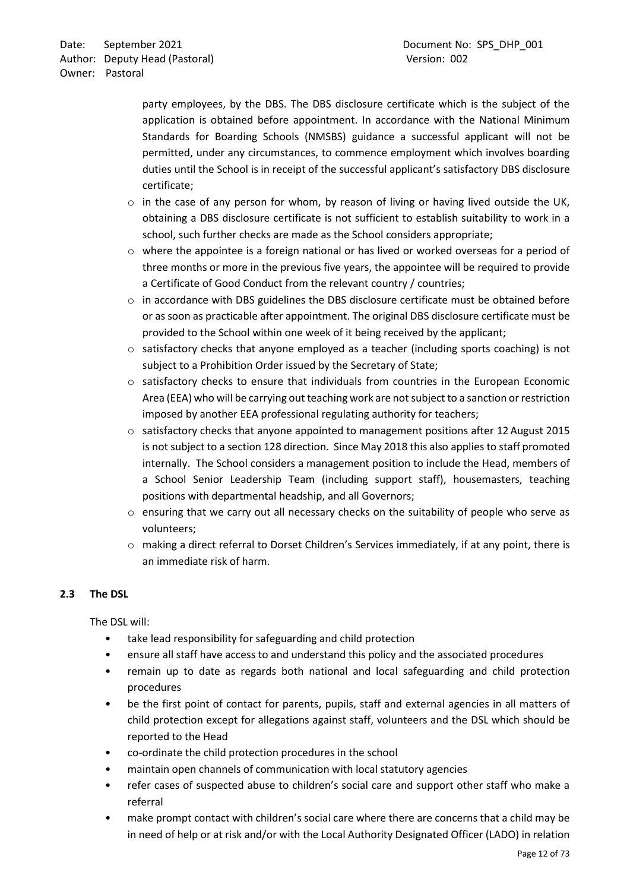party employees, by the DBS. The DBS disclosure certificate which is the subject of the application is obtained before appointment. In accordance with the National Minimum Standards for Boarding Schools (NMSBS) guidance a successful applicant will not be permitted, under any circumstances, to commence employment which involves boarding duties until the School is in receipt of the successful applicant's satisfactory DBS disclosure certificate;

- in the case of any person for whom, by reason of living or having lived outside the UK, obtaining a DBS disclosure certificate is not sufficient to establish suitability to work in a school, such further checks are made as the School considers appropriate;
- where the appointee is a foreign national or has lived or worked overseas for a period of three months or more in the previous five years, the appointee will be required to provide a Certificate of Good Conduct from the relevant country / countries;
- in accordance with DBS guidelines the DBS disclosure certificate must be obtained before or as soon as practicable after appointment. The original DBS disclosure certificate must be provided to the School within one week of it being received by the applicant;
- satisfactory checks that anyone employed as a teacher (including sports coaching) is not subject to a Prohibition Order issued by the Secretary of State;
- satisfactory checks to ensure that individuals from countries in the European Economic Area (EEA) who will be carrying out teaching work are not subject to a sanction or restriction imposed by another EEA professional regulating authority for teachers;
- satisfactory checks that anyone appointed to management positions after 12 August 2015 is not subject to a section 128 direction. Since May 2018 this also applies to staff promoted internally. The School considers a management position to include the Head, members of a School Senior Leadership Team (including support staff), housemasters, teaching positions with departmental headship, and all Governors;
- ensuring that we carry out all necessary checks on the suitability of people who serve as volunteers;
- making a direct referral to Dorset Children's Services immediately, if at any point, there is an immediate risk of harm.

### 2.3 The DSL

The DSL will:

- take lead responsibility for safeguarding and child protection
- ensure all staff have access to and understand this policy and the associated procedures
- remain up to date as regards both national and local safeguarding and child protection procedures
- be the first point of contact for parents, pupils, staff and external agencies in all matters of child protection except for allegations against staff, volunteers and the DSL which should be reported to the Head
- co-ordinate the child protection procedures in the school
- maintain open channels of communication with local statutory agencies
- refer cases of suspected abuse to children's social care and support other staff who make a referral
- make prompt contact with children's social care where there are concerns that a child may be in need of help or at risk and/or with the Local Authority Designated Officer (LADO) in relation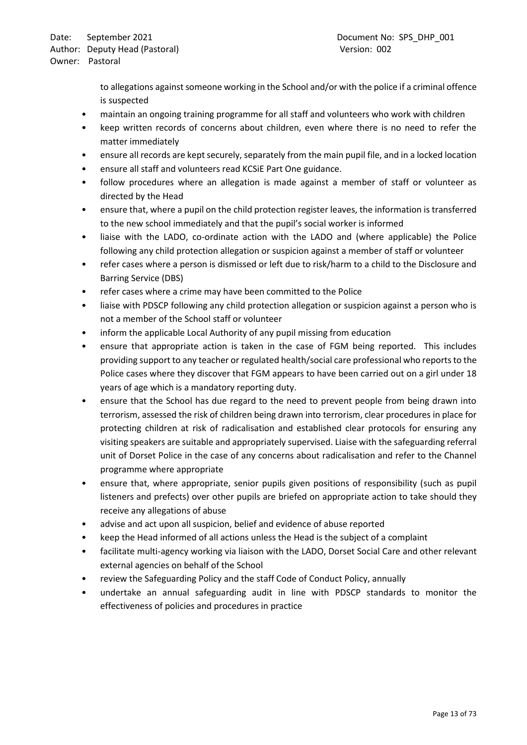to allegations against someone working in the School and/or with the police if a criminal offence is suspected

- maintain an ongoing training programme for all staff and volunteers who work with children
- keep written records of concerns about children, even where there is no need to refer the matter immediately
- ensure all records are kept securely, separately from the main pupil file, and in a locked location
- ensure all staff and volunteers read KCSiE Part One guidance.
- follow procedures where an allegation is made against a member of staff or volunteer as directed by the Head
- ensure that, where a pupil on the child protection register leaves, the information is transferred to the new school immediately and that the pupil's social worker is informed
- liaise with the LADO, co-ordinate action with the LADO and (where applicable) the Police following any child protection allegation or suspicion against a member of staff or volunteer
- refer cases where a person is dismissed or left due to risk/harm to a child to the Disclosure and Barring Service (DBS)
- refer cases where a crime may have been committed to the Police
- liaise with PDSCP following any child protection allegation or suspicion against a person who is not a member of the School staff or volunteer
- inform the applicable Local Authority of any pupil missing from education
- ensure that appropriate action is taken in the case of FGM being reported. This includes providing support to any teacher or regulated health/social care professional who reports to the Police cases where they discover that FGM appears to have been carried out on a girl under 18 years of age which is a mandatory reporting duty.
- ensure that the School has due regard to the need to prevent people from being drawn into terrorism, assessed the risk of children being drawn into terrorism, clear procedures in place for protecting children at risk of radicalisation and established clear protocols for ensuring any visiting speakers are suitable and appropriately supervised. Liaise with the safeguarding referral unit of Dorset Police in the case of any concerns about radicalisation and refer to the Channel programme where appropriate
- ensure that, where appropriate, senior pupils given positions of responsibility (such as pupil listeners and prefects) over other pupils are briefed on appropriate action to take should they receive any allegations of abuse
- advise and act upon all suspicion, belief and evidence of abuse reported
- keep the Head informed of all actions unless the Head is the subject of a complaint
- facilitate multi-agency working via liaison with the LADO, Dorset Social Care and other relevant external agencies on behalf of the School
- review the Safeguarding Policy and the staff Code of Conduct Policy, annually
- undertake an annual safeguarding audit in line with PDSCP standards to monitor the effectiveness of policies and procedures in practice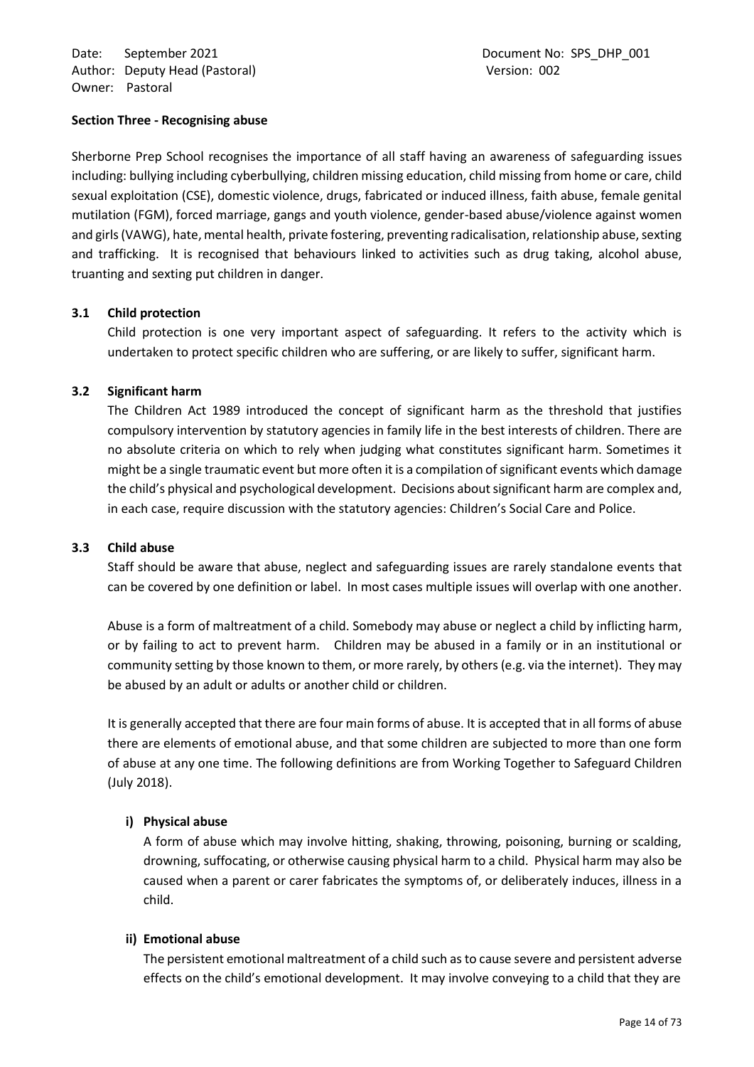**Section Three - Recognising abuse**

Sherborne Prep School recognises the importance of all staff having an awareness of safeguarding issues including: bullying including cyberbullying, children missing education, child missing from home or care, child sexual exploitation (CSE), domestic violence, drugs, fabricated or induced illness, faith abuse, female genital mutilation (FGM), forced marriage, gangs and youth violence, gender-based abuse/violence against women and girls (VAWG), hate, mental health, private fostering, preventing radicalisation, relationship abuse, sexting and trafficking. It is recognised that behaviours linked to activities such as drug taking, alcohol abuse, truanting and sexting put children in danger.

**3.1 Child protection**

Child protection is one very important aspect of safeguarding. It refers to the activity which is undertaken to protect specific children who are suffering, or are likely to suffer, significant harm.

**3.2 Significant harm**

The Children Act 1989 introduced the concept of significant harm as the threshold that justifies compulsory intervention by statutory agencies in family life in the best interests of children. There are no absolute criteria on which to rely when judging what constitutes significant harm. Sometimes it might be a single traumatic event but more often it is a compilation of significant events which damage the child's physical and psychological development. Decisions about significant harm are complex and, in each case, require discussion with the statutory agencies: Children's Social Care and Police.

**3.3 Child abuse**

Staff should be aware that abuse, neglect and safeguarding issues are rarely standalone events that can be covered by one definition or label. In most cases multiple issues will overlap with one another.

Abuse is a form of maltreatment of a child. Somebody may abuse or neglect a child by inflicting harm, or by failing to act to prevent harm. Children may be abused in a family or in an institutional or community setting by those known to them, or more rarely, by others (e.g. via the internet). They may be abused by an adult or adults or another child or children.

It is generally accepted that there are four main forms of abuse. It is accepted that in all forms of abuse there are elements of emotional abuse, and that some children are subjected to more than one form of abuse at any one time. The following definitions are from Working Together to Safeguard Children (July 2018).

**i) Physical abuse**

A form of abuse which may involve hitting, shaking, throwing, poisoning, burning or scalding, drowning, suffocating, or otherwise causing physical harm to a child. Physical harm may also be caused when a parent or carer fabricates the symptoms of, or deliberately induces, illness in a child.

**ii) Emotional abuse**

The persistent emotional maltreatment of a child such as to cause severe and persistent adverse effects on the child's emotional development. It may involve conveying to a child that they are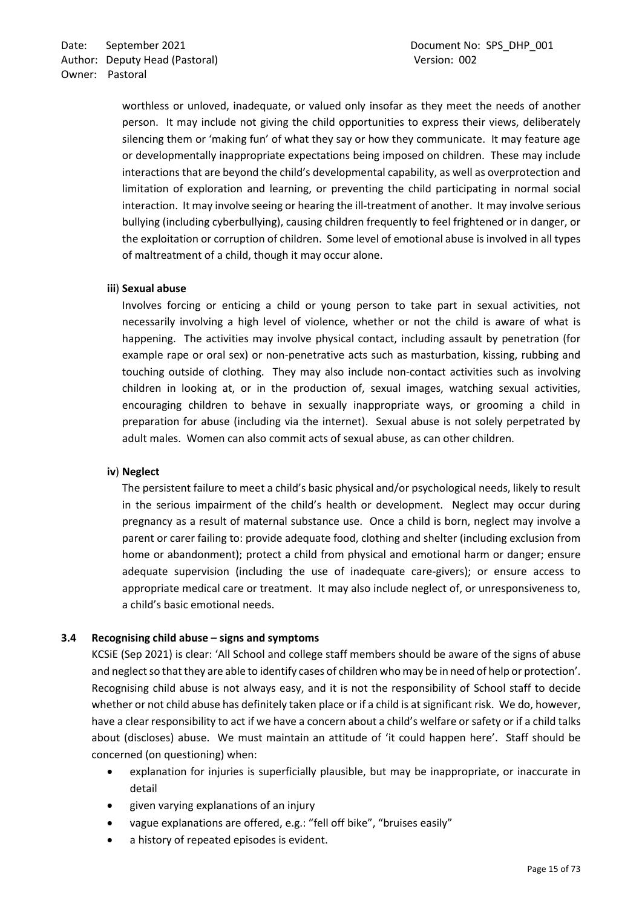worthless or unloved, inadequate, or valued only insofar as they meet the needs of another person. It may include not giving the child opportunities to express their views, deliberately silencing them or 'making fun' of what they say or how they communicate. It may feature age or developmentally inappropriate expectations being imposed on children. These may include interactions that are beyond the child's developmental capability, as well as overprotection and limitation of exploration and learning, or preventing the child participating in normal social interaction. It may involve seeing or hearing the ill-treatment of another. It may involve serious bullying (including cyberbullying), causing children frequently to feel frightened or in danger, or the exploitation or corruption of children. Some level of emotional abuse is involved in all types of maltreatment of a child, though it may occur alone.

**iii**) **Sexual abuse**

Involves forcing or enticing a child or young person to take part in sexual activities, not necessarily involving a high level of violence, whether or not the child is aware of what is happening. The activities may involve physical contact, including assault by penetration (for example rape or oral sex) or non-penetrative acts such as masturbation, kissing, rubbing and touching outside of clothing. They may also include non-contact activities such as involving children in looking at, or in the production of, sexual images, watching sexual activities, encouraging children to behave in sexually inappropriate ways, or grooming a child in preparation for abuse (including via the internet). Sexual abuse is not solely perpetrated by adult males. Women can also commit acts of sexual abuse, as can other children.

**iv**) **Neglect**

The persistent failure to meet a child's basic physical and/or psychological needs, likely to result in the serious impairment of the child's health or development. Neglect may occur during pregnancy as a result of maternal substance use. Once a child is born, neglect may involve a parent or carer failing to: provide adequate food, clothing and shelter (including exclusion from home or abandonment); protect a child from physical and emotional harm or danger; ensure adequate supervision (including the use of inadequate care-givers); or ensure access to appropriate medical care or treatment. It may also include neglect of, or unresponsiveness to, a child's basic emotional needs.

### 3.4 Recognising child abuse – signs and symptoms

KCSiE (Sep 2021) is clear: 'All School and college staff members should be aware of the signs of abuse and neglect so that they are able to identify cases of children who may be in need of help or protection'. Recognising child abuse is not always easy, and it is not the responsibility of School staff to decide whether or not child abuse has definitely taken place or if a child is at significant risk. We do, however, have a clear responsibility to act if we have a concern about a child's welfare or safety or if a child talks about (discloses) abuse. We must maintain an attitude of 'it could happen here'. Staff should be concerned (on questioning) when:

- explanation for injuries is superficially plausible, but may be inappropriate, or inaccurate in detail
- given varying explanations of an injury
- vague explanations are offered, e.g.: "fell off bike", "bruises easily"
- a history of repeated episodes is evident.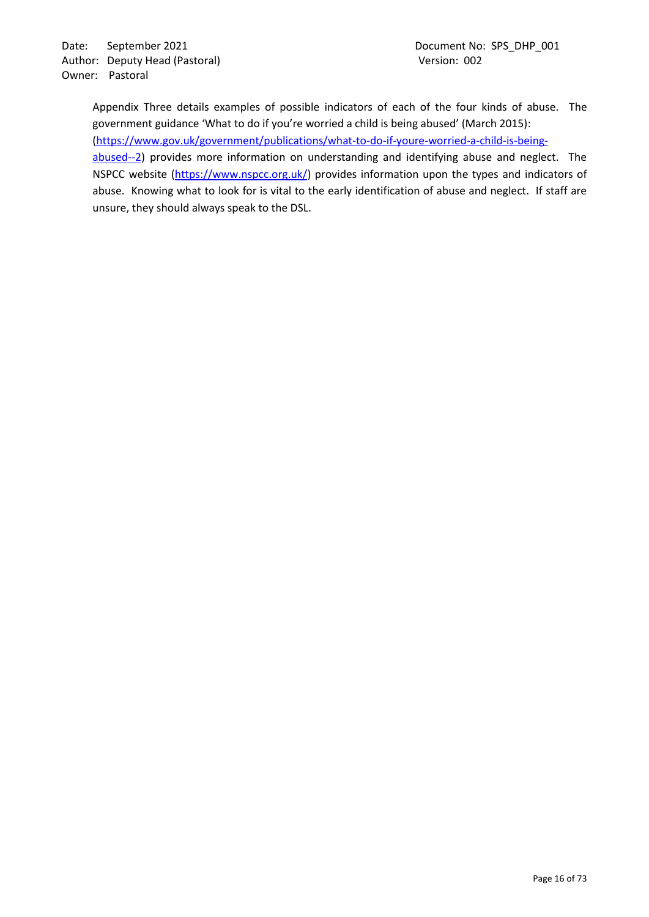Appendix Three details examples of possible indicators of each of the four kinds of abuse. The government guidance 'What to do if you're worried a child is being abused' (March 2015): (https://www.gov.uk/government/publications/what-to-do-if-youre-worried-a-child-is-being-abused--2) provides more information on understanding and identifying abuse and neglect. The NSPCC website (https://www.nspcc.org.uk/) provides information upon the types and indicators of abuse. Knowing what to look for is vital to the early identification of abuse and neglect. If staff are unsure, they should always speak to the DSL.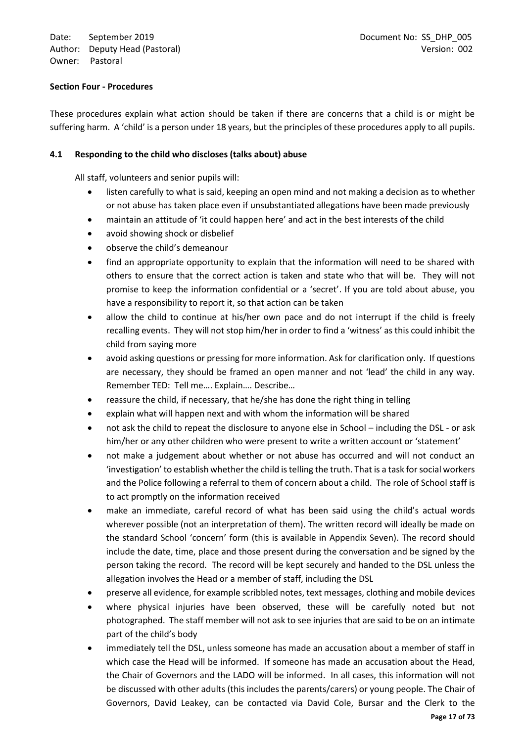**Section Four - Procedures**

These procedures explain what action should be taken if there are concerns that a child is or might be suffering harm. A 'child' is a person under 18 years, but the principles of these procedures apply to all pupils.

**4.1 Responding to the child who discloses (talks about) abuse**

All staff, volunteers and senior pupils will:

- listen carefully to what is said, keeping an open mind and not making a decision as to whether or not abuse has taken place even if unsubstantiated allegations have been made previously
- maintain an attitude of 'it could happen here' and act in the best interests of the child
- avoid showing shock or disbelief
- observe the child's demeanour
- find an appropriate opportunity to explain that the information will need to be shared with others to ensure that the correct action is taken and state who that will be. They will not promise to keep the information confidential or a 'secret'. If you are told about abuse, you have a responsibility to report it, so that action can be taken
- allow the child to continue at his/her own pace and do not interrupt if the child is freely recalling events. They will not stop him/her in order to find a 'witness' as this could inhibit the child from saying more
- avoid asking questions or pressing for more information. Ask for clarification only. If questions are necessary, they should be framed an open manner and not 'lead' the child in any way. Remember TED: Tell me…. Explain…. Describe…
- reassure the child, if necessary, that he/she has done the right thing in telling
- explain what will happen next and with whom the information will be shared
- not ask the child to repeat the disclosure to anyone else in School – including the DSL - or ask him/her or any other children who were present to write a written account or 'statement'
- not make a judgement about whether or not abuse has occurred and will not conduct an 'investigation' to establish whether the child is telling the truth. That is a task for social workers and the Police following a referral to them of concern about a child. The role of School staff is to act promptly on the information received
- make an immediate, careful record of what has been said using the child's actual words wherever possible (not an interpretation of them). The written record will ideally be made on the standard School 'concern' form (this is available in Appendix Seven). The record should include the date, time, place and those present during the conversation and be signed by the person taking the record. The record will be kept securely and handed to the DSL unless the allegation involves the Head or a member of staff, including the DSL
- preserve all evidence, for example scribbled notes, text messages, clothing and mobile devices
- where physical injuries have been observed, these will be carefully noted but not photographed. The staff member will not ask to see injuries that are said to be on an intimate part of the child's body
- immediately tell the DSL, unless someone has made an accusation about a member of staff in which case the Head will be informed. If someone has made an accusation about the Head, the Chair of Governors and the LADO will be informed. In all cases, this information will not be discussed with other adults (this includes the parents/carers) or young people. The Chair of Governors, David Leakey, can be contacted via David Cole, Bursar and the Clerk to the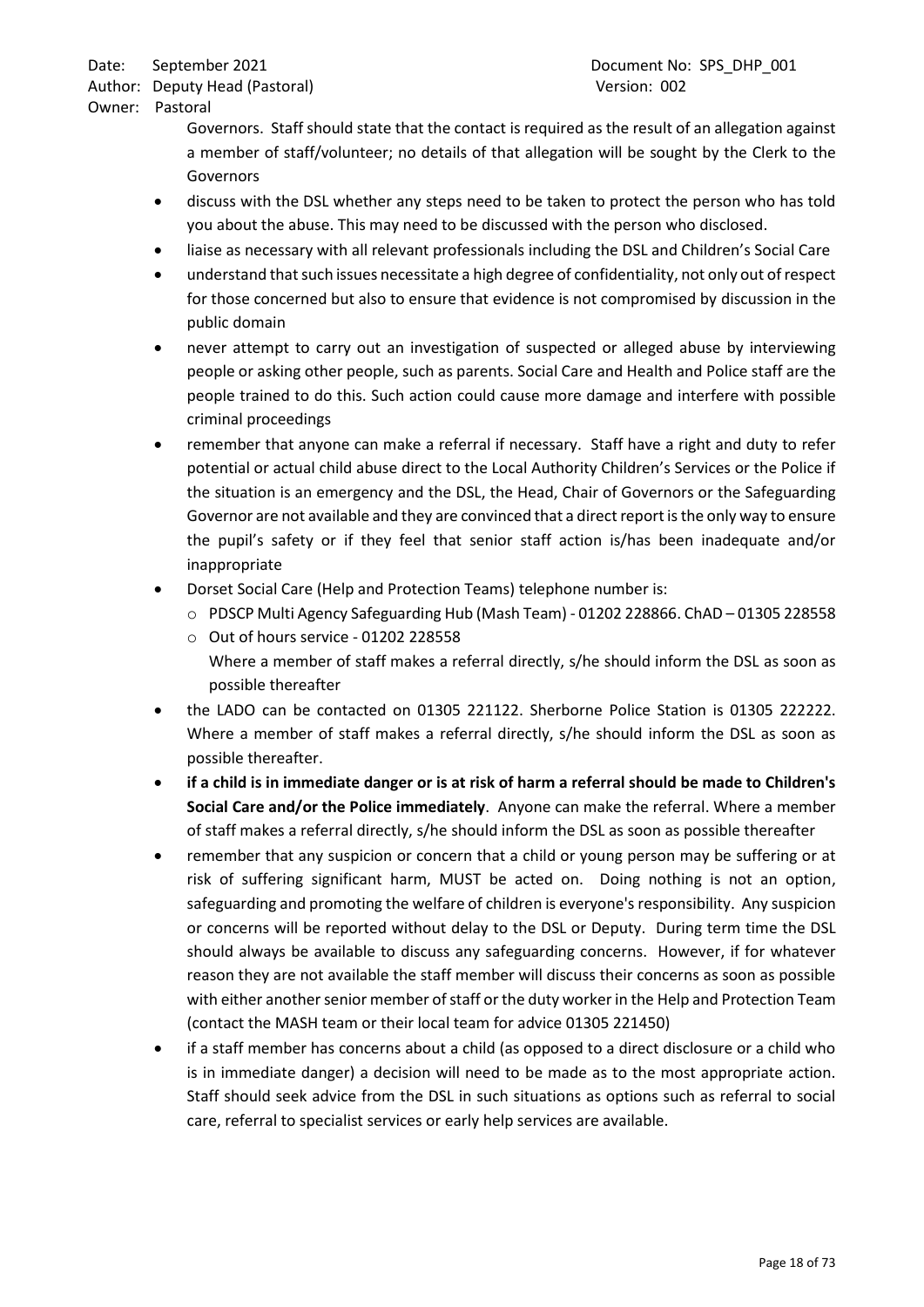Governors. Staff should state that the contact is required as the result of an allegation against a member of staff/volunteer; no details of that allegation will be sought by the Clerk to the Governors

- discuss with the DSL whether any steps need to be taken to protect the person who has told you about the abuse. This may need to be discussed with the person who disclosed.
- liaise as necessary with all relevant professionals including the DSL and Children's Social Care
- understand that such issues necessitate a high degree of confidentiality, not only out of respect for those concerned but also to ensure that evidence is not compromised by discussion in the public domain
- never attempt to carry out an investigation of suspected or alleged abuse by interviewing people or asking other people, such as parents. Social Care and Health and Police staff are the people trained to do this. Such action could cause more damage and interfere with possible criminal proceedings
- remember that anyone can make a referral if necessary. Staff have a right and duty to refer potential or actual child abuse direct to the Local Authority Children's Services or the Police if the situation is an emergency and the DSL, the Head, Chair of Governors or the Safeguarding Governor are not available and they are convinced that a direct report is the only way to ensure the pupil's safety or if they feel that senior staff action is/has been inadequate and/or inappropriate
- Dorset Social Care (Help and Protection Teams) telephone number is:
  - PDSCP Multi Agency Safeguarding Hub (Mash Team) - 01202 228866. ChAD – 01305 228558
  - Out of hours service - 01202 228558

  Where a member of staff makes a referral directly, s/he should inform the DSL as soon as possible thereafter
- the LADO can be contacted on 01305 221122. Sherborne Police Station is 01305 222222. Where a member of staff makes a referral directly, s/he should inform the DSL as soon as possible thereafter.
- **if a child is in immediate danger or is at risk of harm a referral should be made to Children's Social Care and/or the Police immediately**. Anyone can make the referral. Where a member of staff makes a referral directly, s/he should inform the DSL as soon as possible thereafter
- remember that any suspicion or concern that a child or young person may be suffering or at risk of suffering significant harm, MUST be acted on. Doing nothing is not an option, safeguarding and promoting the welfare of children is everyone's responsibility. Any suspicion or concerns will be reported without delay to the DSL or Deputy. During term time the DSL should always be available to discuss any safeguarding concerns. However, if for whatever reason they are not available the staff member will discuss their concerns as soon as possible with either another senior member of staff or the duty worker in the Help and Protection Team (contact the MASH team or their local team for advice 01305 221450)
- if a staff member has concerns about a child (as opposed to a direct disclosure or a child who is in immediate danger) a decision will need to be made as to the most appropriate action. Staff should seek advice from the DSL in such situations as options such as referral to social care, referral to specialist services or early help services are available.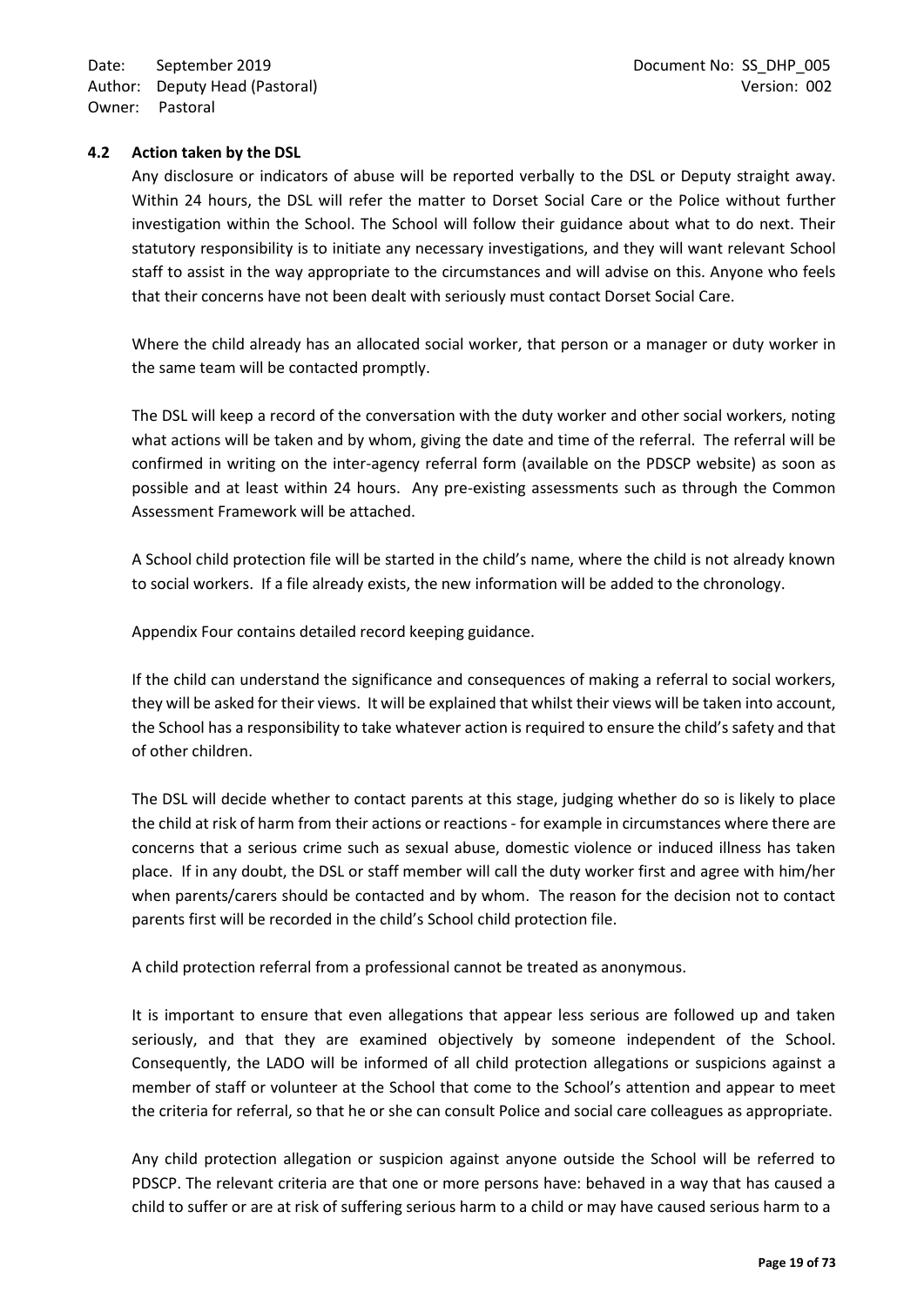### 4.2 Action taken by the DSL

Any disclosure or indicators of abuse will be reported verbally to the DSL or Deputy straight away. Within 24 hours, the DSL will refer the matter to Dorset Social Care or the Police without further investigation within the School. The School will follow their guidance about what to do next. Their statutory responsibility is to initiate any necessary investigations, and they will want relevant School staff to assist in the way appropriate to the circumstances and will advise on this. Anyone who feels that their concerns have not been dealt with seriously must contact Dorset Social Care.

Where the child already has an allocated social worker, that person or a manager or duty worker in the same team will be contacted promptly.

The DSL will keep a record of the conversation with the duty worker and other social workers, noting what actions will be taken and by whom, giving the date and time of the referral. The referral will be confirmed in writing on the inter-agency referral form (available on the PDSCP website) as soon as possible and at least within 24 hours. Any pre-existing assessments such as through the Common Assessment Framework will be attached.

A School child protection file will be started in the child's name, where the child is not already known to social workers. If a file already exists, the new information will be added to the chronology.

Appendix Four contains detailed record keeping guidance.

If the child can understand the significance and consequences of making a referral to social workers, they will be asked for their views. It will be explained that whilst their views will be taken into account, the School has a responsibility to take whatever action is required to ensure the child's safety and that of other children.

The DSL will decide whether to contact parents at this stage, judging whether do so is likely to place the child at risk of harm from their actions or reactions - for example in circumstances where there are concerns that a serious crime such as sexual abuse, domestic violence or induced illness has taken place. If in any doubt, the DSL or staff member will call the duty worker first and agree with him/her when parents/carers should be contacted and by whom. The reason for the decision not to contact parents first will be recorded in the child's School child protection file.

A child protection referral from a professional cannot be treated as anonymous.

It is important to ensure that even allegations that appear less serious are followed up and taken seriously, and that they are examined objectively by someone independent of the School. Consequently, the LADO will be informed of all child protection allegations or suspicions against a member of staff or volunteer at the School that come to the School's attention and appear to meet the criteria for referral, so that he or she can consult Police and social care colleagues as appropriate.

Any child protection allegation or suspicion against anyone outside the School will be referred to PDSCP. The relevant criteria are that one or more persons have: behaved in a way that has caused a child to suffer or are at risk of suffering serious harm to a child or may have caused serious harm to a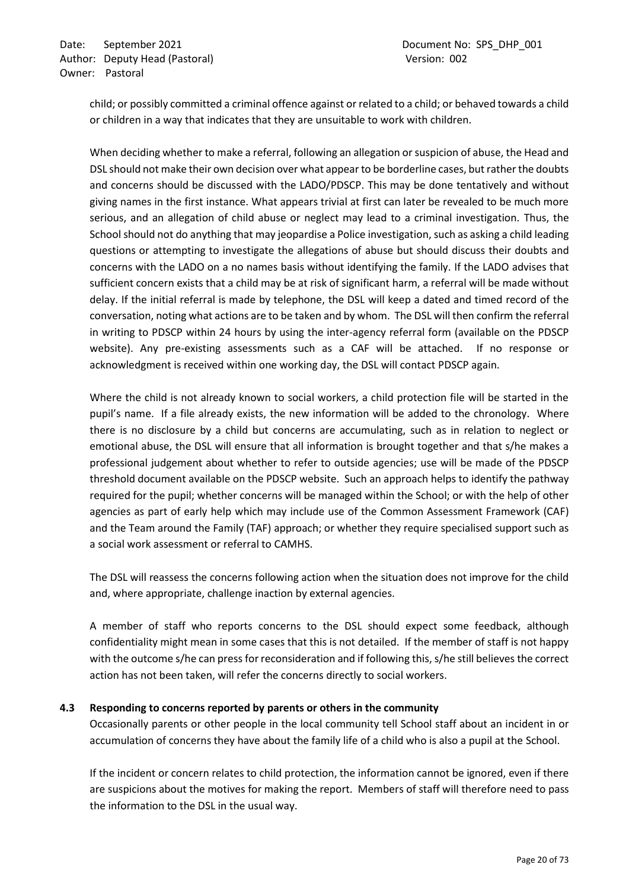child; or possibly committed a criminal offence against or related to a child; or behaved towards a child or children in a way that indicates that they are unsuitable to work with children.

When deciding whether to make a referral, following an allegation or suspicion of abuse, the Head and DSL should not make their own decision over what appear to be borderline cases, but rather the doubts and concerns should be discussed with the LADO/PDSCP. This may be done tentatively and without giving names in the first instance. What appears trivial at first can later be revealed to be much more serious, and an allegation of child abuse or neglect may lead to a criminal investigation. Thus, the School should not do anything that may jeopardise a Police investigation, such as asking a child leading questions or attempting to investigate the allegations of abuse but should discuss their doubts and concerns with the LADO on a no names basis without identifying the family. If the LADO advises that sufficient concern exists that a child may be at risk of significant harm, a referral will be made without delay. If the initial referral is made by telephone, the DSL will keep a dated and timed record of the conversation, noting what actions are to be taken and by whom. The DSL will then confirm the referral in writing to PDSCP within 24 hours by using the inter-agency referral form (available on the PDSCP website). Any pre-existing assessments such as a CAF will be attached. If no response or acknowledgment is received within one working day, the DSL will contact PDSCP again.

Where the child is not already known to social workers, a child protection file will be started in the pupil's name. If a file already exists, the new information will be added to the chronology. Where there is no disclosure by a child but concerns are accumulating, such as in relation to neglect or emotional abuse, the DSL will ensure that all information is brought together and that s/he makes a professional judgement about whether to refer to outside agencies; use will be made of the PDSCP threshold document available on the PDSCP website. Such an approach helps to identify the pathway required for the pupil; whether concerns will be managed within the School; or with the help of other agencies as part of early help which may include use of the Common Assessment Framework (CAF) and the Team around the Family (TAF) approach; or whether they require specialised support such as a social work assessment or referral to CAMHS.

The DSL will reassess the concerns following action when the situation does not improve for the child and, where appropriate, challenge inaction by external agencies.

A member of staff who reports concerns to the DSL should expect some feedback, although confidentiality might mean in some cases that this is not detailed. If the member of staff is not happy with the outcome s/he can press for reconsideration and if following this, s/he still believes the correct action has not been taken, will refer the concerns directly to social workers.

### 4.3 Responding to concerns reported by parents or others in the community

Occasionally parents or other people in the local community tell School staff about an incident in or accumulation of concerns they have about the family life of a child who is also a pupil at the School.

If the incident or concern relates to child protection, the information cannot be ignored, even if there are suspicions about the motives for making the report. Members of staff will therefore need to pass the information to the DSL in the usual way.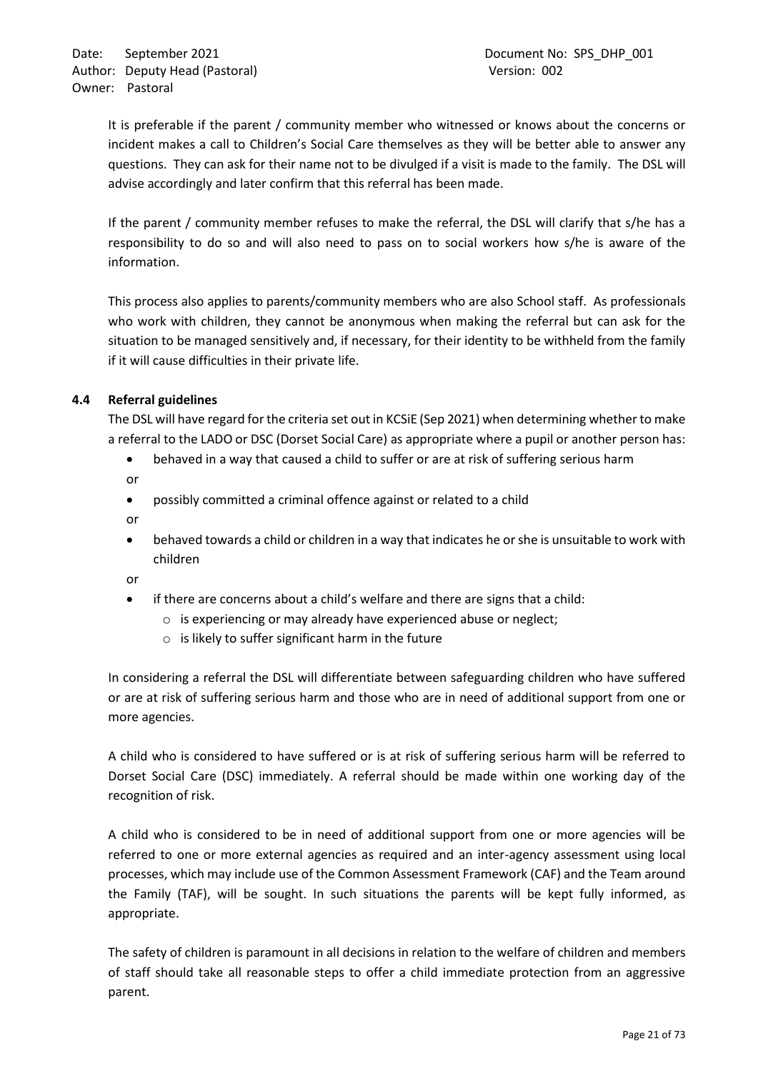It is preferable if the parent / community member who witnessed or knows about the concerns or incident makes a call to Children's Social Care themselves as they will be better able to answer any questions. They can ask for their name not to be divulged if a visit is made to the family. The DSL will advise accordingly and later confirm that this referral has been made.

If the parent / community member refuses to make the referral, the DSL will clarify that s/he has a responsibility to do so and will also need to pass on to social workers how s/he is aware of the information.

This process also applies to parents/community members who are also School staff. As professionals who work with children, they cannot be anonymous when making the referral but can ask for the situation to be managed sensitively and, if necessary, for their identity to be withheld from the family if it will cause difficulties in their private life.

### 4.4 Referral guidelines

The DSL will have regard for the criteria set out in KCSiE (Sep 2021) when determining whether to make a referral to the LADO or DSC (Dorset Social Care) as appropriate where a pupil or another person has:

- behaved in a way that caused a child to suffer or are at risk of suffering serious harm

or

- possibly committed a criminal offence against or related to a child

or

- behaved towards a child or children in a way that indicates he or she is unsuitable to work with children

or

- if there are concerns about a child's welfare and there are signs that a child:
  - is experiencing or may already have experienced abuse or neglect;
  - is likely to suffer significant harm in the future

In considering a referral the DSL will differentiate between safeguarding children who have suffered or are at risk of suffering serious harm and those who are in need of additional support from one or more agencies.

A child who is considered to have suffered or is at risk of suffering serious harm will be referred to Dorset Social Care (DSC) immediately. A referral should be made within one working day of the recognition of risk.

A child who is considered to be in need of additional support from one or more agencies will be referred to one or more external agencies as required and an inter-agency assessment using local processes, which may include use of the Common Assessment Framework (CAF) and the Team around the Family (TAF), will be sought. In such situations the parents will be kept fully informed, as appropriate.

The safety of children is paramount in all decisions in relation to the welfare of children and members of staff should take all reasonable steps to offer a child immediate protection from an aggressive parent.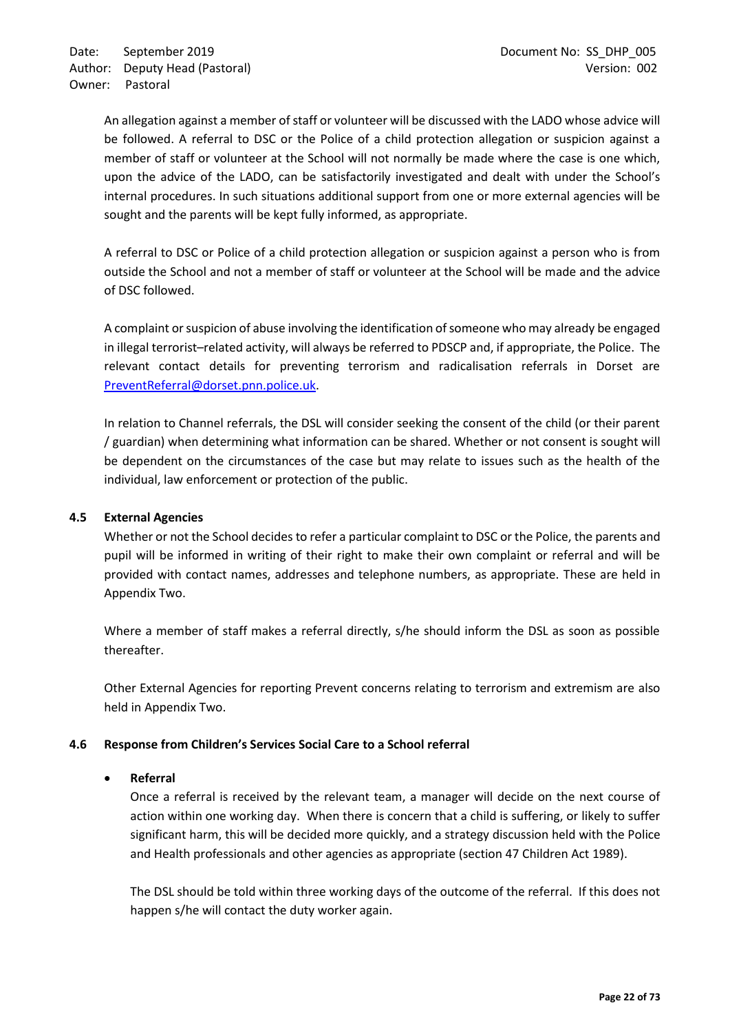An allegation against a member of staff or volunteer will be discussed with the LADO whose advice will be followed. A referral to DSC or the Police of a child protection allegation or suspicion against a member of staff or volunteer at the School will not normally be made where the case is one which, upon the advice of the LADO, can be satisfactorily investigated and dealt with under the School's internal procedures. In such situations additional support from one or more external agencies will be sought and the parents will be kept fully informed, as appropriate.

A referral to DSC or Police of a child protection allegation or suspicion against a person who is from outside the School and not a member of staff or volunteer at the School will be made and the advice of DSC followed.

A complaint or suspicion of abuse involving the identification of someone who may already be engaged in illegal terrorist–related activity, will always be referred to PDSCP and, if appropriate, the Police. The relevant contact details for preventing terrorism and radicalisation referrals in Dorset are PreventReferral@dorset.pnn.police.uk.

In relation to Channel referrals, the DSL will consider seeking the consent of the child (or their parent / guardian) when determining what information can be shared. Whether or not consent is sought will be dependent on the circumstances of the case but may relate to issues such as the health of the individual, law enforcement or protection of the public.

### 4.5 External Agencies

Whether or not the School decides to refer a particular complaint to DSC or the Police, the parents and pupil will be informed in writing of their right to make their own complaint or referral and will be provided with contact names, addresses and telephone numbers, as appropriate. These are held in Appendix Two.

Where a member of staff makes a referral directly, s/he should inform the DSL as soon as possible thereafter.

Other External Agencies for reporting Prevent concerns relating to terrorism and extremism are also held in Appendix Two.

### 4.6 Response from Children's Services Social Care to a School referral

- **Referral**

  Once a referral is received by the relevant team, a manager will decide on the next course of action within one working day. When there is concern that a child is suffering, or likely to suffer significant harm, this will be decided more quickly, and a strategy discussion held with the Police and Health professionals and other agencies as appropriate (section 47 Children Act 1989).

  The DSL should be told within three working days of the outcome of the referral. If this does not happen s/he will contact the duty worker again.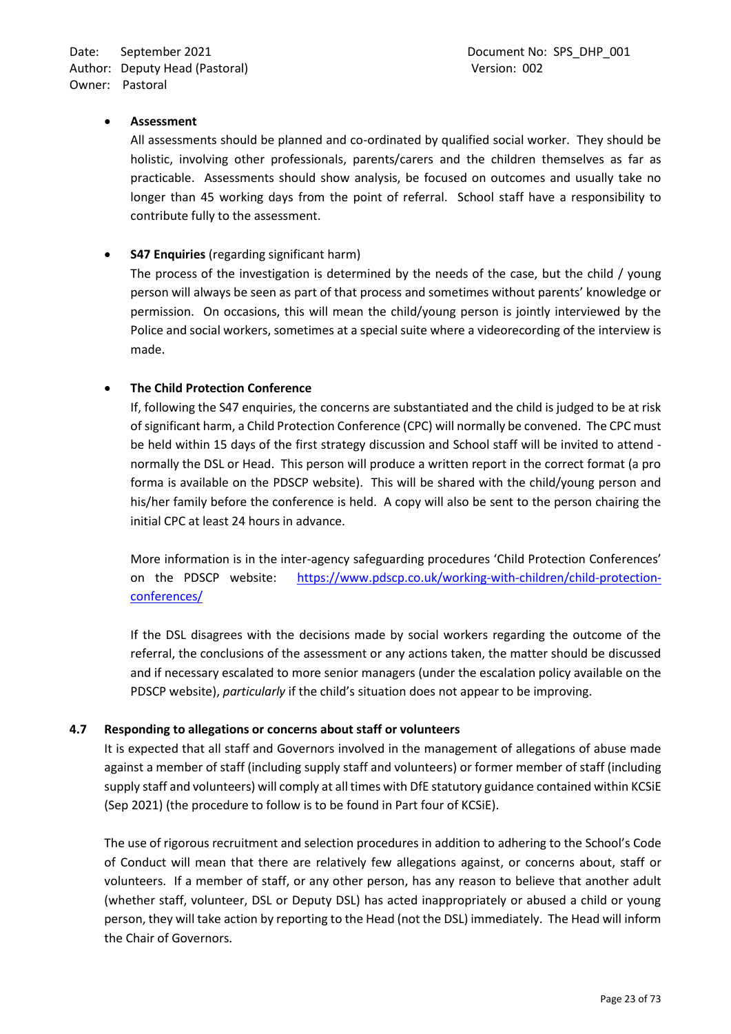- **Assessment**

  All assessments should be planned and co-ordinated by qualified social worker. They should be holistic, involving other professionals, parents/carers and the children themselves as far as practicable. Assessments should show analysis, be focused on outcomes and usually take no longer than 45 working days from the point of referral. School staff have a responsibility to contribute fully to the assessment.

- **S47 Enquiries** (regarding significant harm)

  The process of the investigation is determined by the needs of the case, but the child / young person will always be seen as part of that process and sometimes without parents' knowledge or permission. On occasions, this will mean the child/young person is jointly interviewed by the Police and social workers, sometimes at a special suite where a videorecording of the interview is made.

- **The Child Protection Conference**

  If, following the S47 enquiries, the concerns are substantiated and the child is judged to be at risk of significant harm, a Child Protection Conference (CPC) will normally be convened. The CPC must be held within 15 days of the first strategy discussion and School staff will be invited to attend - normally the DSL or Head. This person will produce a written report in the correct format (a pro forma is available on the PDSCP website). This will be shared with the child/young person and his/her family before the conference is held. A copy will also be sent to the person chairing the initial CPC at least 24 hours in advance.

  More information is in the inter-agency safeguarding procedures 'Child Protection Conferences' on the PDSCP website: [https://www.pdscp.co.uk/working-with-children/child-protection-conferences/](https://www.pdscp.co.uk/working-with-children/child-protection-conferences/)

  If the DSL disagrees with the decisions made by social workers regarding the outcome of the referral, the conclusions of the assessment or any actions taken, the matter should be discussed and if necessary escalated to more senior managers (under the escalation policy available on the PDSCP website), *particularly* if the child's situation does not appear to be improving.

### 4.7 Responding to allegations or concerns about staff or volunteers

It is expected that all staff and Governors involved in the management of allegations of abuse made against a member of staff (including supply staff and volunteers) or former member of staff (including supply staff and volunteers) will comply at all times with DfE statutory guidance contained within KCSiE (Sep 2021) (the procedure to follow is to be found in Part four of KCSiE).

The use of rigorous recruitment and selection procedures in addition to adhering to the School's Code of Conduct will mean that there are relatively few allegations against, or concerns about, staff or volunteers. If a member of staff, or any other person, has any reason to believe that another adult (whether staff, volunteer, DSL or Deputy DSL) has acted inappropriately or abused a child or young person, they will take action by reporting to the Head (not the DSL) immediately. The Head will inform the Chair of Governors.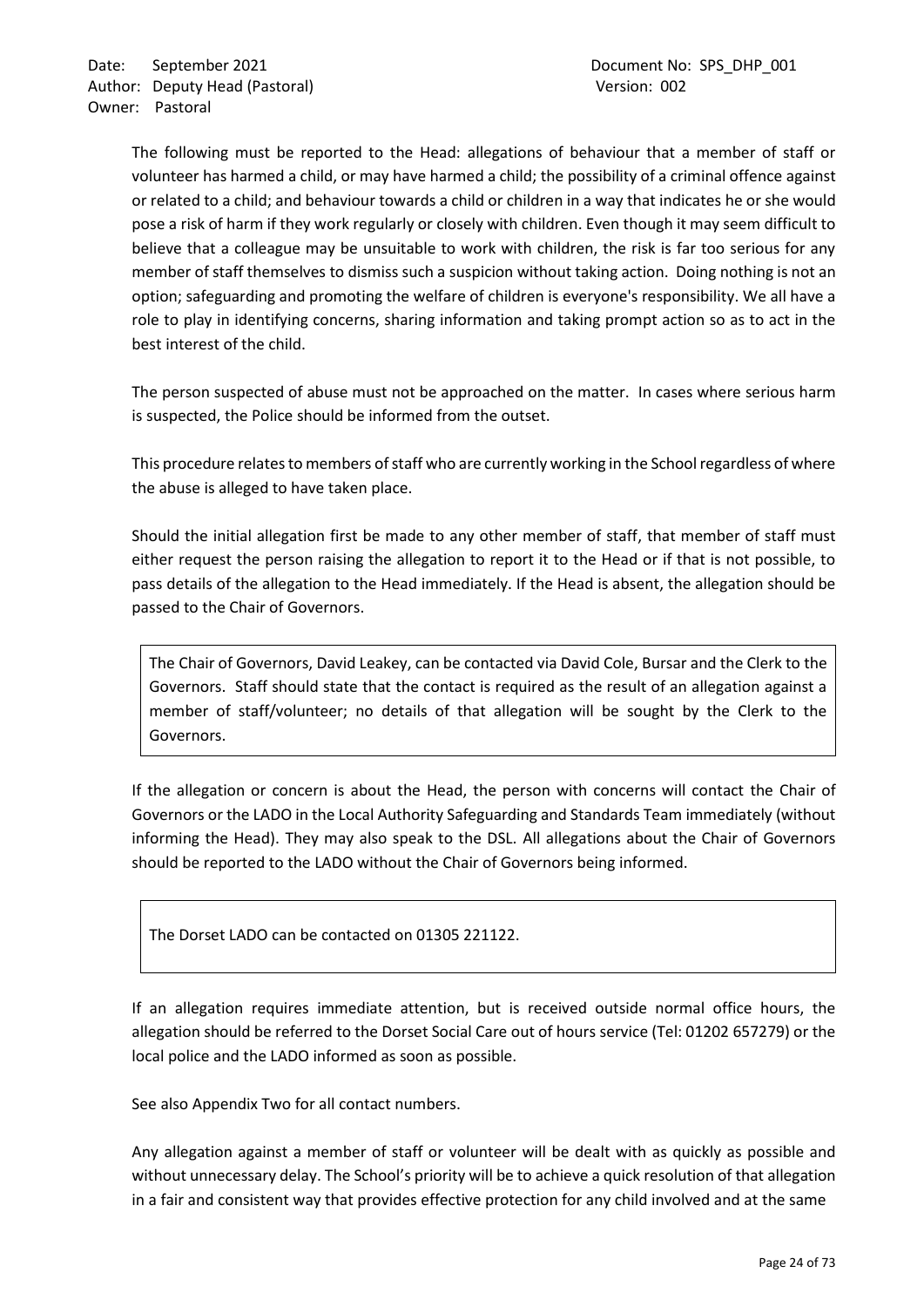The following must be reported to the Head: allegations of behaviour that a member of staff or volunteer has harmed a child, or may have harmed a child; the possibility of a criminal offence against or related to a child; and behaviour towards a child or children in a way that indicates he or she would pose a risk of harm if they work regularly or closely with children. Even though it may seem difficult to believe that a colleague may be unsuitable to work with children, the risk is far too serious for any member of staff themselves to dismiss such a suspicion without taking action. Doing nothing is not an option; safeguarding and promoting the welfare of children is everyone's responsibility. We all have a role to play in identifying concerns, sharing information and taking prompt action so as to act in the best interest of the child.

The person suspected of abuse must not be approached on the matter. In cases where serious harm is suspected, the Police should be informed from the outset.

This procedure relates to members of staff who are currently working in the School regardless of where the abuse is alleged to have taken place.

Should the initial allegation first be made to any other member of staff, that member of staff must either request the person raising the allegation to report it to the Head or if that is not possible, to pass details of the allegation to the Head immediately. If the Head is absent, the allegation should be passed to the Chair of Governors.

The Chair of Governors, David Leakey, can be contacted via David Cole, Bursar and the Clerk to the Governors. Staff should state that the contact is required as the result of an allegation against a member of staff/volunteer; no details of that allegation will be sought by the Clerk to the Governors.

If the allegation or concern is about the Head, the person with concerns will contact the Chair of Governors or the LADO in the Local Authority Safeguarding and Standards Team immediately (without informing the Head). They may also speak to the DSL. All allegations about the Chair of Governors should be reported to the LADO without the Chair of Governors being informed.

The Dorset LADO can be contacted on 01305 221122.

If an allegation requires immediate attention, but is received outside normal office hours, the allegation should be referred to the Dorset Social Care out of hours service (Tel: 01202 657279) or the local police and the LADO informed as soon as possible.

See also Appendix Two for all contact numbers.

Any allegation against a member of staff or volunteer will be dealt with as quickly as possible and without unnecessary delay. The School's priority will be to achieve a quick resolution of that allegation in a fair and consistent way that provides effective protection for any child involved and at the same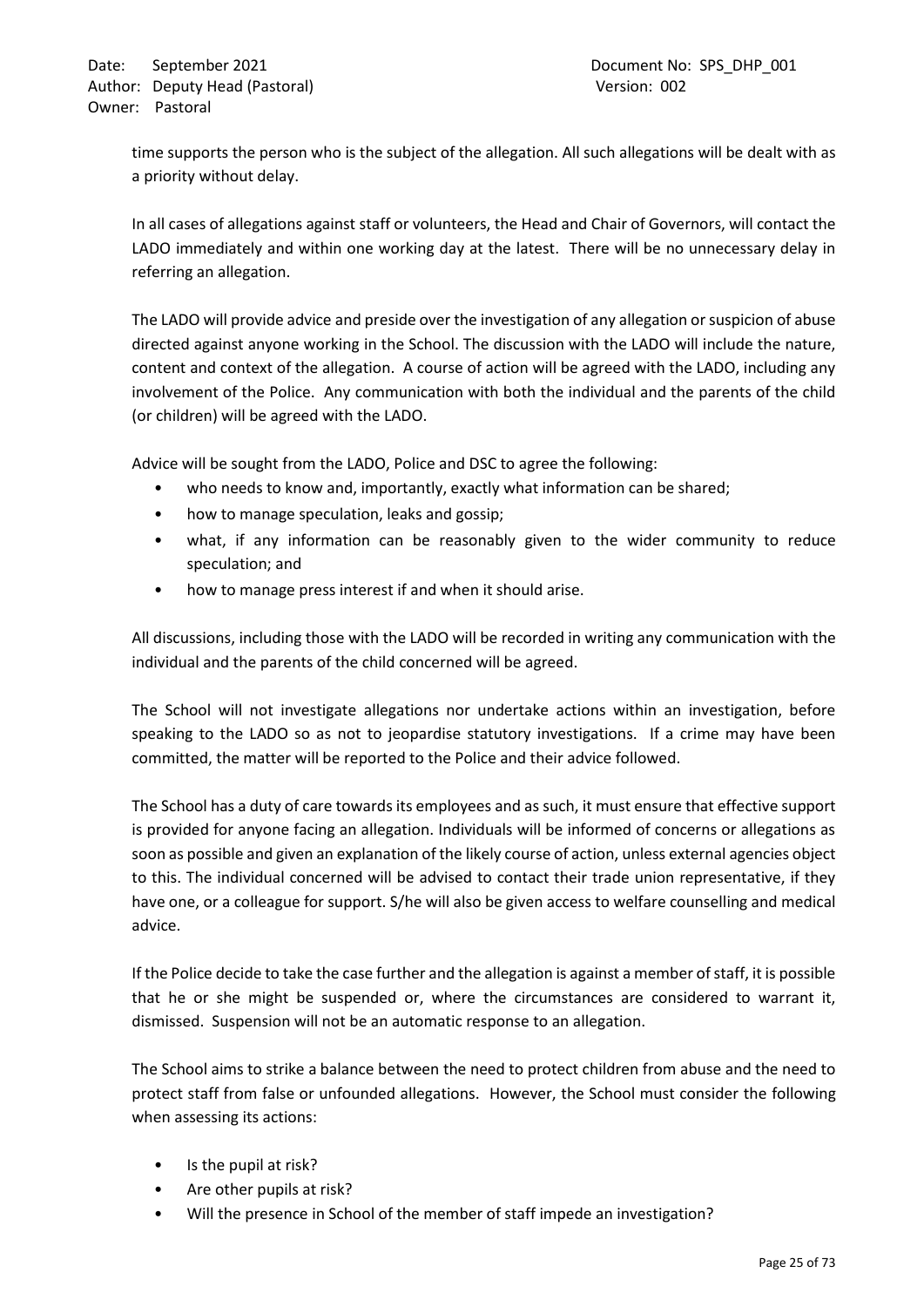time supports the person who is the subject of the allegation. All such allegations will be dealt with as a priority without delay.

In all cases of allegations against staff or volunteers, the Head and Chair of Governors, will contact the LADO immediately and within one working day at the latest. There will be no unnecessary delay in referring an allegation.

The LADO will provide advice and preside over the investigation of any allegation or suspicion of abuse directed against anyone working in the School. The discussion with the LADO will include the nature, content and context of the allegation. A course of action will be agreed with the LADO, including any involvement of the Police. Any communication with both the individual and the parents of the child (or children) will be agreed with the LADO.

Advice will be sought from the LADO, Police and DSC to agree the following:

- who needs to know and, importantly, exactly what information can be shared;
- how to manage speculation, leaks and gossip;
- what, if any information can be reasonably given to the wider community to reduce speculation; and
- how to manage press interest if and when it should arise.

All discussions, including those with the LADO will be recorded in writing any communication with the individual and the parents of the child concerned will be agreed.

The School will not investigate allegations nor undertake actions within an investigation, before speaking to the LADO so as not to jeopardise statutory investigations. If a crime may have been committed, the matter will be reported to the Police and their advice followed.

The School has a duty of care towards its employees and as such, it must ensure that effective support is provided for anyone facing an allegation. Individuals will be informed of concerns or allegations as soon as possible and given an explanation of the likely course of action, unless external agencies object to this. The individual concerned will be advised to contact their trade union representative, if they have one, or a colleague for support. S/he will also be given access to welfare counselling and medical advice.

If the Police decide to take the case further and the allegation is against a member of staff, it is possible that he or she might be suspended or, where the circumstances are considered to warrant it, dismissed. Suspension will not be an automatic response to an allegation.

The School aims to strike a balance between the need to protect children from abuse and the need to protect staff from false or unfounded allegations. However, the School must consider the following when assessing its actions:

- Is the pupil at risk?
- Are other pupils at risk?
- Will the presence in School of the member of staff impede an investigation?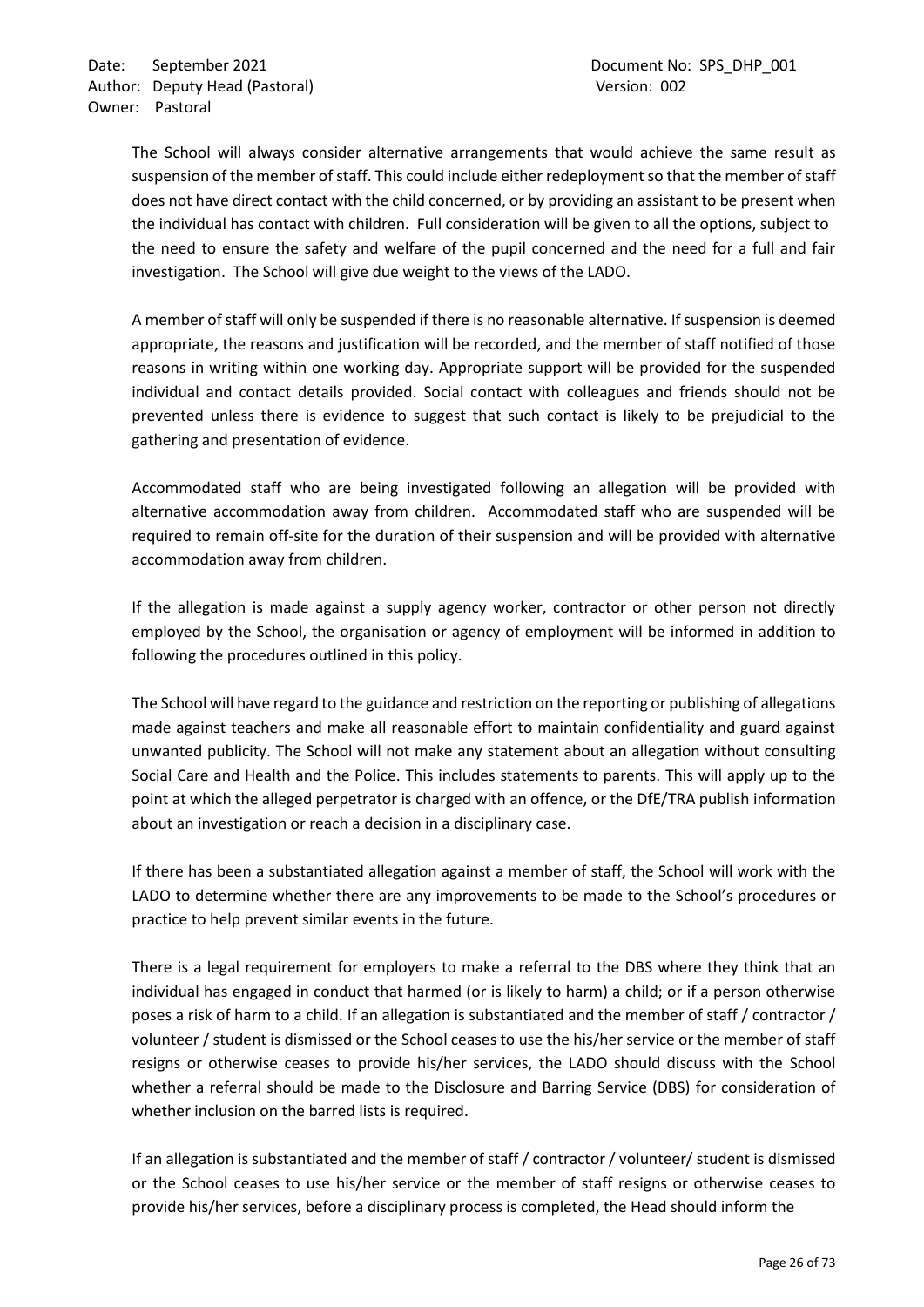The School will always consider alternative arrangements that would achieve the same result as suspension of the member of staff. This could include either redeployment so that the member of staff does not have direct contact with the child concerned, or by providing an assistant to be present when the individual has contact with children. Full consideration will be given to all the options, subject to the need to ensure the safety and welfare of the pupil concerned and the need for a full and fair investigation. The School will give due weight to the views of the LADO.

A member of staff will only be suspended if there is no reasonable alternative. If suspension is deemed appropriate, the reasons and justification will be recorded, and the member of staff notified of those reasons in writing within one working day. Appropriate support will be provided for the suspended individual and contact details provided. Social contact with colleagues and friends should not be prevented unless there is evidence to suggest that such contact is likely to be prejudicial to the gathering and presentation of evidence.

Accommodated staff who are being investigated following an allegation will be provided with alternative accommodation away from children. Accommodated staff who are suspended will be required to remain off-site for the duration of their suspension and will be provided with alternative accommodation away from children.

If the allegation is made against a supply agency worker, contractor or other person not directly employed by the School, the organisation or agency of employment will be informed in addition to following the procedures outlined in this policy.

The School will have regard to the guidance and restriction on the reporting or publishing of allegations made against teachers and make all reasonable effort to maintain confidentiality and guard against unwanted publicity. The School will not make any statement about an allegation without consulting Social Care and Health and the Police. This includes statements to parents. This will apply up to the point at which the alleged perpetrator is charged with an offence, or the DfE/TRA publish information about an investigation or reach a decision in a disciplinary case.

If there has been a substantiated allegation against a member of staff, the School will work with the LADO to determine whether there are any improvements to be made to the School's procedures or practice to help prevent similar events in the future.

There is a legal requirement for employers to make a referral to the DBS where they think that an individual has engaged in conduct that harmed (or is likely to harm) a child; or if a person otherwise poses a risk of harm to a child. If an allegation is substantiated and the member of staff / contractor / volunteer / student is dismissed or the School ceases to use the his/her service or the member of staff resigns or otherwise ceases to provide his/her services, the LADO should discuss with the School whether a referral should be made to the Disclosure and Barring Service (DBS) for consideration of whether inclusion on the barred lists is required.

If an allegation is substantiated and the member of staff / contractor / volunteer/ student is dismissed or the School ceases to use his/her service or the member of staff resigns or otherwise ceases to provide his/her services, before a disciplinary process is completed, the Head should inform the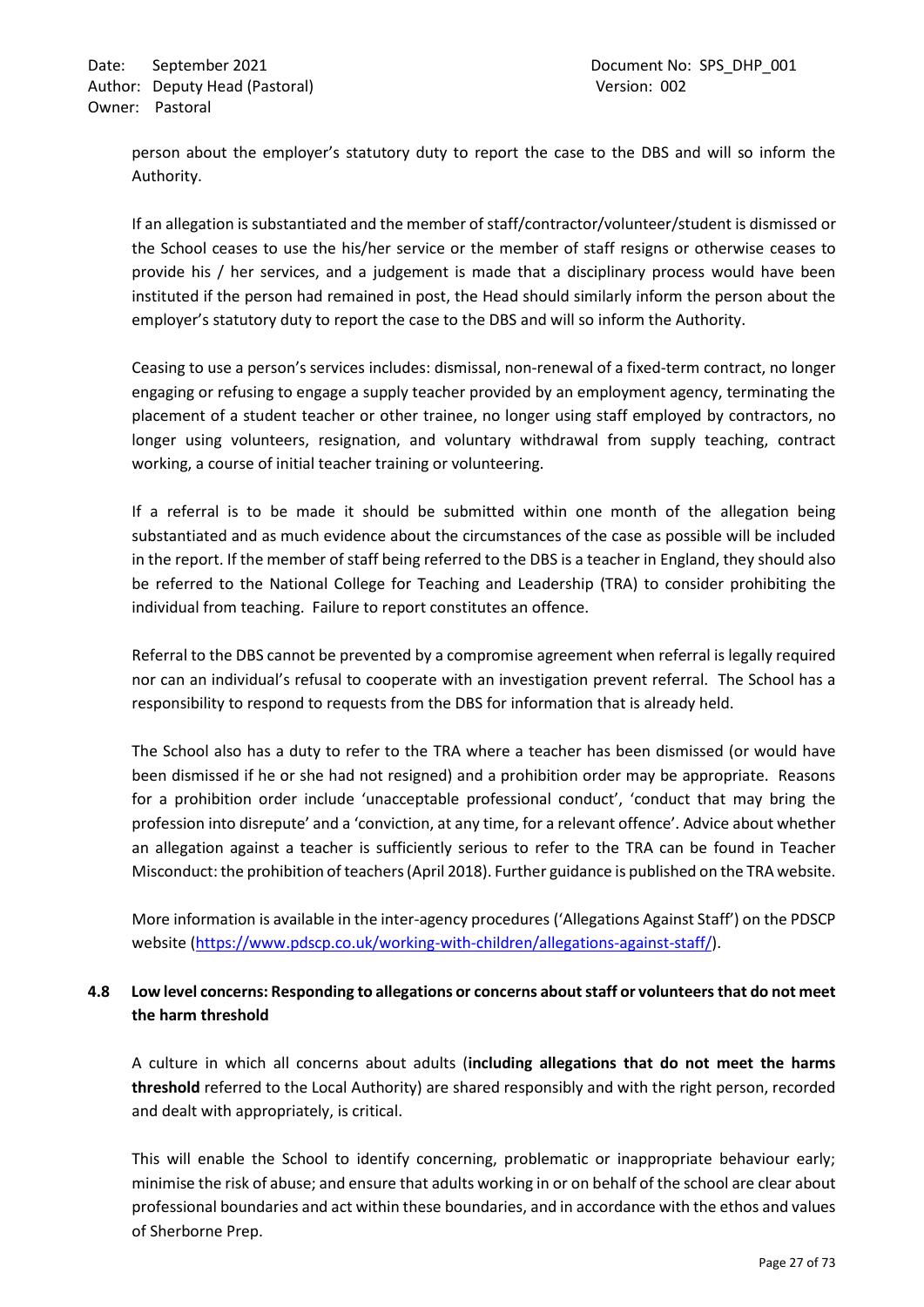person about the employer's statutory duty to report the case to the DBS and will so inform the Authority.

If an allegation is substantiated and the member of staff/contractor/volunteer/student is dismissed or the School ceases to use the his/her service or the member of staff resigns or otherwise ceases to provide his / her services, and a judgement is made that a disciplinary process would have been instituted if the person had remained in post, the Head should similarly inform the person about the employer's statutory duty to report the case to the DBS and will so inform the Authority.

Ceasing to use a person's services includes: dismissal, non-renewal of a fixed-term contract, no longer engaging or refusing to engage a supply teacher provided by an employment agency, terminating the placement of a student teacher or other trainee, no longer using staff employed by contractors, no longer using volunteers, resignation, and voluntary withdrawal from supply teaching, contract working, a course of initial teacher training or volunteering.

If a referral is to be made it should be submitted within one month of the allegation being substantiated and as much evidence about the circumstances of the case as possible will be included in the report. If the member of staff being referred to the DBS is a teacher in England, they should also be referred to the National College for Teaching and Leadership (TRA) to consider prohibiting the individual from teaching. Failure to report constitutes an offence.

Referral to the DBS cannot be prevented by a compromise agreement when referral is legally required nor can an individual's refusal to cooperate with an investigation prevent referral. The School has a responsibility to respond to requests from the DBS for information that is already held.

The School also has a duty to refer to the TRA where a teacher has been dismissed (or would have been dismissed if he or she had not resigned) and a prohibition order may be appropriate. Reasons for a prohibition order include 'unacceptable professional conduct', 'conduct that may bring the profession into disrepute' and a 'conviction, at any time, for a relevant offence'. Advice about whether an allegation against a teacher is sufficiently serious to refer to the TRA can be found in Teacher Misconduct: the prohibition of teachers (April 2018). Further guidance is published on the TRA website.

More information is available in the inter-agency procedures ('Allegations Against Staff') on the PDSCP website (https://www.pdscp.co.uk/working-with-children/allegations-against-staff/).

### 4.8 Low level concerns: Responding to allegations or concerns about staff or volunteers that do not meet the harm threshold

A culture in which all concerns about adults (**including allegations that do not meet the harms threshold** referred to the Local Authority) are shared responsibly and with the right person, recorded and dealt with appropriately, is critical.

This will enable the School to identify concerning, problematic or inappropriate behaviour early; minimise the risk of abuse; and ensure that adults working in or on behalf of the school are clear about professional boundaries and act within these boundaries, and in accordance with the ethos and values of Sherborne Prep.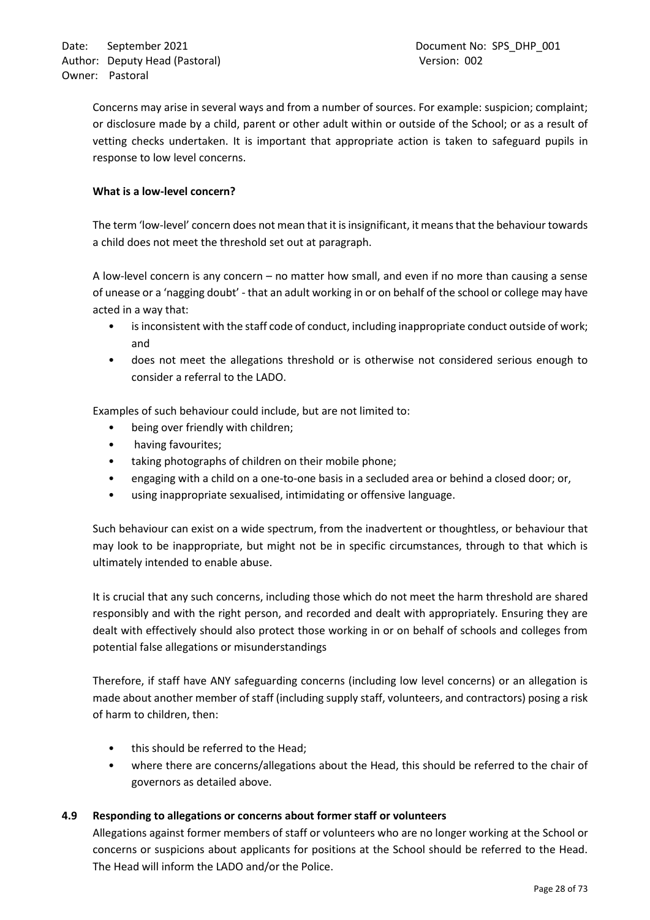Concerns may arise in several ways and from a number of sources. For example: suspicion; complaint; or disclosure made by a child, parent or other adult within or outside of the School; or as a result of vetting checks undertaken. It is important that appropriate action is taken to safeguard pupils in response to low level concerns.

**What is a low-level concern?**

The term 'low-level' concern does not mean that it is insignificant, it means that the behaviour towards a child does not meet the threshold set out at paragraph.

A low-level concern is any concern – no matter how small, and even if no more than causing a sense of unease or a 'nagging doubt' - that an adult working in or on behalf of the school or college may have acted in a way that:

- is inconsistent with the staff code of conduct, including inappropriate conduct outside of work; and
- does not meet the allegations threshold or is otherwise not considered serious enough to consider a referral to the LADO.

Examples of such behaviour could include, but are not limited to:

- being over friendly with children;
- having favourites;
- taking photographs of children on their mobile phone;
- engaging with a child on a one-to-one basis in a secluded area or behind a closed door; or,
- using inappropriate sexualised, intimidating or offensive language.

Such behaviour can exist on a wide spectrum, from the inadvertent or thoughtless, or behaviour that may look to be inappropriate, but might not be in specific circumstances, through to that which is ultimately intended to enable abuse.

It is crucial that any such concerns, including those which do not meet the harm threshold are shared responsibly and with the right person, and recorded and dealt with appropriately. Ensuring they are dealt with effectively should also protect those working in or on behalf of schools and colleges from potential false allegations or misunderstandings

Therefore, if staff have ANY safeguarding concerns (including low level concerns) or an allegation is made about another member of staff (including supply staff, volunteers, and contractors) posing a risk of harm to children, then:

- this should be referred to the Head;
- where there are concerns/allegations about the Head, this should be referred to the chair of governors as detailed above.

### 4.9 Responding to allegations or concerns about former staff or volunteers

Allegations against former members of staff or volunteers who are no longer working at the School or concerns or suspicions about applicants for positions at the School should be referred to the Head. The Head will inform the LADO and/or the Police.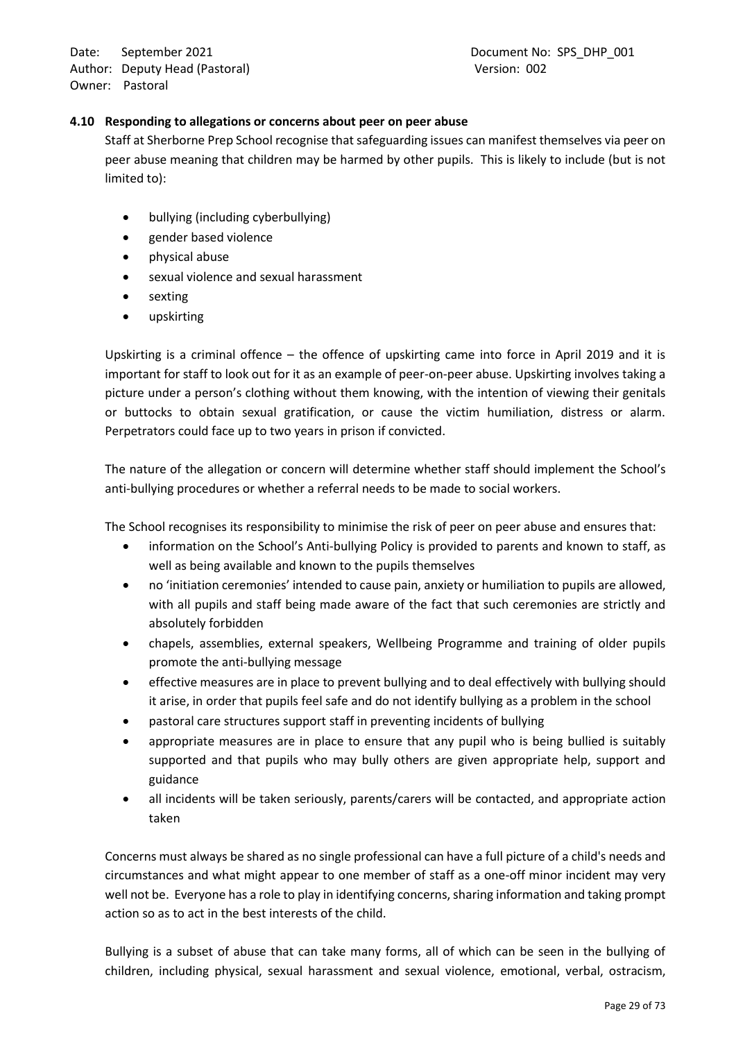### 4.10 Responding to allegations or concerns about peer on peer abuse

Staff at Sherborne Prep School recognise that safeguarding issues can manifest themselves via peer on peer abuse meaning that children may be harmed by other pupils. This is likely to include (but is not limited to):

- bullying (including cyberbullying)
- gender based violence
- physical abuse
- sexual violence and sexual harassment
- sexting
- upskirting

Upskirting is a criminal offence – the offence of upskirting came into force in April 2019 and it is important for staff to look out for it as an example of peer-on-peer abuse. Upskirting involves taking a picture under a person's clothing without them knowing, with the intention of viewing their genitals or buttocks to obtain sexual gratification, or cause the victim humiliation, distress or alarm. Perpetrators could face up to two years in prison if convicted.

The nature of the allegation or concern will determine whether staff should implement the School's anti-bullying procedures or whether a referral needs to be made to social workers.

The School recognises its responsibility to minimise the risk of peer on peer abuse and ensures that:

- information on the School's Anti-bullying Policy is provided to parents and known to staff, as well as being available and known to the pupils themselves
- no 'initiation ceremonies' intended to cause pain, anxiety or humiliation to pupils are allowed, with all pupils and staff being made aware of the fact that such ceremonies are strictly and absolutely forbidden
- chapels, assemblies, external speakers, Wellbeing Programme and training of older pupils promote the anti-bullying message
- effective measures are in place to prevent bullying and to deal effectively with bullying should it arise, in order that pupils feel safe and do not identify bullying as a problem in the school
- pastoral care structures support staff in preventing incidents of bullying
- appropriate measures are in place to ensure that any pupil who is being bullied is suitably supported and that pupils who may bully others are given appropriate help, support and guidance
- all incidents will be taken seriously, parents/carers will be contacted, and appropriate action taken

Concerns must always be shared as no single professional can have a full picture of a child's needs and circumstances and what might appear to one member of staff as a one-off minor incident may very well not be. Everyone has a role to play in identifying concerns, sharing information and taking prompt action so as to act in the best interests of the child.

Bullying is a subset of abuse that can take many forms, all of which can be seen in the bullying of children, including physical, sexual harassment and sexual violence, emotional, verbal, ostracism,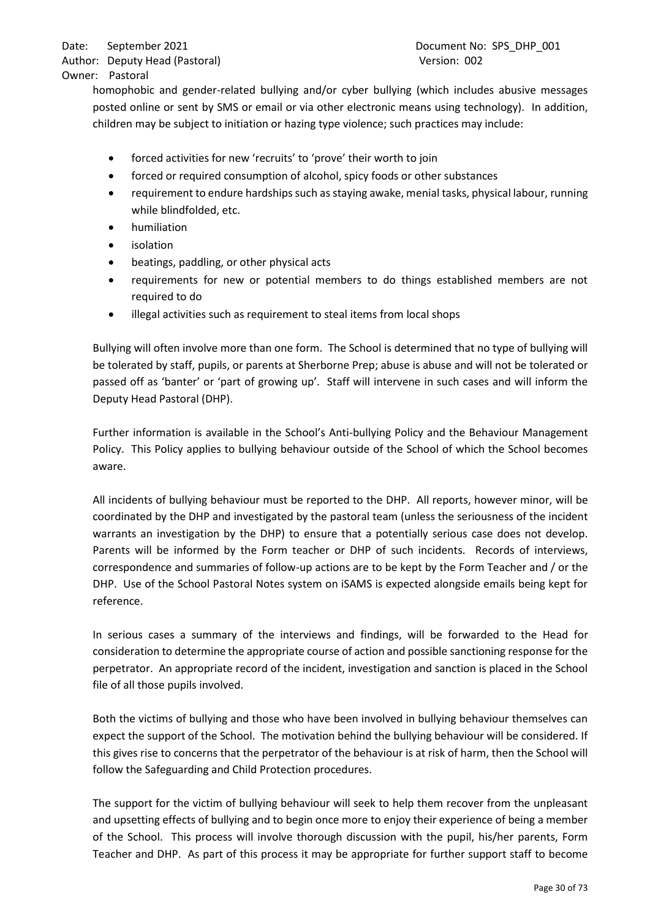homophobic and gender-related bullying and/or cyber bullying (which includes abusive messages posted online or sent by SMS or email or via other electronic means using technology). In addition, children may be subject to initiation or hazing type violence; such practices may include:

- forced activities for new 'recruits' to 'prove' their worth to join
- forced or required consumption of alcohol, spicy foods or other substances
- requirement to endure hardships such as staying awake, menial tasks, physical labour, running while blindfolded, etc.
- humiliation
- isolation
- beatings, paddling, or other physical acts
- requirements for new or potential members to do things established members are not required to do
- illegal activities such as requirement to steal items from local shops

Bullying will often involve more than one form. The School is determined that no type of bullying will be tolerated by staff, pupils, or parents at Sherborne Prep; abuse is abuse and will not be tolerated or passed off as 'banter' or 'part of growing up'. Staff will intervene in such cases and will inform the Deputy Head Pastoral (DHP).

Further information is available in the School's Anti-bullying Policy and the Behaviour Management Policy. This Policy applies to bullying behaviour outside of the School of which the School becomes aware.

All incidents of bullying behaviour must be reported to the DHP. All reports, however minor, will be coordinated by the DHP and investigated by the pastoral team (unless the seriousness of the incident warrants an investigation by the DHP) to ensure that a potentially serious case does not develop. Parents will be informed by the Form teacher or DHP of such incidents. Records of interviews, correspondence and summaries of follow-up actions are to be kept by the Form Teacher and / or the DHP. Use of the School Pastoral Notes system on iSAMS is expected alongside emails being kept for reference.

In serious cases a summary of the interviews and findings, will be forwarded to the Head for consideration to determine the appropriate course of action and possible sanctioning response for the perpetrator. An appropriate record of the incident, investigation and sanction is placed in the School file of all those pupils involved.

Both the victims of bullying and those who have been involved in bullying behaviour themselves can expect the support of the School. The motivation behind the bullying behaviour will be considered. If this gives rise to concerns that the perpetrator of the behaviour is at risk of harm, then the School will follow the Safeguarding and Child Protection procedures.

The support for the victim of bullying behaviour will seek to help them recover from the unpleasant and upsetting effects of bullying and to begin once more to enjoy their experience of being a member of the School. This process will involve thorough discussion with the pupil, his/her parents, Form Teacher and DHP. As part of this process it may be appropriate for further support staff to become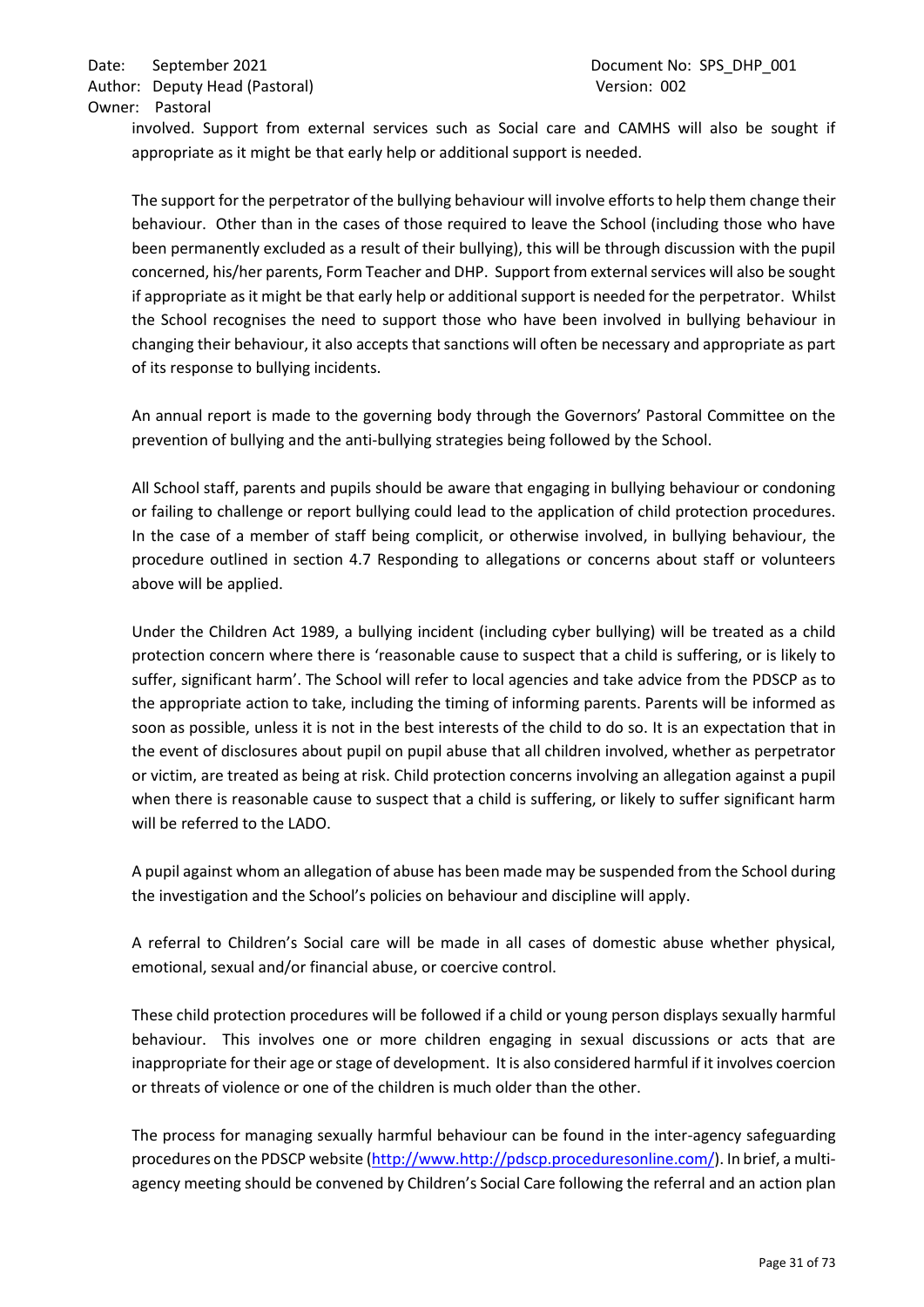involved. Support from external services such as Social care and CAMHS will also be sought if appropriate as it might be that early help or additional support is needed.

The support for the perpetrator of the bullying behaviour will involve efforts to help them change their behaviour. Other than in the cases of those required to leave the School (including those who have been permanently excluded as a result of their bullying), this will be through discussion with the pupil concerned, his/her parents, Form Teacher and DHP. Support from external services will also be sought if appropriate as it might be that early help or additional support is needed for the perpetrator. Whilst the School recognises the need to support those who have been involved in bullying behaviour in changing their behaviour, it also accepts that sanctions will often be necessary and appropriate as part of its response to bullying incidents.

An annual report is made to the governing body through the Governors' Pastoral Committee on the prevention of bullying and the anti-bullying strategies being followed by the School.

All School staff, parents and pupils should be aware that engaging in bullying behaviour or condoning or failing to challenge or report bullying could lead to the application of child protection procedures. In the case of a member of staff being complicit, or otherwise involved, in bullying behaviour, the procedure outlined in section 4.7 Responding to allegations or concerns about staff or volunteers above will be applied.

Under the Children Act 1989, a bullying incident (including cyber bullying) will be treated as a child protection concern where there is 'reasonable cause to suspect that a child is suffering, or is likely to suffer, significant harm'. The School will refer to local agencies and take advice from the PDSCP as to the appropriate action to take, including the timing of informing parents. Parents will be informed as soon as possible, unless it is not in the best interests of the child to do so. It is an expectation that in the event of disclosures about pupil on pupil abuse that all children involved, whether as perpetrator or victim, are treated as being at risk. Child protection concerns involving an allegation against a pupil when there is reasonable cause to suspect that a child is suffering, or likely to suffer significant harm will be referred to the LADO.

A pupil against whom an allegation of abuse has been made may be suspended from the School during the investigation and the School's policies on behaviour and discipline will apply.

A referral to Children's Social care will be made in all cases of domestic abuse whether physical, emotional, sexual and/or financial abuse, or coercive control.

These child protection procedures will be followed if a child or young person displays sexually harmful behaviour. This involves one or more children engaging in sexual discussions or acts that are inappropriate for their age or stage of development. It is also considered harmful if it involves coercion or threats of violence or one of the children is much older than the other.

The process for managing sexually harmful behaviour can be found in the inter-agency safeguarding procedures on the PDSCP website (http://www.http://pdscp.proceduresonline.com/). In brief, a multi-agency meeting should be convened by Children's Social Care following the referral and an action plan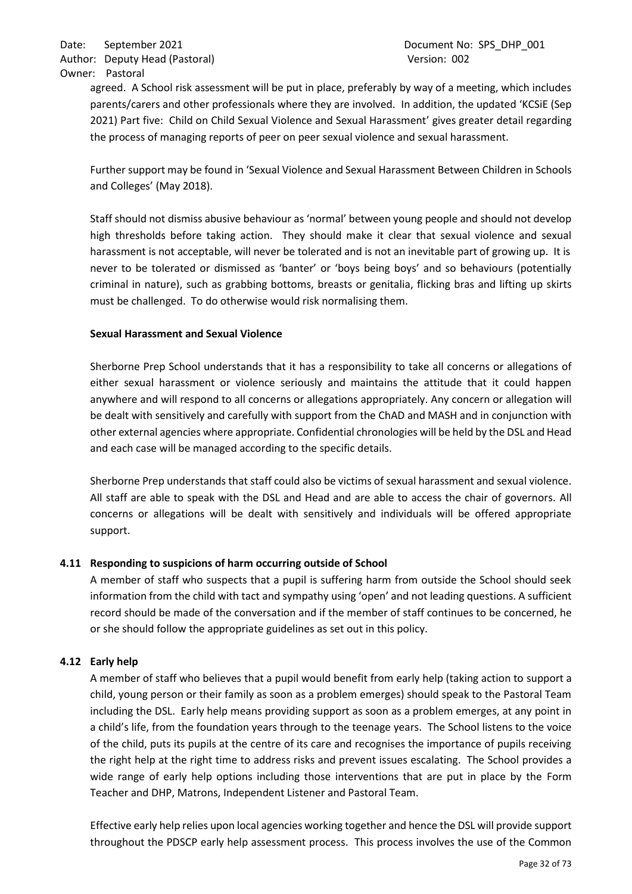agreed. A School risk assessment will be put in place, preferably by way of a meeting, which includes parents/carers and other professionals where they are involved. In addition, the updated 'KCSiE (Sep 2021) Part five: Child on Child Sexual Violence and Sexual Harassment' gives greater detail regarding the process of managing reports of peer on peer sexual violence and sexual harassment.

Further support may be found in 'Sexual Violence and Sexual Harassment Between Children in Schools and Colleges' (May 2018).

Staff should not dismiss abusive behaviour as 'normal' between young people and should not develop high thresholds before taking action. They should make it clear that sexual violence and sexual harassment is not acceptable, will never be tolerated and is not an inevitable part of growing up. It is never to be tolerated or dismissed as 'banter' or 'boys being boys' and so behaviours (potentially criminal in nature), such as grabbing bottoms, breasts or genitalia, flicking bras and lifting up skirts must be challenged. To do otherwise would risk normalising them.

**Sexual Harassment and Sexual Violence**

Sherborne Prep School understands that it has a responsibility to take all concerns or allegations of either sexual harassment or violence seriously and maintains the attitude that it could happen anywhere and will respond to all concerns or allegations appropriately. Any concern or allegation will be dealt with sensitively and carefully with support from the ChAD and MASH and in conjunction with other external agencies where appropriate. Confidential chronologies will be held by the DSL and Head and each case will be managed according to the specific details.

Sherborne Prep understands that staff could also be victims of sexual harassment and sexual violence. All staff are able to speak with the DSL and Head and are able to access the chair of governors. All concerns or allegations will be dealt with sensitively and individuals will be offered appropriate support.

### 4.11 Responding to suspicions of harm occurring outside of School

A member of staff who suspects that a pupil is suffering harm from outside the School should seek information from the child with tact and sympathy using 'open' and not leading questions. A sufficient record should be made of the conversation and if the member of staff continues to be concerned, he or she should follow the appropriate guidelines as set out in this policy.

### 4.12 Early help

A member of staff who believes that a pupil would benefit from early help (taking action to support a child, young person or their family as soon as a problem emerges) should speak to the Pastoral Team including the DSL. Early help means providing support as soon as a problem emerges, at any point in a child's life, from the foundation years through to the teenage years. The School listens to the voice of the child, puts its pupils at the centre of its care and recognises the importance of pupils receiving the right help at the right time to address risks and prevent issues escalating. The School provides a wide range of early help options including those interventions that are put in place by the Form Teacher and DHP, Matrons, Independent Listener and Pastoral Team.

Effective early help relies upon local agencies working together and hence the DSL will provide support throughout the PDSCP early help assessment process. This process involves the use of the Common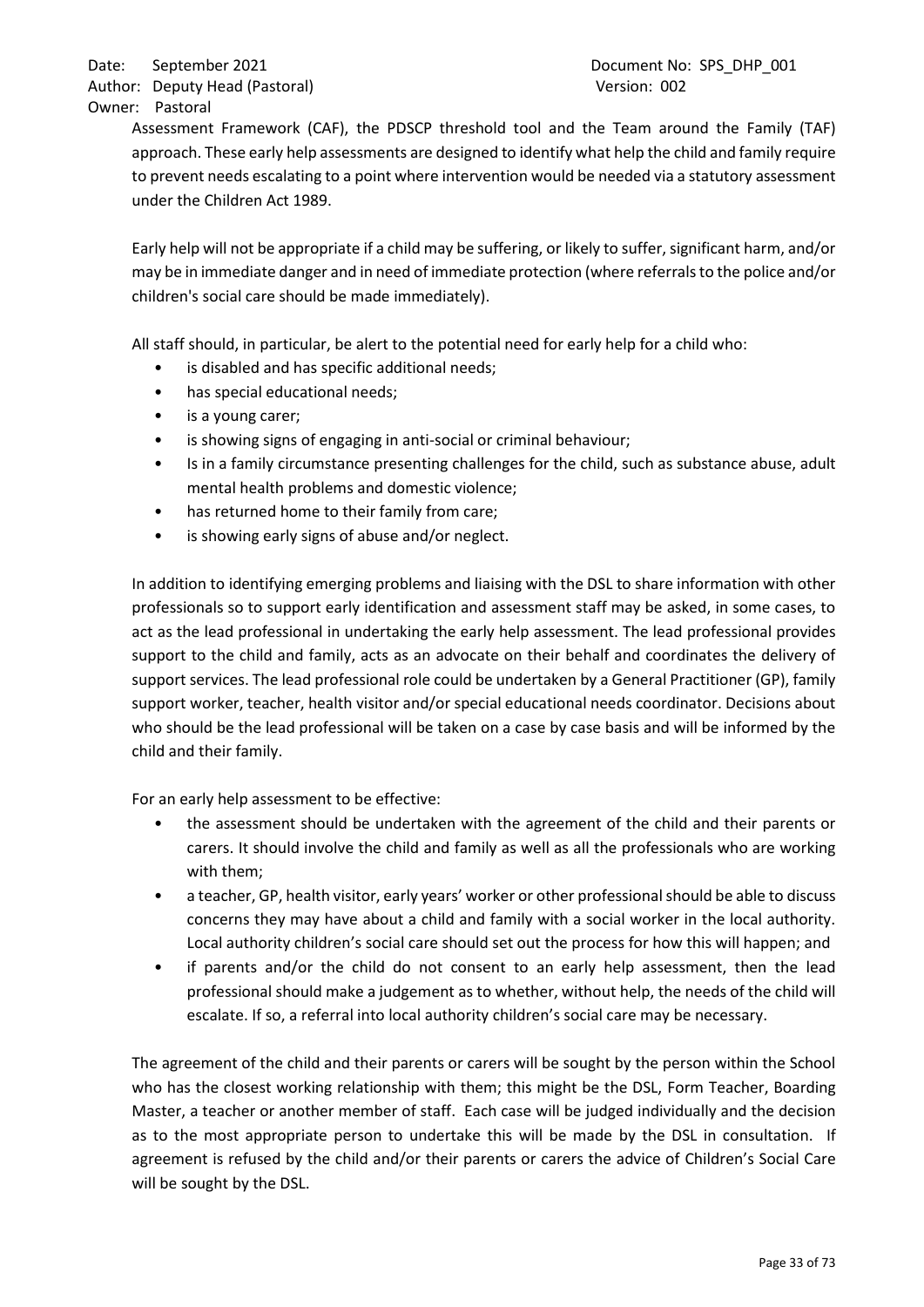Assessment Framework (CAF), the PDSCP threshold tool and the Team around the Family (TAF) approach. These early help assessments are designed to identify what help the child and family require to prevent needs escalating to a point where intervention would be needed via a statutory assessment under the Children Act 1989.

Early help will not be appropriate if a child may be suffering, or likely to suffer, significant harm, and/or may be in immediate danger and in need of immediate protection (where referrals to the police and/or children's social care should be made immediately).

All staff should, in particular, be alert to the potential need for early help for a child who:

- is disabled and has specific additional needs;
- has special educational needs;
- is a young carer;
- is showing signs of engaging in anti-social or criminal behaviour;
- Is in a family circumstance presenting challenges for the child, such as substance abuse, adult mental health problems and domestic violence;
- has returned home to their family from care;
- is showing early signs of abuse and/or neglect.

In addition to identifying emerging problems and liaising with the DSL to share information with other professionals so to support early identification and assessment staff may be asked, in some cases, to act as the lead professional in undertaking the early help assessment. The lead professional provides support to the child and family, acts as an advocate on their behalf and coordinates the delivery of support services. The lead professional role could be undertaken by a General Practitioner (GP), family support worker, teacher, health visitor and/or special educational needs coordinator. Decisions about who should be the lead professional will be taken on a case by case basis and will be informed by the child and their family.

For an early help assessment to be effective:

- the assessment should be undertaken with the agreement of the child and their parents or carers. It should involve the child and family as well as all the professionals who are working with them;
- a teacher, GP, health visitor, early years' worker or other professional should be able to discuss concerns they may have about a child and family with a social worker in the local authority. Local authority children's social care should set out the process for how this will happen; and
- if parents and/or the child do not consent to an early help assessment, then the lead professional should make a judgement as to whether, without help, the needs of the child will escalate. If so, a referral into local authority children's social care may be necessary.

The agreement of the child and their parents or carers will be sought by the person within the School who has the closest working relationship with them; this might be the DSL, Form Teacher, Boarding Master, a teacher or another member of staff. Each case will be judged individually and the decision as to the most appropriate person to undertake this will be made by the DSL in consultation. If agreement is refused by the child and/or their parents or carers the advice of Children's Social Care will be sought by the DSL.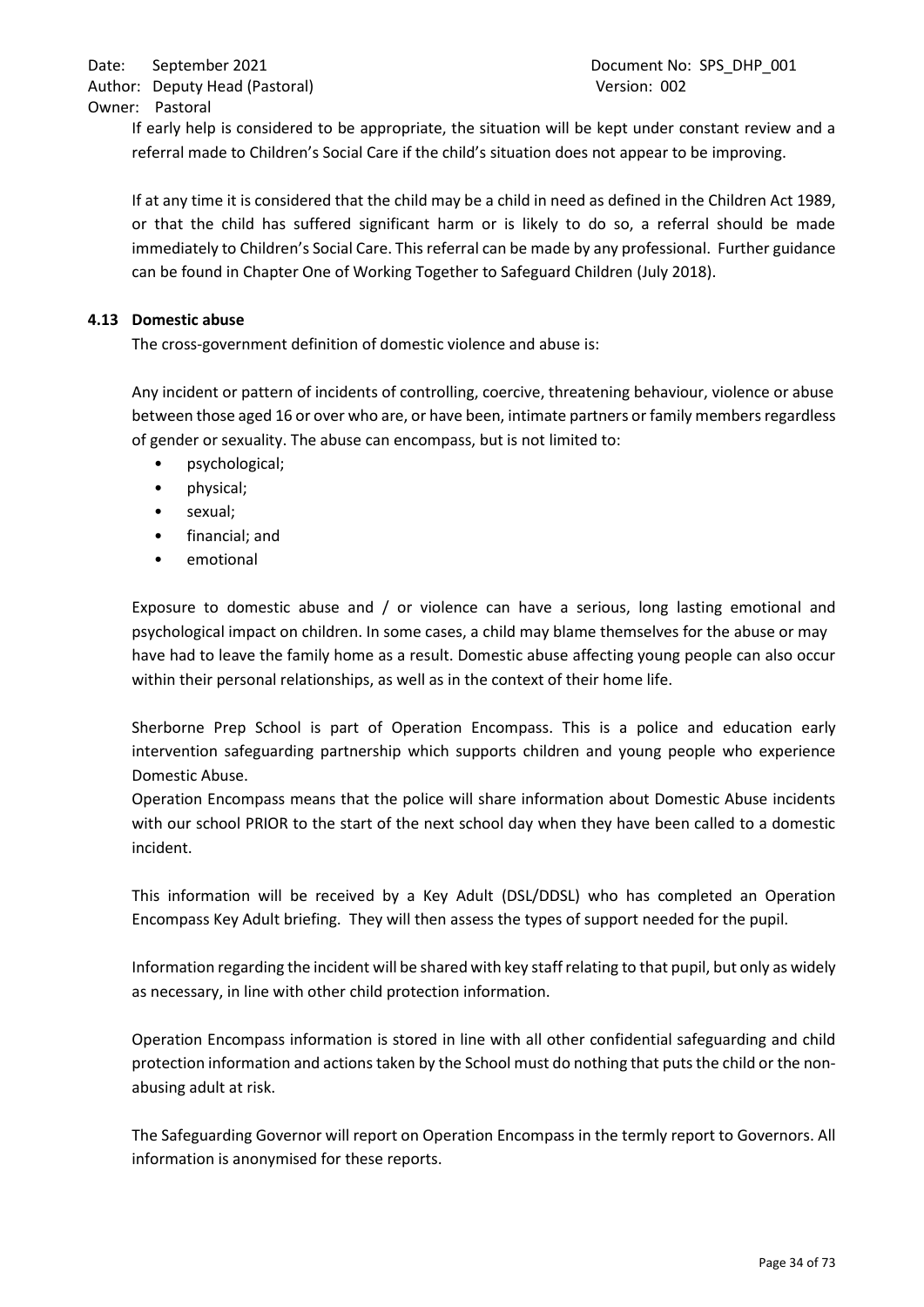If early help is considered to be appropriate, the situation will be kept under constant review and a referral made to Children's Social Care if the child's situation does not appear to be improving.

If at any time it is considered that the child may be a child in need as defined in the Children Act 1989, or that the child has suffered significant harm or is likely to do so, a referral should be made immediately to Children's Social Care. This referral can be made by any professional. Further guidance can be found in Chapter One of Working Together to Safeguard Children (July 2018).

### 4.13 Domestic abuse

The cross-government definition of domestic violence and abuse is:

Any incident or pattern of incidents of controlling, coercive, threatening behaviour, violence or abuse between those aged 16 or over who are, or have been, intimate partners or family members regardless of gender or sexuality. The abuse can encompass, but is not limited to:

- psychological;
- physical;
- sexual;
- financial; and
- emotional

Exposure to domestic abuse and / or violence can have a serious, long lasting emotional and psychological impact on children. In some cases, a child may blame themselves for the abuse or may have had to leave the family home as a result. Domestic abuse affecting young people can also occur within their personal relationships, as well as in the context of their home life.

Sherborne Prep School is part of Operation Encompass. This is a police and education early intervention safeguarding partnership which supports children and young people who experience Domestic Abuse.

Operation Encompass means that the police will share information about Domestic Abuse incidents with our school PRIOR to the start of the next school day when they have been called to a domestic incident.

This information will be received by a Key Adult (DSL/DDSL) who has completed an Operation Encompass Key Adult briefing. They will then assess the types of support needed for the pupil.

Information regarding the incident will be shared with key staff relating to that pupil, but only as widely as necessary, in line with other child protection information.

Operation Encompass information is stored in line with all other confidential safeguarding and child protection information and actions taken by the School must do nothing that puts the child or the non-abusing adult at risk.

The Safeguarding Governor will report on Operation Encompass in the termly report to Governors. All information is anonymised for these reports.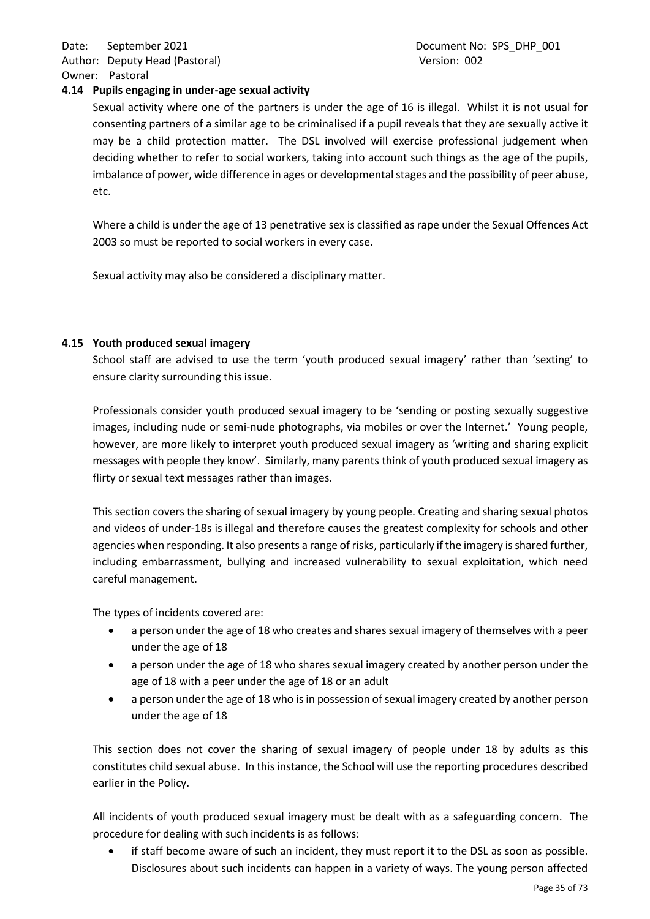### 4.14 Pupils engaging in under-age sexual activity

Sexual activity where one of the partners is under the age of 16 is illegal. Whilst it is not usual for consenting partners of a similar age to be criminalised if a pupil reveals that they are sexually active it may be a child protection matter. The DSL involved will exercise professional judgement when deciding whether to refer to social workers, taking into account such things as the age of the pupils, imbalance of power, wide difference in ages or developmental stages and the possibility of peer abuse, etc.

Where a child is under the age of 13 penetrative sex is classified as rape under the Sexual Offences Act 2003 so must be reported to social workers in every case.

Sexual activity may also be considered a disciplinary matter.

### 4.15 Youth produced sexual imagery

School staff are advised to use the term 'youth produced sexual imagery' rather than 'sexting' to ensure clarity surrounding this issue.

Professionals consider youth produced sexual imagery to be 'sending or posting sexually suggestive images, including nude or semi-nude photographs, via mobiles or over the Internet.' Young people, however, are more likely to interpret youth produced sexual imagery as 'writing and sharing explicit messages with people they know'. Similarly, many parents think of youth produced sexual imagery as flirty or sexual text messages rather than images.

This section covers the sharing of sexual imagery by young people. Creating and sharing sexual photos and videos of under-18s is illegal and therefore causes the greatest complexity for schools and other agencies when responding. It also presents a range of risks, particularly if the imagery is shared further, including embarrassment, bullying and increased vulnerability to sexual exploitation, which need careful management.

The types of incidents covered are:

- a person under the age of 18 who creates and shares sexual imagery of themselves with a peer under the age of 18
- a person under the age of 18 who shares sexual imagery created by another person under the age of 18 with a peer under the age of 18 or an adult
- a person under the age of 18 who is in possession of sexual imagery created by another person under the age of 18

This section does not cover the sharing of sexual imagery of people under 18 by adults as this constitutes child sexual abuse. In this instance, the School will use the reporting procedures described earlier in the Policy.

All incidents of youth produced sexual imagery must be dealt with as a safeguarding concern. The procedure for dealing with such incidents is as follows:

- if staff become aware of such an incident, they must report it to the DSL as soon as possible. Disclosures about such incidents can happen in a variety of ways. The young person affected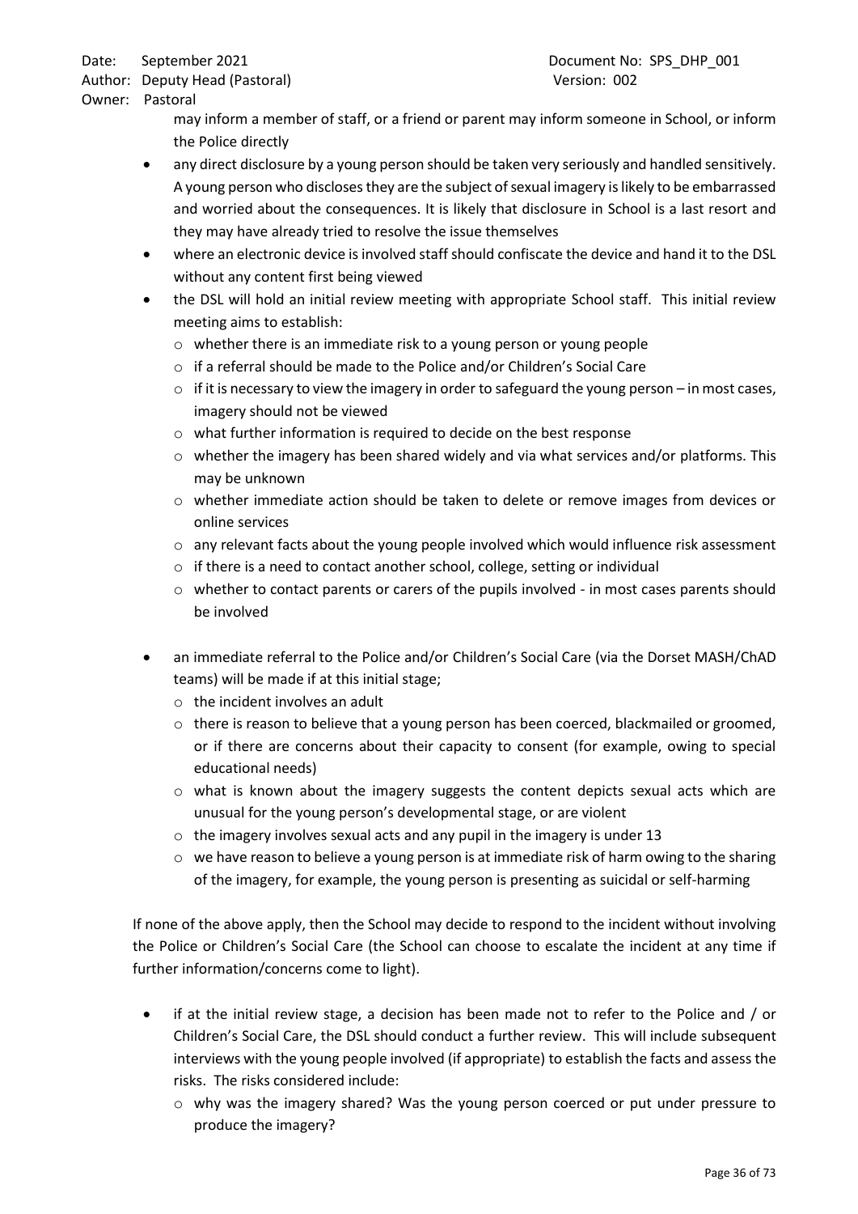may inform a member of staff, or a friend or parent may inform someone in School, or inform the Police directly

- any direct disclosure by a young person should be taken very seriously and handled sensitively. A young person who discloses they are the subject of sexual imagery is likely to be embarrassed and worried about the consequences. It is likely that disclosure in School is a last resort and they may have already tried to resolve the issue themselves
- where an electronic device is involved staff should confiscate the device and hand it to the DSL without any content first being viewed
- the DSL will hold an initial review meeting with appropriate School staff. This initial review meeting aims to establish:
  - whether there is an immediate risk to a young person or young people
  - if a referral should be made to the Police and/or Children's Social Care
  - if it is necessary to view the imagery in order to safeguard the young person – in most cases, imagery should not be viewed
  - what further information is required to decide on the best response
  - whether the imagery has been shared widely and via what services and/or platforms. This may be unknown
  - whether immediate action should be taken to delete or remove images from devices or online services
  - any relevant facts about the young people involved which would influence risk assessment
  - if there is a need to contact another school, college, setting or individual
  - whether to contact parents or carers of the pupils involved - in most cases parents should be involved

- an immediate referral to the Police and/or Children's Social Care (via the Dorset MASH/ChAD teams) will be made if at this initial stage;
  - the incident involves an adult
  - there is reason to believe that a young person has been coerced, blackmailed or groomed, or if there are concerns about their capacity to consent (for example, owing to special educational needs)
  - what is known about the imagery suggests the content depicts sexual acts which are unusual for the young person's developmental stage, or are violent
  - the imagery involves sexual acts and any pupil in the imagery is under 13
  - we have reason to believe a young person is at immediate risk of harm owing to the sharing of the imagery, for example, the young person is presenting as suicidal or self-harming

If none of the above apply, then the School may decide to respond to the incident without involving the Police or Children's Social Care (the School can choose to escalate the incident at any time if further information/concerns come to light).

- if at the initial review stage, a decision has been made not to refer to the Police and / or Children's Social Care, the DSL should conduct a further review. This will include subsequent interviews with the young people involved (if appropriate) to establish the facts and assess the risks. The risks considered include:
  - why was the imagery shared? Was the young person coerced or put under pressure to produce the imagery?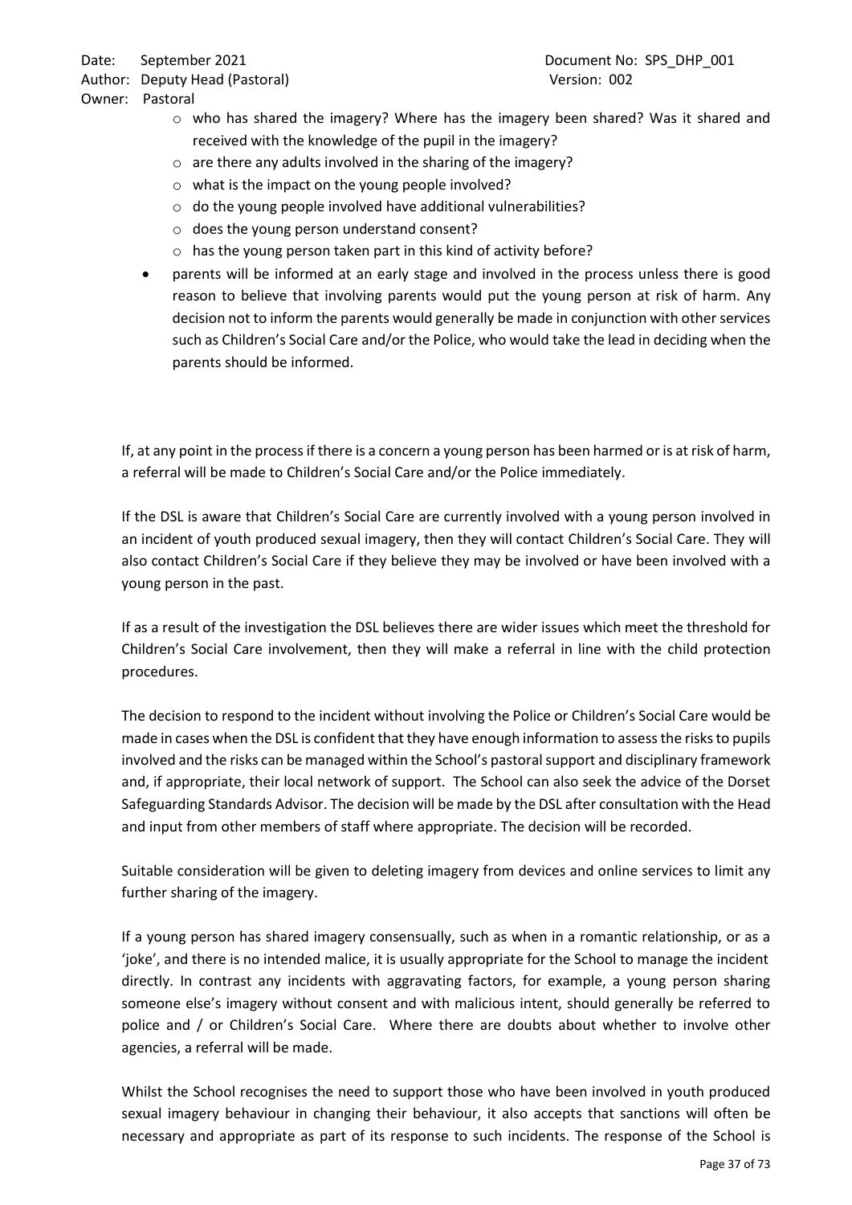- who has shared the imagery? Where has the imagery been shared? Was it shared and received with the knowledge of the pupil in the imagery?
  - are there any adults involved in the sharing of the imagery?
  - what is the impact on the young people involved?
  - do the young people involved have additional vulnerabilities?
  - does the young person understand consent?
  - has the young person taken part in this kind of activity before?
- parents will be informed at an early stage and involved in the process unless there is good reason to believe that involving parents would put the young person at risk of harm. Any decision not to inform the parents would generally be made in conjunction with other services such as Children's Social Care and/or the Police, who would take the lead in deciding when the parents should be informed.

If, at any point in the process if there is a concern a young person has been harmed or is at risk of harm, a referral will be made to Children's Social Care and/or the Police immediately.

If the DSL is aware that Children's Social Care are currently involved with a young person involved in an incident of youth produced sexual imagery, then they will contact Children's Social Care. They will also contact Children's Social Care if they believe they may be involved or have been involved with a young person in the past.

If as a result of the investigation the DSL believes there are wider issues which meet the threshold for Children's Social Care involvement, then they will make a referral in line with the child protection procedures.

The decision to respond to the incident without involving the Police or Children's Social Care would be made in cases when the DSL is confident that they have enough information to assess the risks to pupils involved and the risks can be managed within the School's pastoral support and disciplinary framework and, if appropriate, their local network of support. The School can also seek the advice of the Dorset Safeguarding Standards Advisor. The decision will be made by the DSL after consultation with the Head and input from other members of staff where appropriate. The decision will be recorded.

Suitable consideration will be given to deleting imagery from devices and online services to limit any further sharing of the imagery.

If a young person has shared imagery consensually, such as when in a romantic relationship, or as a 'joke', and there is no intended malice, it is usually appropriate for the School to manage the incident directly. In contrast any incidents with aggravating factors, for example, a young person sharing someone else's imagery without consent and with malicious intent, should generally be referred to police and / or Children's Social Care. Where there are doubts about whether to involve other agencies, a referral will be made.

Whilst the School recognises the need to support those who have been involved in youth produced sexual imagery behaviour in changing their behaviour, it also accepts that sanctions will often be necessary and appropriate as part of its response to such incidents. The response of the School is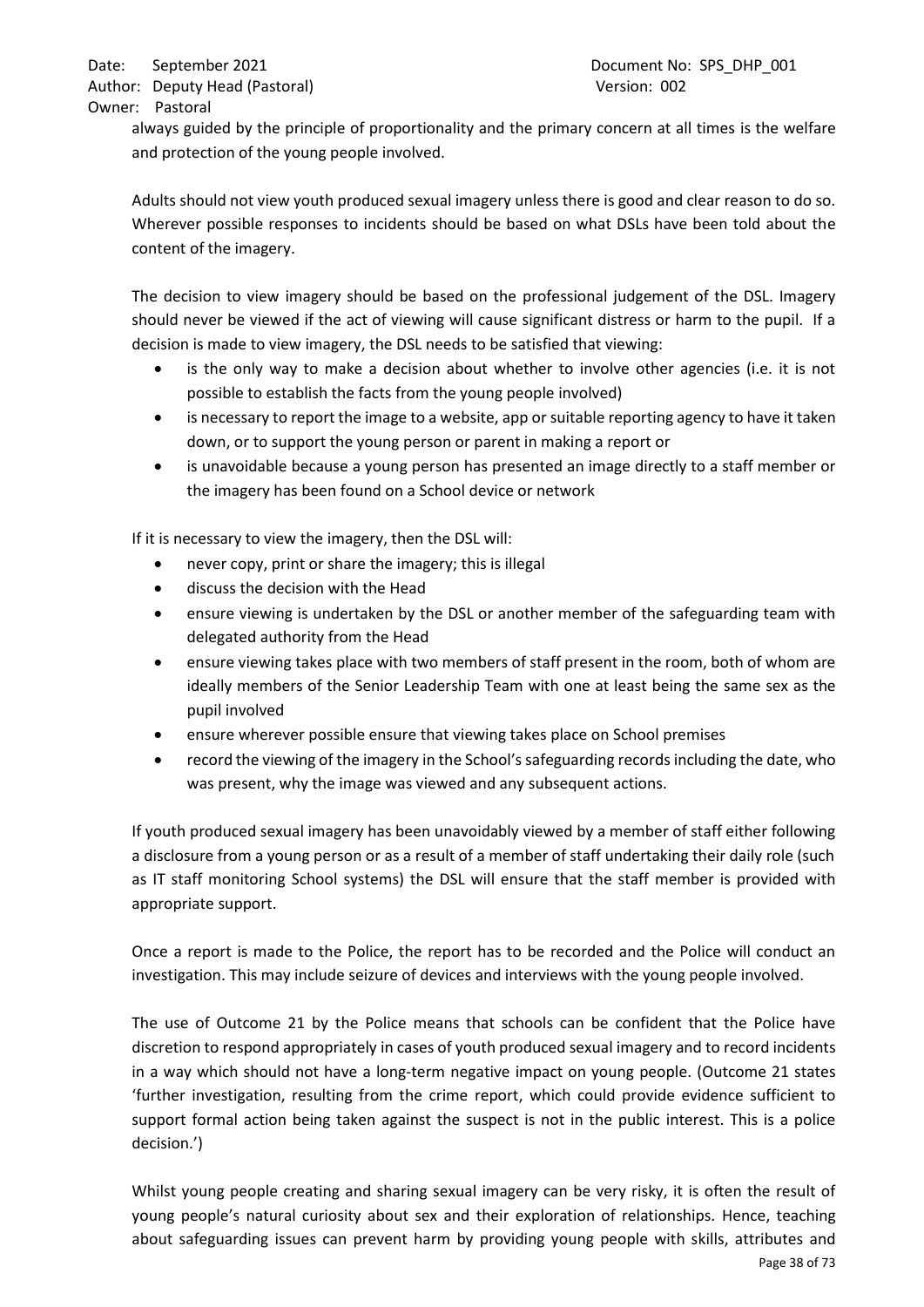always guided by the principle of proportionality and the primary concern at all times is the welfare and protection of the young people involved.

Adults should not view youth produced sexual imagery unless there is good and clear reason to do so. Wherever possible responses to incidents should be based on what DSLs have been told about the content of the imagery.

The decision to view imagery should be based on the professional judgement of the DSL. Imagery should never be viewed if the act of viewing will cause significant distress or harm to the pupil. If a decision is made to view imagery, the DSL needs to be satisfied that viewing:

- is the only way to make a decision about whether to involve other agencies (i.e. it is not possible to establish the facts from the young people involved)
- is necessary to report the image to a website, app or suitable reporting agency to have it taken down, or to support the young person or parent in making a report or
- is unavoidable because a young person has presented an image directly to a staff member or the imagery has been found on a School device or network

If it is necessary to view the imagery, then the DSL will:

- never copy, print or share the imagery; this is illegal
- discuss the decision with the Head
- ensure viewing is undertaken by the DSL or another member of the safeguarding team with delegated authority from the Head
- ensure viewing takes place with two members of staff present in the room, both of whom are ideally members of the Senior Leadership Team with one at least being the same sex as the pupil involved
- ensure wherever possible ensure that viewing takes place on School premises
- record the viewing of the imagery in the School's safeguarding records including the date, who was present, why the image was viewed and any subsequent actions.

If youth produced sexual imagery has been unavoidably viewed by a member of staff either following a disclosure from a young person or as a result of a member of staff undertaking their daily role (such as IT staff monitoring School systems) the DSL will ensure that the staff member is provided with appropriate support.

Once a report is made to the Police, the report has to be recorded and the Police will conduct an investigation. This may include seizure of devices and interviews with the young people involved.

The use of Outcome 21 by the Police means that schools can be confident that the Police have discretion to respond appropriately in cases of youth produced sexual imagery and to record incidents in a way which should not have a long-term negative impact on young people. (Outcome 21 states 'further investigation, resulting from the crime report, which could provide evidence sufficient to support formal action being taken against the suspect is not in the public interest. This is a police decision.')

Whilst young people creating and sharing sexual imagery can be very risky, it is often the result of young people's natural curiosity about sex and their exploration of relationships. Hence, teaching about safeguarding issues can prevent harm by providing young people with skills, attributes and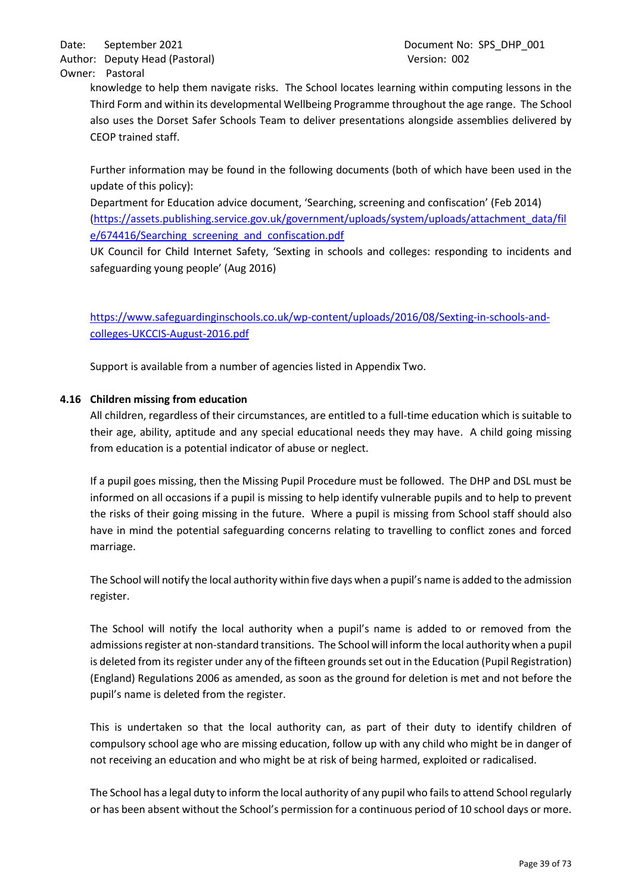knowledge to help them navigate risks. The School locates learning within computing lessons in the Third Form and within its developmental Wellbeing Programme throughout the age range. The School also uses the Dorset Safer Schools Team to deliver presentations alongside assemblies delivered by CEOP trained staff.

Further information may be found in the following documents (both of which have been used in the update of this policy):

Department for Education advice document, 'Searching, screening and confiscation' (Feb 2014) (https://assets.publishing.service.gov.uk/government/uploads/system/uploads/attachment_data/file/674416/Searching_screening_and_confiscation.pdf

UK Council for Child Internet Safety, 'Sexting in schools and colleges: responding to incidents and safeguarding young people' (Aug 2016)

https://www.safeguardinginschools.co.uk/wp-content/uploads/2016/08/Sexting-in-schools-and-colleges-UKCCIS-August-2016.pdf

Support is available from a number of agencies listed in Appendix Two.

### 4.16 Children missing from education

All children, regardless of their circumstances, are entitled to a full-time education which is suitable to their age, ability, aptitude and any special educational needs they may have. A child going missing from education is a potential indicator of abuse or neglect.

If a pupil goes missing, then the Missing Pupil Procedure must be followed. The DHP and DSL must be informed on all occasions if a pupil is missing to help identify vulnerable pupils and to help to prevent the risks of their going missing in the future. Where a pupil is missing from School staff should also have in mind the potential safeguarding concerns relating to travelling to conflict zones and forced marriage.

The School will notify the local authority within five days when a pupil's name is added to the admission register.

The School will notify the local authority when a pupil's name is added to or removed from the admissions register at non-standard transitions. The School will inform the local authority when a pupil is deleted from its register under any of the fifteen grounds set out in the Education (Pupil Registration) (England) Regulations 2006 as amended, as soon as the ground for deletion is met and not before the pupil's name is deleted from the register.

This is undertaken so that the local authority can, as part of their duty to identify children of compulsory school age who are missing education, follow up with any child who might be in danger of not receiving an education and who might be at risk of being harmed, exploited or radicalised.

The School has a legal duty to inform the local authority of any pupil who fails to attend School regularly or has been absent without the School's permission for a continuous period of 10 school days or more.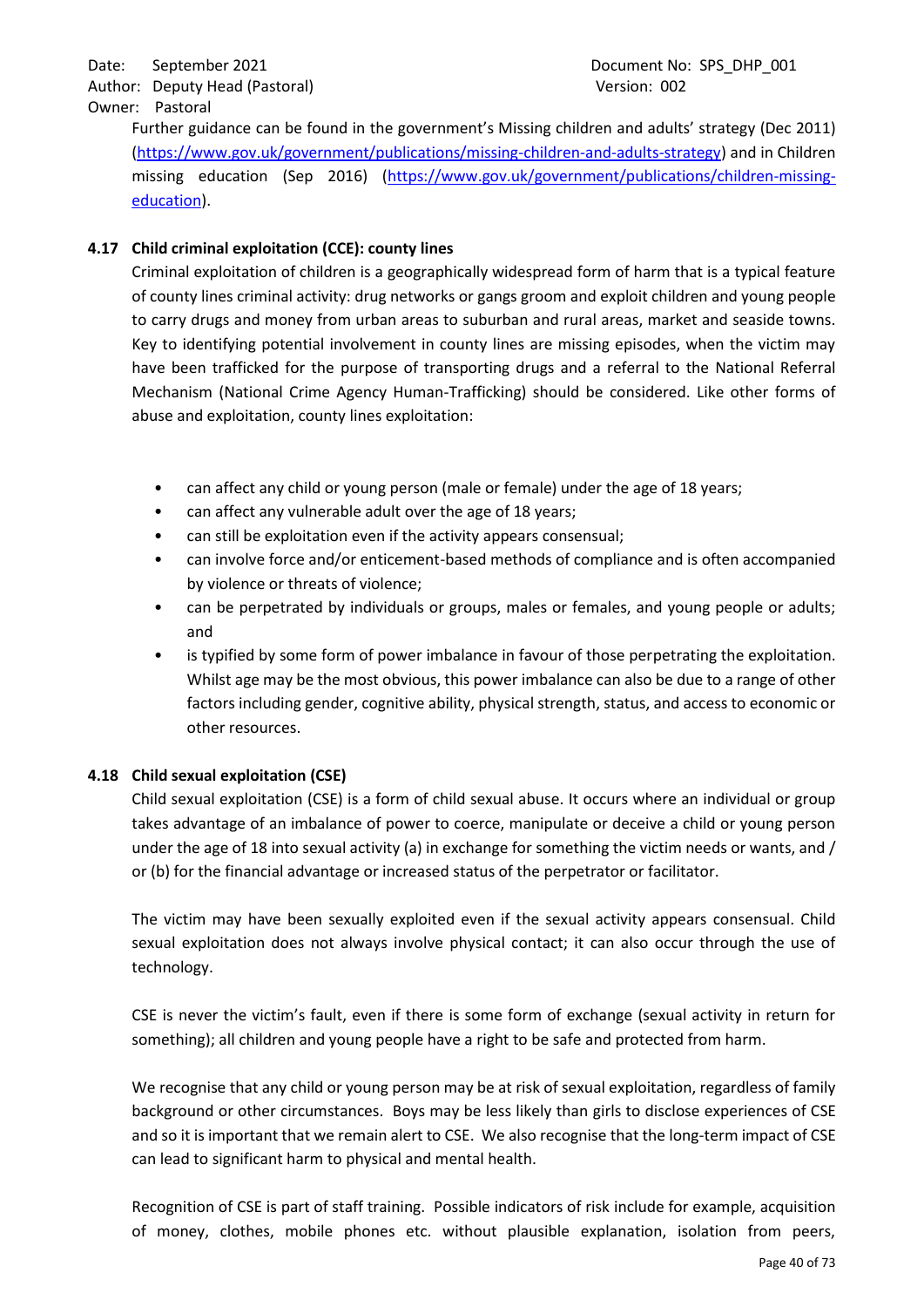Further guidance can be found in the government's Missing children and adults' strategy (Dec 2011) (https://www.gov.uk/government/publications/missing-children-and-adults-strategy) and in Children missing education (Sep 2016) (https://www.gov.uk/government/publications/children-missing-education).

### 4.17 Child criminal exploitation (CCE): county lines

Criminal exploitation of children is a geographically widespread form of harm that is a typical feature of county lines criminal activity: drug networks or gangs groom and exploit children and young people to carry drugs and money from urban areas to suburban and rural areas, market and seaside towns. Key to identifying potential involvement in county lines are missing episodes, when the victim may have been trafficked for the purpose of transporting drugs and a referral to the National Referral Mechanism (National Crime Agency Human-Trafficking) should be considered. Like other forms of abuse and exploitation, county lines exploitation:

- can affect any child or young person (male or female) under the age of 18 years;
- can affect any vulnerable adult over the age of 18 years;
- can still be exploitation even if the activity appears consensual;
- can involve force and/or enticement-based methods of compliance and is often accompanied by violence or threats of violence;
- can be perpetrated by individuals or groups, males or females, and young people or adults; and
- is typified by some form of power imbalance in favour of those perpetrating the exploitation. Whilst age may be the most obvious, this power imbalance can also be due to a range of other factors including gender, cognitive ability, physical strength, status, and access to economic or other resources.

### 4.18 Child sexual exploitation (CSE)

Child sexual exploitation (CSE) is a form of child sexual abuse. It occurs where an individual or group takes advantage of an imbalance of power to coerce, manipulate or deceive a child or young person under the age of 18 into sexual activity (a) in exchange for something the victim needs or wants, and / or (b) for the financial advantage or increased status of the perpetrator or facilitator.

The victim may have been sexually exploited even if the sexual activity appears consensual. Child sexual exploitation does not always involve physical contact; it can also occur through the use of technology.

CSE is never the victim's fault, even if there is some form of exchange (sexual activity in return for something); all children and young people have a right to be safe and protected from harm.

We recognise that any child or young person may be at risk of sexual exploitation, regardless of family background or other circumstances. Boys may be less likely than girls to disclose experiences of CSE and so it is important that we remain alert to CSE. We also recognise that the long-term impact of CSE can lead to significant harm to physical and mental health.

Recognition of CSE is part of staff training. Possible indicators of risk include for example, acquisition of money, clothes, mobile phones etc. without plausible explanation, isolation from peers,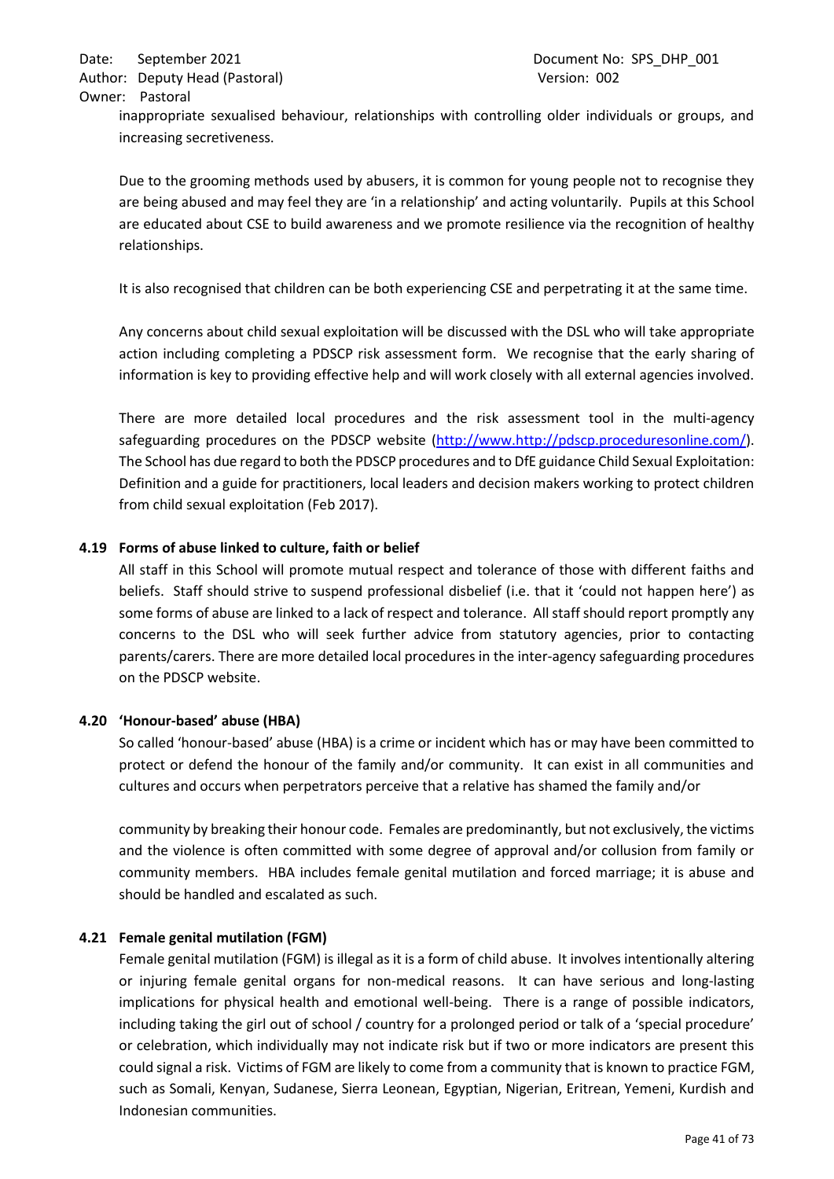inappropriate sexualised behaviour, relationships with controlling older individuals or groups, and increasing secretiveness.

Due to the grooming methods used by abusers, it is common for young people not to recognise they are being abused and may feel they are 'in a relationship' and acting voluntarily. Pupils at this School are educated about CSE to build awareness and we promote resilience via the recognition of healthy relationships.

It is also recognised that children can be both experiencing CSE and perpetrating it at the same time.

Any concerns about child sexual exploitation will be discussed with the DSL who will take appropriate action including completing a PDSCP risk assessment form. We recognise that the early sharing of information is key to providing effective help and will work closely with all external agencies involved.

There are more detailed local procedures and the risk assessment tool in the multi-agency safeguarding procedures on the PDSCP website (http://www.http://pdscp.proceduresonline.com/). The School has due regard to both the PDSCP procedures and to DfE guidance Child Sexual Exploitation: Definition and a guide for practitioners, local leaders and decision makers working to protect children from child sexual exploitation (Feb 2017).

### 4.19 Forms of abuse linked to culture, faith or belief

All staff in this School will promote mutual respect and tolerance of those with different faiths and beliefs. Staff should strive to suspend professional disbelief (i.e. that it 'could not happen here') as some forms of abuse are linked to a lack of respect and tolerance. All staff should report promptly any concerns to the DSL who will seek further advice from statutory agencies, prior to contacting parents/carers. There are more detailed local procedures in the inter-agency safeguarding procedures on the PDSCP website.

### 4.20 'Honour-based' abuse (HBA)

So called 'honour-based' abuse (HBA) is a crime or incident which has or may have been committed to protect or defend the honour of the family and/or community. It can exist in all communities and cultures and occurs when perpetrators perceive that a relative has shamed the family and/or community by breaking their honour code. Females are predominantly, but not exclusively, the victims and the violence is often committed with some degree of approval and/or collusion from family or community members. HBA includes female genital mutilation and forced marriage; it is abuse and should be handled and escalated as such.

### 4.21 Female genital mutilation (FGM)

Female genital mutilation (FGM) is illegal as it is a form of child abuse. It involves intentionally altering or injuring female genital organs for non-medical reasons. It can have serious and long-lasting implications for physical health and emotional well-being. There is a range of possible indicators, including taking the girl out of school / country for a prolonged period or talk of a 'special procedure' or celebration, which individually may not indicate risk but if two or more indicators are present this could signal a risk. Victims of FGM are likely to come from a community that is known to practice FGM, such as Somali, Kenyan, Sudanese, Sierra Leonean, Egyptian, Nigerian, Eritrean, Yemeni, Kurdish and Indonesian communities.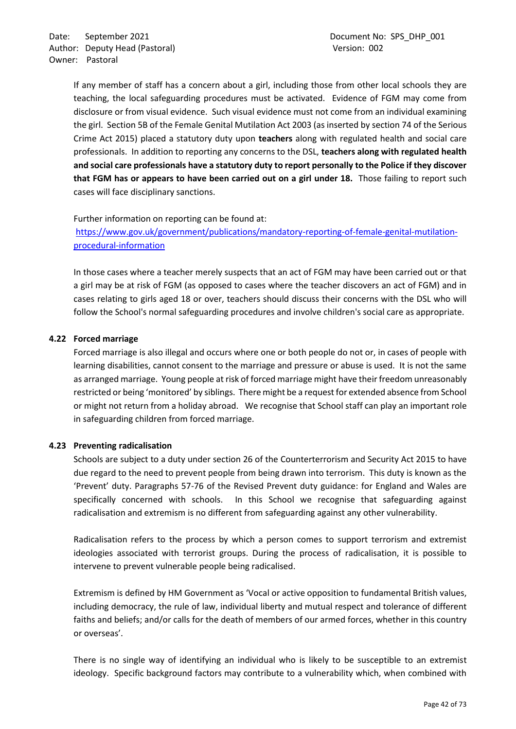If any member of staff has a concern about a girl, including those from other local schools they are teaching, the local safeguarding procedures must be activated. Evidence of FGM may come from disclosure or from visual evidence. Such visual evidence must not come from an individual examining the girl. Section 5B of the Female Genital Mutilation Act 2003 (as inserted by section 74 of the Serious Crime Act 2015) placed a statutory duty upon **teachers** along with regulated health and social care professionals. In addition to reporting any concerns to the DSL, **teachers along with regulated health and social care professionals have a statutory duty to report personally to the Police if they discover that FGM has or appears to have been carried out on a girl under 18.** Those failing to report such cases will face disciplinary sanctions.

Further information on reporting can be found at:
[https://www.gov.uk/government/publications/mandatory-reporting-of-female-genital-mutilation-procedural-information](https://www.gov.uk/government/publications/mandatory-reporting-of-female-genital-mutilation-procedural-information)

In those cases where a teacher merely suspects that an act of FGM may have been carried out or that a girl may be at risk of FGM (as opposed to cases where the teacher discovers an act of FGM) and in cases relating to girls aged 18 or over, teachers should discuss their concerns with the DSL who will follow the School's normal safeguarding procedures and involve children's social care as appropriate.

### 4.22 Forced marriage

Forced marriage is also illegal and occurs where one or both people do not or, in cases of people with learning disabilities, cannot consent to the marriage and pressure or abuse is used. It is not the same as arranged marriage. Young people at risk of forced marriage might have their freedom unreasonably restricted or being 'monitored' by siblings. There might be a request for extended absence from School or might not return from a holiday abroad. We recognise that School staff can play an important role in safeguarding children from forced marriage.

### 4.23 Preventing radicalisation

Schools are subject to a duty under section 26 of the Counterterrorism and Security Act 2015 to have due regard to the need to prevent people from being drawn into terrorism. This duty is known as the 'Prevent' duty. Paragraphs 57-76 of the Revised Prevent duty guidance: for England and Wales are specifically concerned with schools. In this School we recognise that safeguarding against radicalisation and extremism is no different from safeguarding against any other vulnerability.

Radicalisation refers to the process by which a person comes to support terrorism and extremist ideologies associated with terrorist groups. During the process of radicalisation, it is possible to intervene to prevent vulnerable people being radicalised.

Extremism is defined by HM Government as 'Vocal or active opposition to fundamental British values, including democracy, the rule of law, individual liberty and mutual respect and tolerance of different faiths and beliefs; and/or calls for the death of members of our armed forces, whether in this country or overseas'.

There is no single way of identifying an individual who is likely to be susceptible to an extremist ideology. Specific background factors may contribute to a vulnerability which, when combined with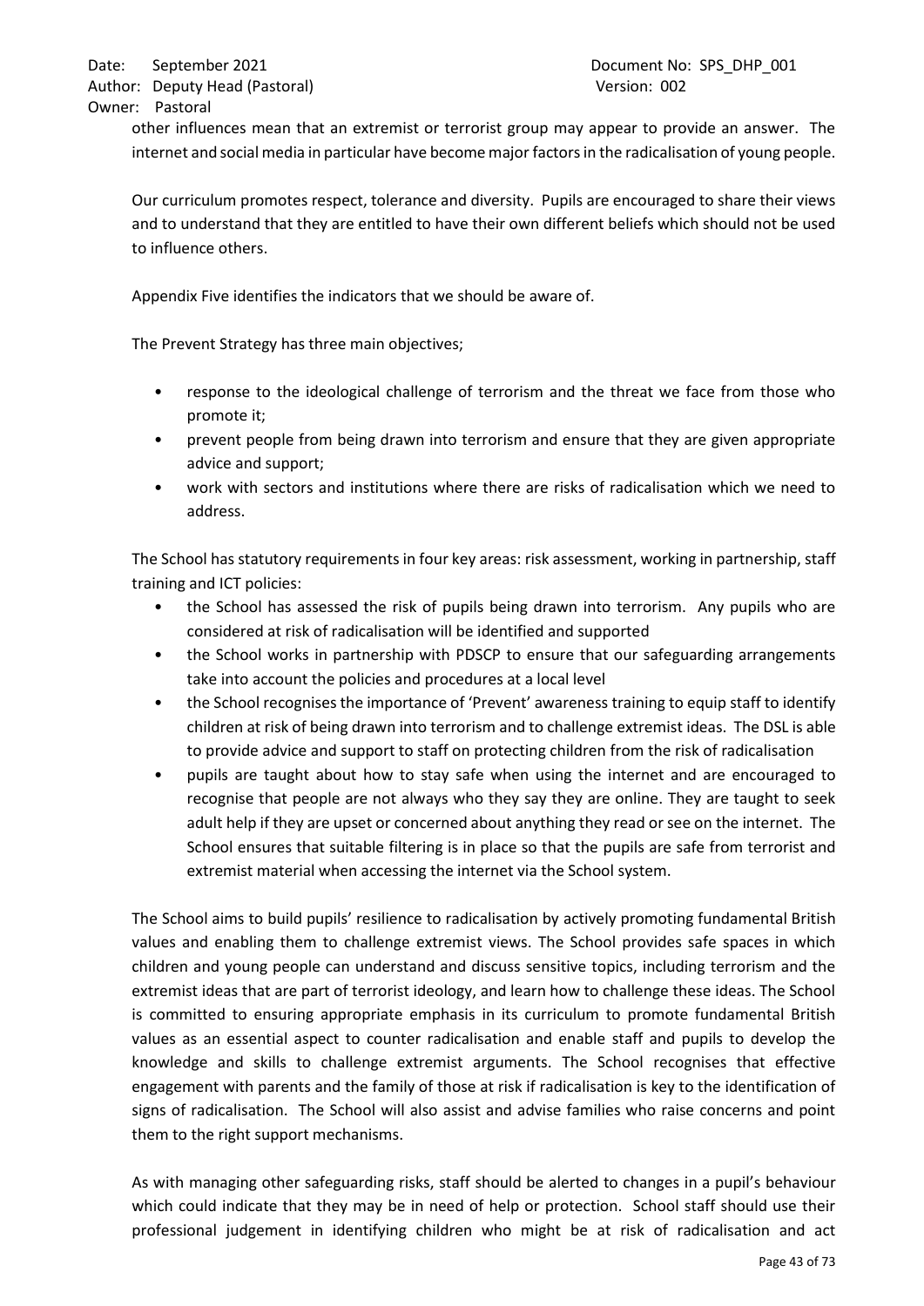other influences mean that an extremist or terrorist group may appear to provide an answer. The internet and social media in particular have become major factors in the radicalisation of young people.

Our curriculum promotes respect, tolerance and diversity. Pupils are encouraged to share their views and to understand that they are entitled to have their own different beliefs which should not be used to influence others.

Appendix Five identifies the indicators that we should be aware of.

The Prevent Strategy has three main objectives;

- response to the ideological challenge of terrorism and the threat we face from those who promote it;
- prevent people from being drawn into terrorism and ensure that they are given appropriate advice and support;
- work with sectors and institutions where there are risks of radicalisation which we need to address.

The School has statutory requirements in four key areas: risk assessment, working in partnership, staff training and ICT policies:

- the School has assessed the risk of pupils being drawn into terrorism. Any pupils who are considered at risk of radicalisation will be identified and supported
- the School works in partnership with PDSCP to ensure that our safeguarding arrangements take into account the policies and procedures at a local level
- the School recognises the importance of 'Prevent' awareness training to equip staff to identify children at risk of being drawn into terrorism and to challenge extremist ideas. The DSL is able to provide advice and support to staff on protecting children from the risk of radicalisation
- pupils are taught about how to stay safe when using the internet and are encouraged to recognise that people are not always who they say they are online. They are taught to seek adult help if they are upset or concerned about anything they read or see on the internet. The School ensures that suitable filtering is in place so that the pupils are safe from terrorist and extremist material when accessing the internet via the School system.

The School aims to build pupils' resilience to radicalisation by actively promoting fundamental British values and enabling them to challenge extremist views. The School provides safe spaces in which children and young people can understand and discuss sensitive topics, including terrorism and the extremist ideas that are part of terrorist ideology, and learn how to challenge these ideas. The School is committed to ensuring appropriate emphasis in its curriculum to promote fundamental British values as an essential aspect to counter radicalisation and enable staff and pupils to develop the knowledge and skills to challenge extremist arguments. The School recognises that effective engagement with parents and the family of those at risk if radicalisation is key to the identification of signs of radicalisation. The School will also assist and advise families who raise concerns and point them to the right support mechanisms.

As with managing other safeguarding risks, staff should be alerted to changes in a pupil's behaviour which could indicate that they may be in need of help or protection. School staff should use their professional judgement in identifying children who might be at risk of radicalisation and act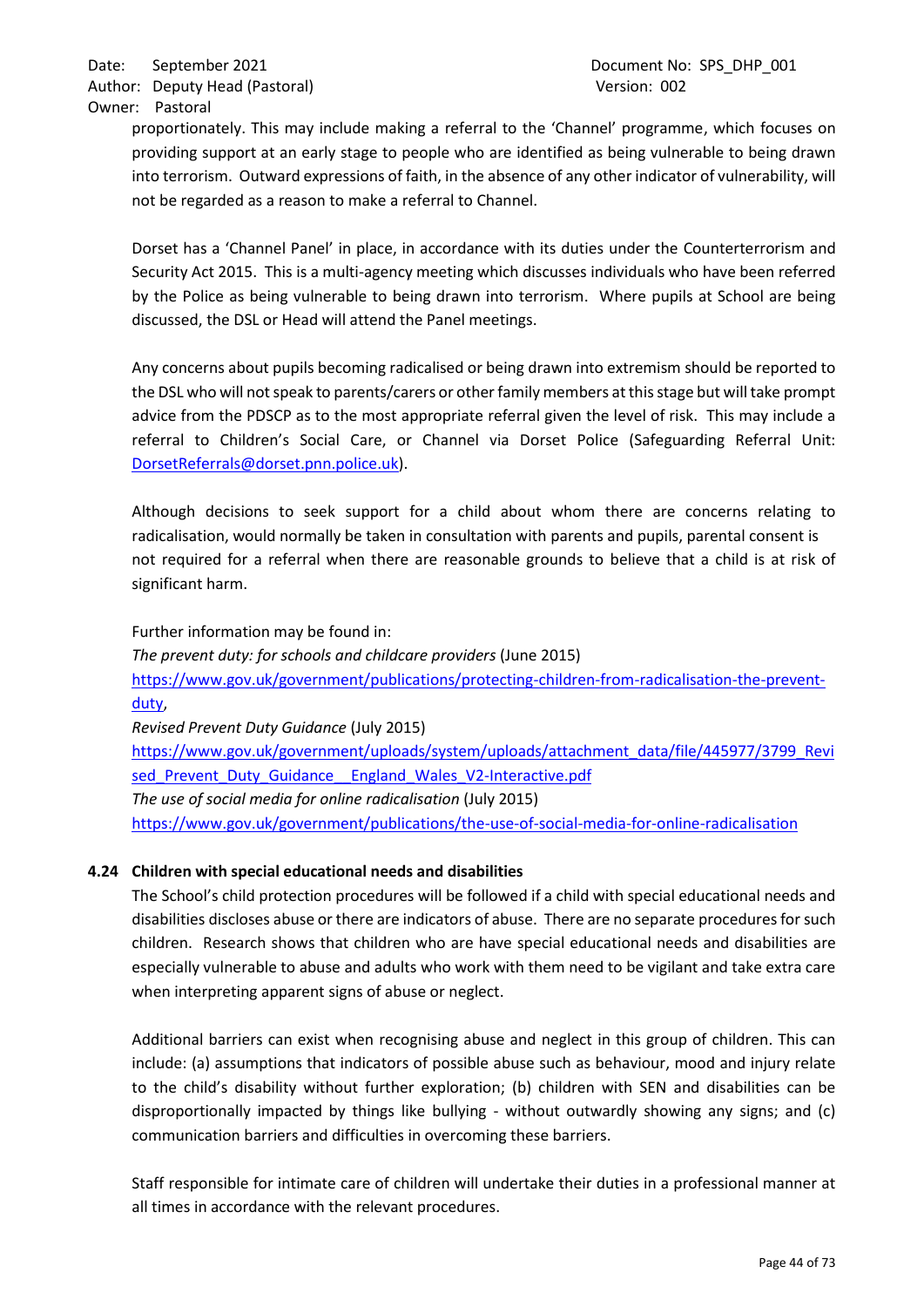proportionately. This may include making a referral to the 'Channel' programme, which focuses on providing support at an early stage to people who are identified as being vulnerable to being drawn into terrorism. Outward expressions of faith, in the absence of any other indicator of vulnerability, will not be regarded as a reason to make a referral to Channel.

Dorset has a 'Channel Panel' in place, in accordance with its duties under the Counterterrorism and Security Act 2015. This is a multi-agency meeting which discusses individuals who have been referred by the Police as being vulnerable to being drawn into terrorism. Where pupils at School are being discussed, the DSL or Head will attend the Panel meetings.

Any concerns about pupils becoming radicalised or being drawn into extremism should be reported to the DSL who will not speak to parents/carers or other family members at this stage but will take prompt advice from the PDSCP as to the most appropriate referral given the level of risk. This may include a referral to Children's Social Care, or Channel via Dorset Police (Safeguarding Referral Unit: DorsetReferrals@dorset.pnn.police.uk).

Although decisions to seek support for a child about whom there are concerns relating to radicalisation, would normally be taken in consultation with parents and pupils, parental consent is not required for a referral when there are reasonable grounds to believe that a child is at risk of significant harm.

Further information may be found in:
*The prevent duty: for schools and childcare providers* (June 2015)
https://www.gov.uk/government/publications/protecting-children-from-radicalisation-the-prevent-duty,
*Revised Prevent Duty Guidance* (July 2015)
https://www.gov.uk/government/uploads/system/uploads/attachment_data/file/445977/3799_Revised_Prevent_Duty_Guidance__England_Wales_V2-Interactive.pdf
*The use of social media for online radicalisation* (July 2015)
https://www.gov.uk/government/publications/the-use-of-social-media-for-online-radicalisation

### 4.24 Children with special educational needs and disabilities

The School's child protection procedures will be followed if a child with special educational needs and disabilities discloses abuse or there are indicators of abuse. There are no separate procedures for such children. Research shows that children who are have special educational needs and disabilities are especially vulnerable to abuse and adults who work with them need to be vigilant and take extra care when interpreting apparent signs of abuse or neglect.

Additional barriers can exist when recognising abuse and neglect in this group of children. This can include: (a) assumptions that indicators of possible abuse such as behaviour, mood and injury relate to the child's disability without further exploration; (b) children with SEN and disabilities can be disproportionally impacted by things like bullying - without outwardly showing any signs; and (c) communication barriers and difficulties in overcoming these barriers.

Staff responsible for intimate care of children will undertake their duties in a professional manner at all times in accordance with the relevant procedures.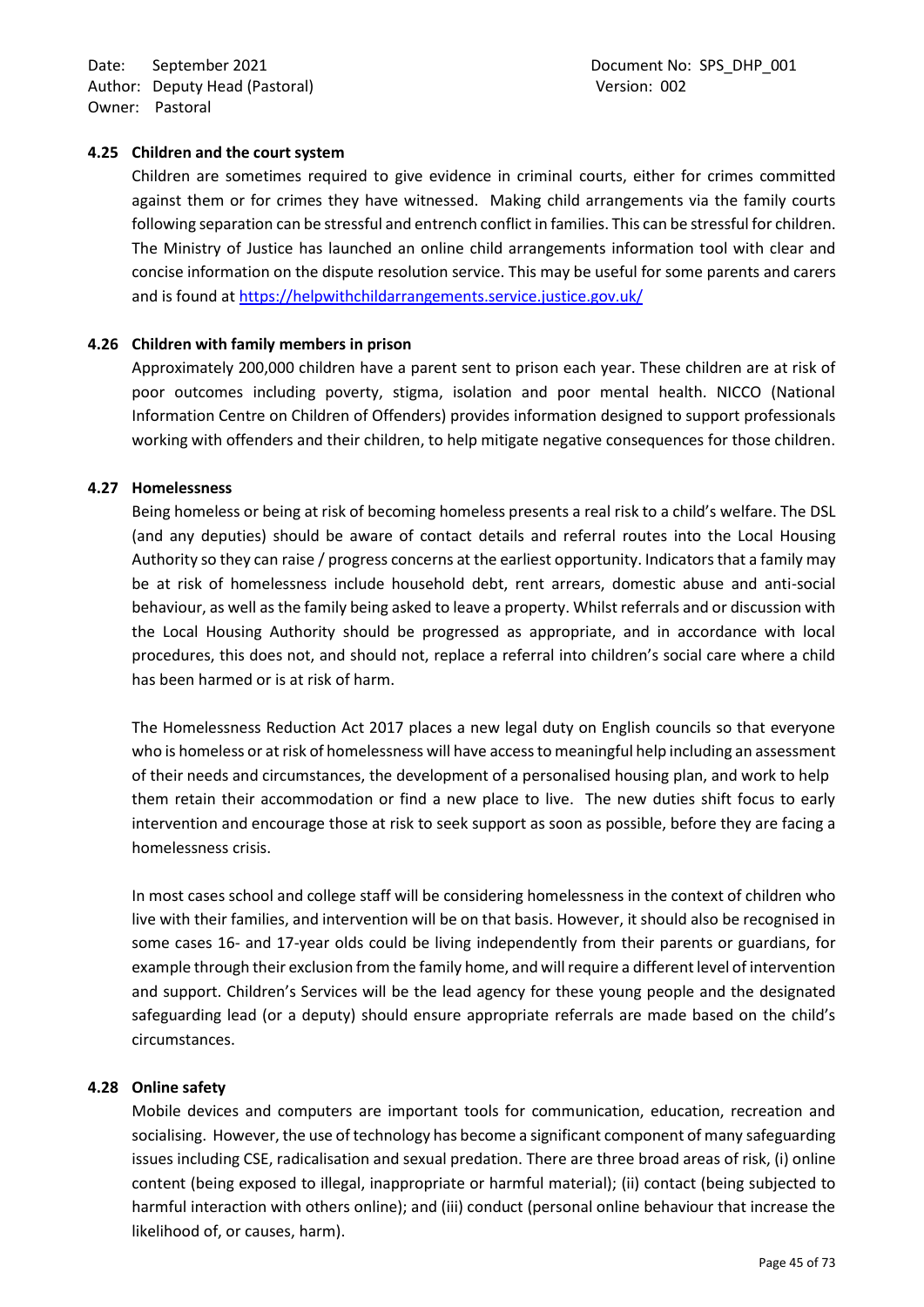### 4.25 Children and the court system

Children are sometimes required to give evidence in criminal courts, either for crimes committed against them or for crimes they have witnessed. Making child arrangements via the family courts following separation can be stressful and entrench conflict in families. This can be stressful for children. The Ministry of Justice has launched an online child arrangements information tool with clear and concise information on the dispute resolution service. This may be useful for some parents and carers and is found at https://helpwithchildarrangements.service.justice.gov.uk/

### 4.26 Children with family members in prison

Approximately 200,000 children have a parent sent to prison each year. These children are at risk of poor outcomes including poverty, stigma, isolation and poor mental health. NICCO (National Information Centre on Children of Offenders) provides information designed to support professionals working with offenders and their children, to help mitigate negative consequences for those children.

### 4.27 Homelessness

Being homeless or being at risk of becoming homeless presents a real risk to a child's welfare. The DSL (and any deputies) should be aware of contact details and referral routes into the Local Housing Authority so they can raise / progress concerns at the earliest opportunity. Indicators that a family may be at risk of homelessness include household debt, rent arrears, domestic abuse and anti-social behaviour, as well as the family being asked to leave a property. Whilst referrals and or discussion with the Local Housing Authority should be progressed as appropriate, and in accordance with local procedures, this does not, and should not, replace a referral into children's social care where a child has been harmed or is at risk of harm.

The Homelessness Reduction Act 2017 places a new legal duty on English councils so that everyone who is homeless or at risk of homelessness will have access to meaningful help including an assessment of their needs and circumstances, the development of a personalised housing plan, and work to help them retain their accommodation or find a new place to live. The new duties shift focus to early intervention and encourage those at risk to seek support as soon as possible, before they are facing a homelessness crisis.

In most cases school and college staff will be considering homelessness in the context of children who live with their families, and intervention will be on that basis. However, it should also be recognised in some cases 16- and 17-year olds could be living independently from their parents or guardians, for example through their exclusion from the family home, and will require a different level of intervention and support. Children's Services will be the lead agency for these young people and the designated safeguarding lead (or a deputy) should ensure appropriate referrals are made based on the child's circumstances.

### 4.28 Online safety

Mobile devices and computers are important tools for communication, education, recreation and socialising. However, the use of technology has become a significant component of many safeguarding issues including CSE, radicalisation and sexual predation. There are three broad areas of risk, (i) online content (being exposed to illegal, inappropriate or harmful material); (ii) contact (being subjected to harmful interaction with others online); and (iii) conduct (personal online behaviour that increase the likelihood of, or causes, harm).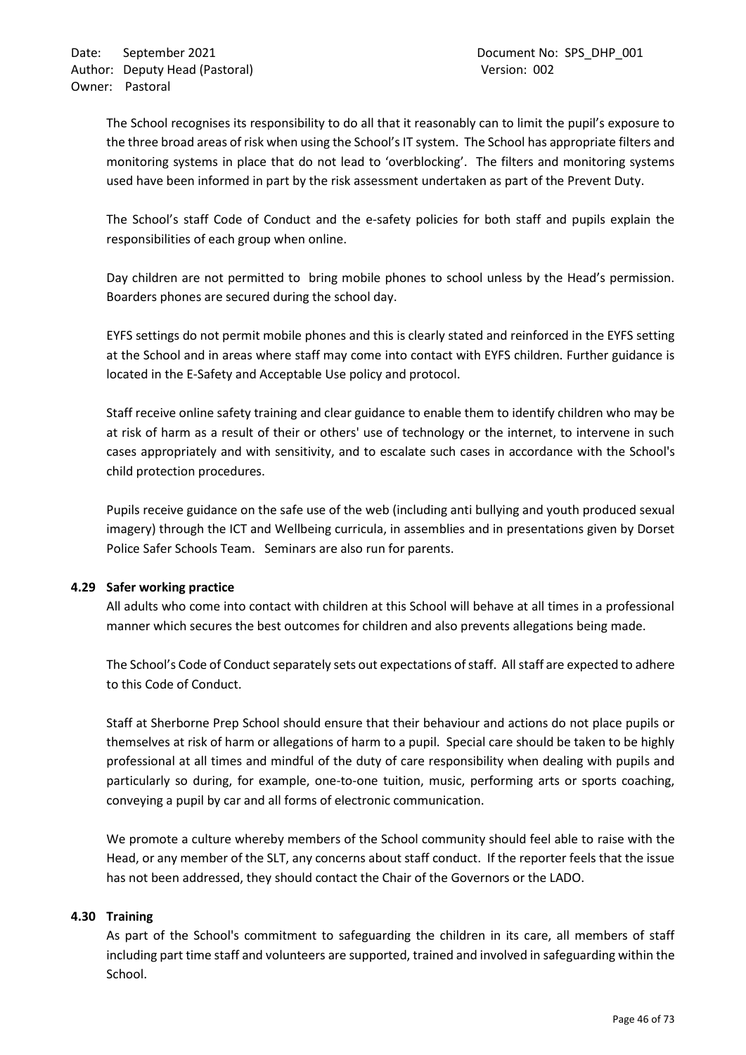The School recognises its responsibility to do all that it reasonably can to limit the pupil's exposure to the three broad areas of risk when using the School's IT system. The School has appropriate filters and monitoring systems in place that do not lead to 'overblocking'. The filters and monitoring systems used have been informed in part by the risk assessment undertaken as part of the Prevent Duty.

The School's staff Code of Conduct and the e-safety policies for both staff and pupils explain the responsibilities of each group when online.

Day children are not permitted to bring mobile phones to school unless by the Head's permission. Boarders phones are secured during the school day.

EYFS settings do not permit mobile phones and this is clearly stated and reinforced in the EYFS setting at the School and in areas where staff may come into contact with EYFS children. Further guidance is located in the E-Safety and Acceptable Use policy and protocol.

Staff receive online safety training and clear guidance to enable them to identify children who may be at risk of harm as a result of their or others' use of technology or the internet, to intervene in such cases appropriately and with sensitivity, and to escalate such cases in accordance with the School's child protection procedures.

Pupils receive guidance on the safe use of the web (including anti bullying and youth produced sexual imagery) through the ICT and Wellbeing curricula, in assemblies and in presentations given by Dorset Police Safer Schools Team. Seminars are also run for parents.

### 4.29 Safer working practice

All adults who come into contact with children at this School will behave at all times in a professional manner which secures the best outcomes for children and also prevents allegations being made.

The School's Code of Conduct separately sets out expectations of staff. All staff are expected to adhere to this Code of Conduct.

Staff at Sherborne Prep School should ensure that their behaviour and actions do not place pupils or themselves at risk of harm or allegations of harm to a pupil. Special care should be taken to be highly professional at all times and mindful of the duty of care responsibility when dealing with pupils and particularly so during, for example, one-to-one tuition, music, performing arts or sports coaching, conveying a pupil by car and all forms of electronic communication.

We promote a culture whereby members of the School community should feel able to raise with the Head, or any member of the SLT, any concerns about staff conduct. If the reporter feels that the issue has not been addressed, they should contact the Chair of the Governors or the LADO.

### 4.30 Training

As part of the School's commitment to safeguarding the children in its care, all members of staff including part time staff and volunteers are supported, trained and involved in safeguarding within the School.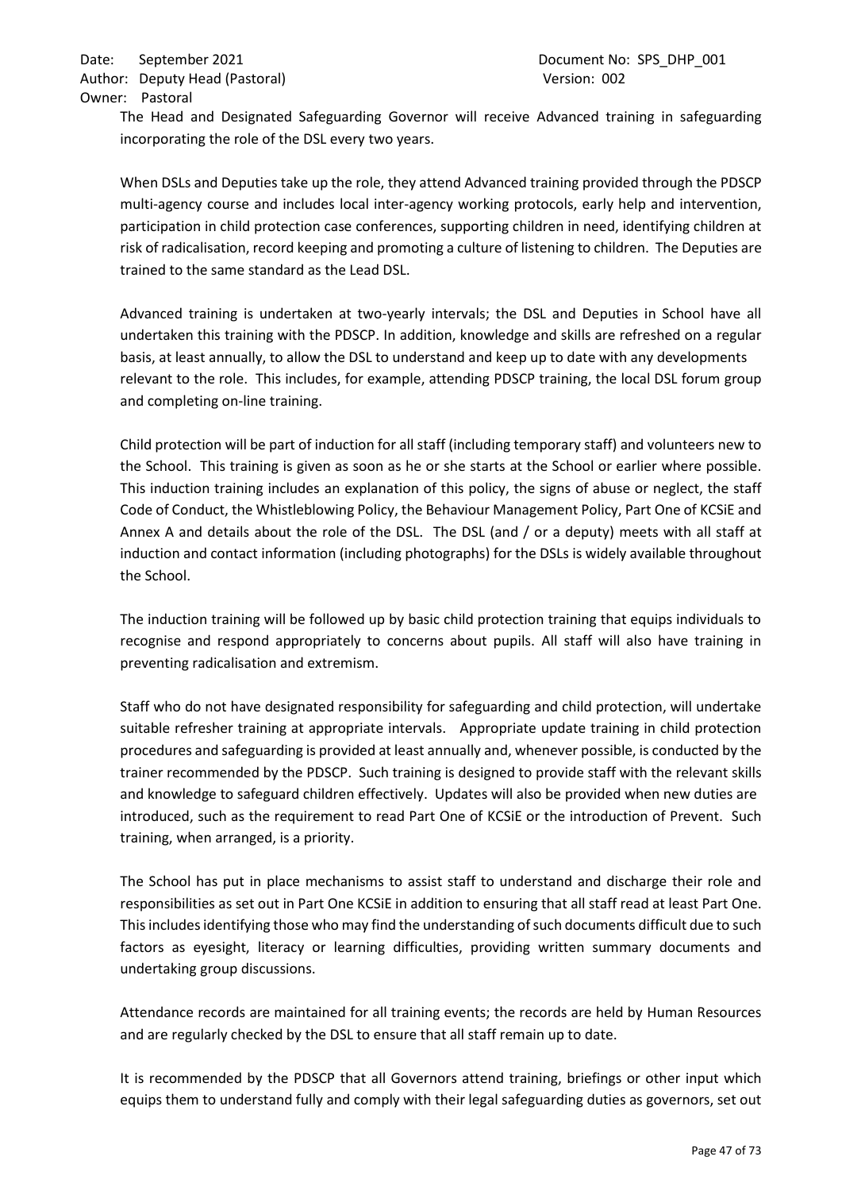The Head and Designated Safeguarding Governor will receive Advanced training in safeguarding incorporating the role of the DSL every two years.

When DSLs and Deputies take up the role, they attend Advanced training provided through the PDSCP multi-agency course and includes local inter-agency working protocols, early help and intervention, participation in child protection case conferences, supporting children in need, identifying children at risk of radicalisation, record keeping and promoting a culture of listening to children. The Deputies are trained to the same standard as the Lead DSL.

Advanced training is undertaken at two-yearly intervals; the DSL and Deputies in School have all undertaken this training with the PDSCP. In addition, knowledge and skills are refreshed on a regular basis, at least annually, to allow the DSL to understand and keep up to date with any developments relevant to the role. This includes, for example, attending PDSCP training, the local DSL forum group and completing on-line training.

Child protection will be part of induction for all staff (including temporary staff) and volunteers new to the School. This training is given as soon as he or she starts at the School or earlier where possible. This induction training includes an explanation of this policy, the signs of abuse or neglect, the staff Code of Conduct, the Whistleblowing Policy, the Behaviour Management Policy, Part One of KCSiE and Annex A and details about the role of the DSL. The DSL (and / or a deputy) meets with all staff at induction and contact information (including photographs) for the DSLs is widely available throughout the School.

The induction training will be followed up by basic child protection training that equips individuals to recognise and respond appropriately to concerns about pupils. All staff will also have training in preventing radicalisation and extremism.

Staff who do not have designated responsibility for safeguarding and child protection, will undertake suitable refresher training at appropriate intervals. Appropriate update training in child protection procedures and safeguarding is provided at least annually and, whenever possible, is conducted by the trainer recommended by the PDSCP. Such training is designed to provide staff with the relevant skills and knowledge to safeguard children effectively. Updates will also be provided when new duties are introduced, such as the requirement to read Part One of KCSiE or the introduction of Prevent. Such training, when arranged, is a priority.

The School has put in place mechanisms to assist staff to understand and discharge their role and responsibilities as set out in Part One KCSiE in addition to ensuring that all staff read at least Part One. This includes identifying those who may find the understanding of such documents difficult due to such factors as eyesight, literacy or learning difficulties, providing written summary documents and undertaking group discussions.

Attendance records are maintained for all training events; the records are held by Human Resources and are regularly checked by the DSL to ensure that all staff remain up to date.

It is recommended by the PDSCP that all Governors attend training, briefings or other input which equips them to understand fully and comply with their legal safeguarding duties as governors, set out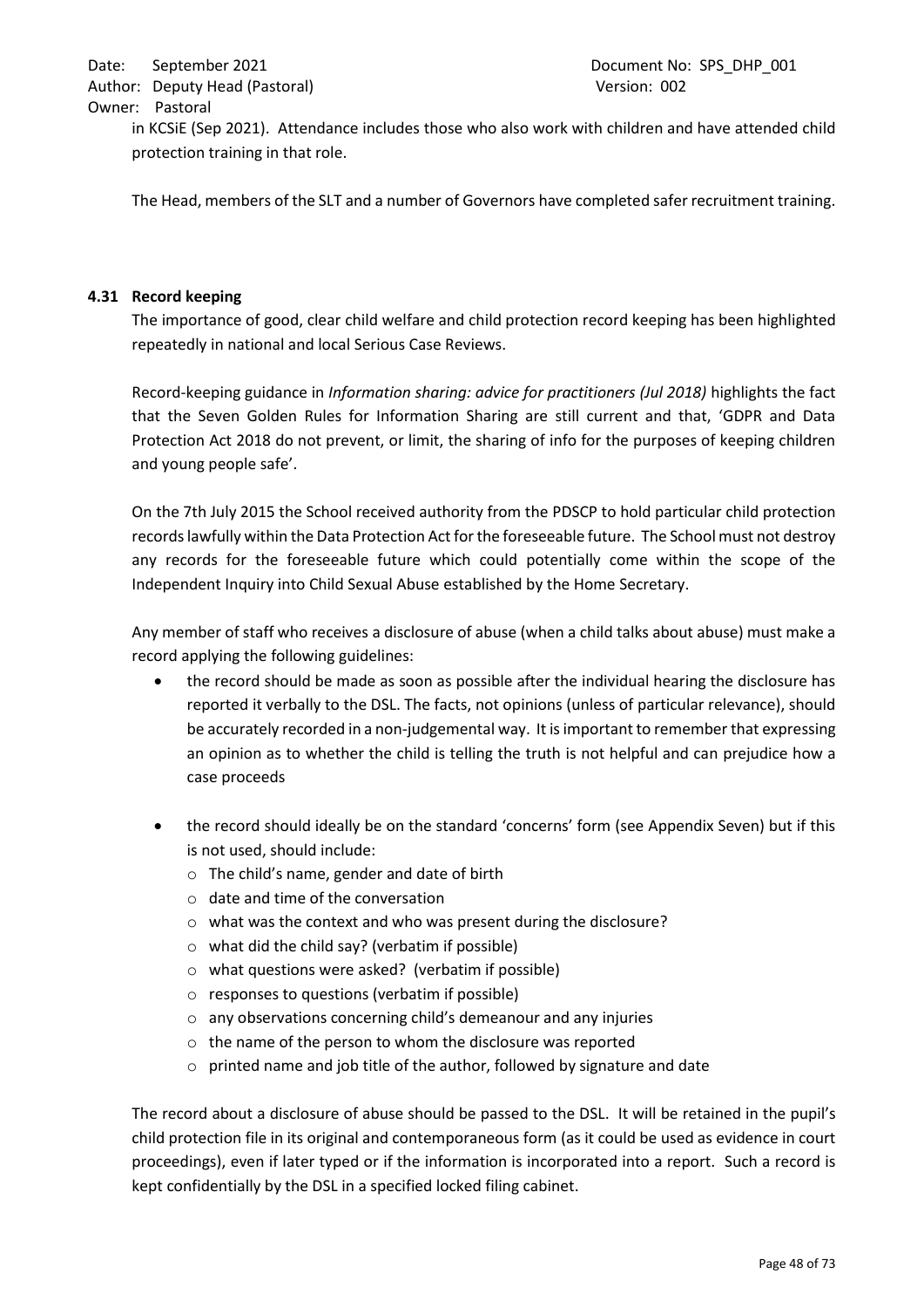in KCSiE (Sep 2021). Attendance includes those who also work with children and have attended child protection training in that role.

The Head, members of the SLT and a number of Governors have completed safer recruitment training.

### 4.31 Record keeping

The importance of good, clear child welfare and child protection record keeping has been highlighted repeatedly in national and local Serious Case Reviews.

Record-keeping guidance in *Information sharing: advice for practitioners (Jul 2018)* highlights the fact that the Seven Golden Rules for Information Sharing are still current and that, 'GDPR and Data Protection Act 2018 do not prevent, or limit, the sharing of info for the purposes of keeping children and young people safe'.

On the 7th July 2015 the School received authority from the PDSCP to hold particular child protection records lawfully within the Data Protection Act for the foreseeable future. The School must not destroy any records for the foreseeable future which could potentially come within the scope of the Independent Inquiry into Child Sexual Abuse established by the Home Secretary.

Any member of staff who receives a disclosure of abuse (when a child talks about abuse) must make a record applying the following guidelines:

- the record should be made as soon as possible after the individual hearing the disclosure has reported it verbally to the DSL. The facts, not opinions (unless of particular relevance), should be accurately recorded in a non-judgemental way. It is important to remember that expressing an opinion as to whether the child is telling the truth is not helpful and can prejudice how a case proceeds
- the record should ideally be on the standard 'concerns' form (see Appendix Seven) but if this is not used, should include:
  - The child's name, gender and date of birth
  - date and time of the conversation
  - what was the context and who was present during the disclosure?
  - what did the child say? (verbatim if possible)
  - what questions were asked? (verbatim if possible)
  - responses to questions (verbatim if possible)
  - any observations concerning child's demeanour and any injuries
  - the name of the person to whom the disclosure was reported
  - printed name and job title of the author, followed by signature and date

The record about a disclosure of abuse should be passed to the DSL. It will be retained in the pupil's child protection file in its original and contemporaneous form (as it could be used as evidence in court proceedings), even if later typed or if the information is incorporated into a report. Such a record is kept confidentially by the DSL in a specified locked filing cabinet.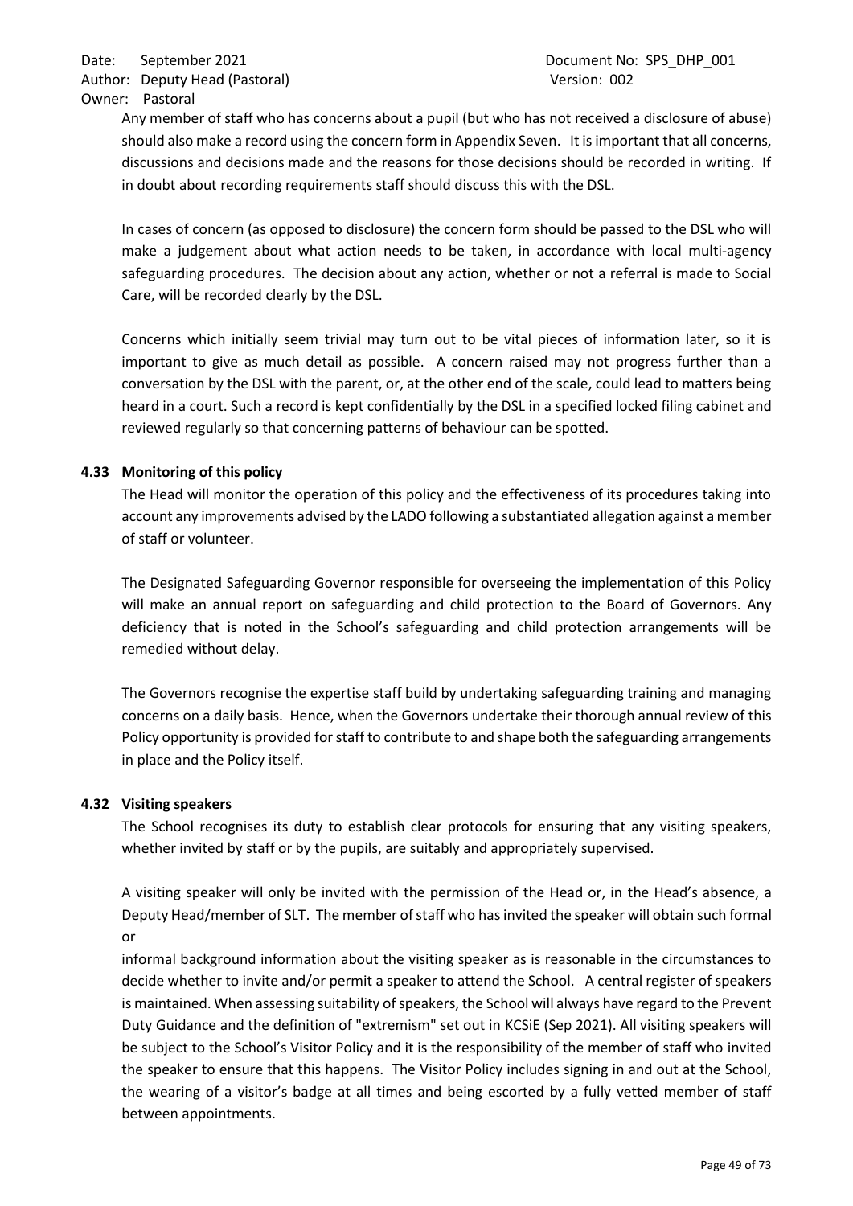Any member of staff who has concerns about a pupil (but who has not received a disclosure of abuse) should also make a record using the concern form in Appendix Seven. It is important that all concerns, discussions and decisions made and the reasons for those decisions should be recorded in writing. If in doubt about recording requirements staff should discuss this with the DSL.

In cases of concern (as opposed to disclosure) the concern form should be passed to the DSL who will make a judgement about what action needs to be taken, in accordance with local multi-agency safeguarding procedures. The decision about any action, whether or not a referral is made to Social Care, will be recorded clearly by the DSL.

Concerns which initially seem trivial may turn out to be vital pieces of information later, so it is important to give as much detail as possible. A concern raised may not progress further than a conversation by the DSL with the parent, or, at the other end of the scale, could lead to matters being heard in a court. Such a record is kept confidentially by the DSL in a specified locked filing cabinet and reviewed regularly so that concerning patterns of behaviour can be spotted.

### 4.33 Monitoring of this policy

The Head will monitor the operation of this policy and the effectiveness of its procedures taking into account any improvements advised by the LADO following a substantiated allegation against a member of staff or volunteer.

The Designated Safeguarding Governor responsible for overseeing the implementation of this Policy will make an annual report on safeguarding and child protection to the Board of Governors. Any deficiency that is noted in the School's safeguarding and child protection arrangements will be remedied without delay.

The Governors recognise the expertise staff build by undertaking safeguarding training and managing concerns on a daily basis. Hence, when the Governors undertake their thorough annual review of this Policy opportunity is provided for staff to contribute to and shape both the safeguarding arrangements in place and the Policy itself.

### 4.32 Visiting speakers

The School recognises its duty to establish clear protocols for ensuring that any visiting speakers, whether invited by staff or by the pupils, are suitably and appropriately supervised.

A visiting speaker will only be invited with the permission of the Head or, in the Head's absence, a Deputy Head/member of SLT. The member of staff who has invited the speaker will obtain such formal or

informal background information about the visiting speaker as is reasonable in the circumstances to decide whether to invite and/or permit a speaker to attend the School. A central register of speakers is maintained. When assessing suitability of speakers, the School will always have regard to the Prevent Duty Guidance and the definition of "extremism" set out in KCSiE (Sep 2021). All visiting speakers will be subject to the School's Visitor Policy and it is the responsibility of the member of staff who invited the speaker to ensure that this happens. The Visitor Policy includes signing in and out at the School, the wearing of a visitor's badge at all times and being escorted by a fully vetted member of staff between appointments.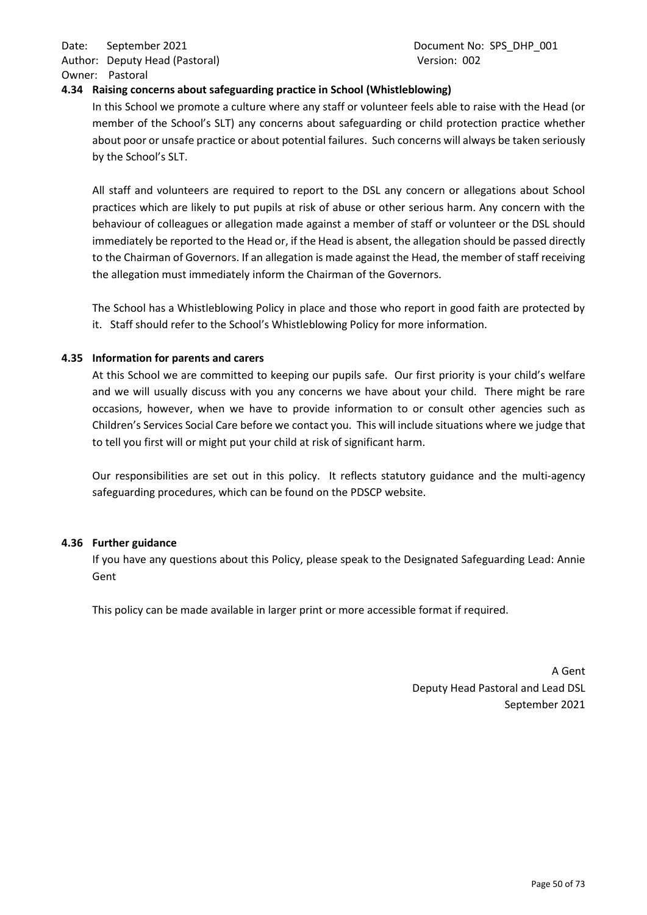### 4.34 Raising concerns about safeguarding practice in School (Whistleblowing)

In this School we promote a culture where any staff or volunteer feels able to raise with the Head (or member of the School's SLT) any concerns about safeguarding or child protection practice whether about poor or unsafe practice or about potential failures. Such concerns will always be taken seriously by the School's SLT.

All staff and volunteers are required to report to the DSL any concern or allegations about School practices which are likely to put pupils at risk of abuse or other serious harm. Any concern with the behaviour of colleagues or allegation made against a member of staff or volunteer or the DSL should immediately be reported to the Head or, if the Head is absent, the allegation should be passed directly to the Chairman of Governors. If an allegation is made against the Head, the member of staff receiving the allegation must immediately inform the Chairman of the Governors.

The School has a Whistleblowing Policy in place and those who report in good faith are protected by it. Staff should refer to the School's Whistleblowing Policy for more information.

### 4.35 Information for parents and carers

At this School we are committed to keeping our pupils safe. Our first priority is your child's welfare and we will usually discuss with you any concerns we have about your child. There might be rare occasions, however, when we have to provide information to or consult other agencies such as Children's Services Social Care before we contact you. This will include situations where we judge that to tell you first will or might put your child at risk of significant harm.

Our responsibilities are set out in this policy. It reflects statutory guidance and the multi-agency safeguarding procedures, which can be found on the PDSCP website.

### 4.36 Further guidance

If you have any questions about this Policy, please speak to the Designated Safeguarding Lead: Annie Gent

This policy can be made available in larger print or more accessible format if required.

A Gent
Deputy Head Pastoral and Lead DSL
September 2021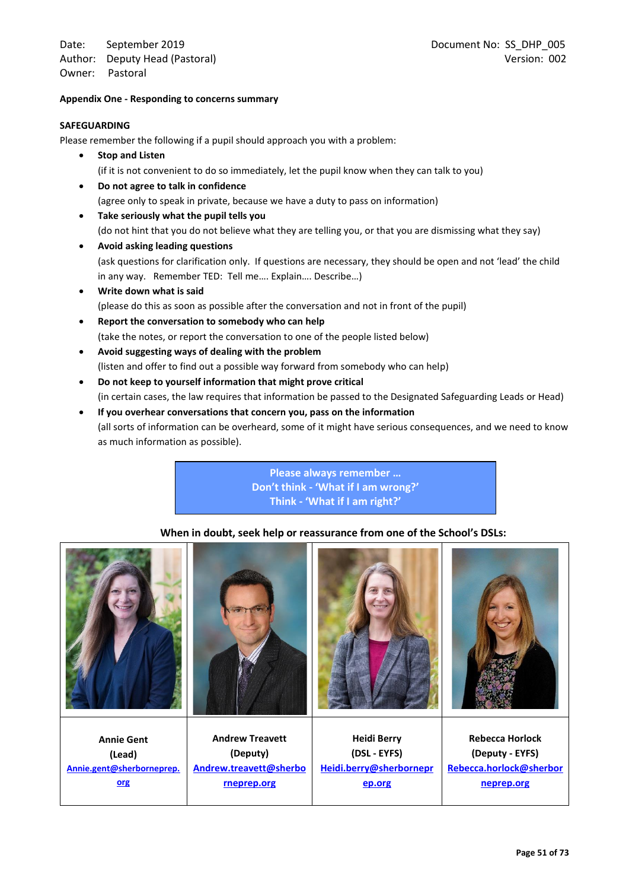Date: September 2019
Author: Deputy Head (Pastoral)
Owner: Pastoral

Document No: SS_DHP_005
Version: 002

**Appendix One - Responding to concerns summary**

**SAFEGUARDING**

Please remember the following if a pupil should approach you with a problem:

- **Stop and Listen**
  (if it is not convenient to do so immediately, let the pupil know when they can talk to you)
- **Do not agree to talk in confidence**
  (agree only to speak in private, because we have a duty to pass on information)
- **Take seriously what the pupil tells you**
  (do not hint that you do not believe what they are telling you, or that you are dismissing what they say)
- **Avoid asking leading questions**
  (ask questions for clarification only. If questions are necessary, they should be open and not 'lead' the child in any way. Remember TED: Tell me…. Explain…. Describe…)
- **Write down what is said**
  (please do this as soon as possible after the conversation and not in front of the pupil)
- **Report the conversation to somebody who can help**
  (take the notes, or report the conversation to one of the people listed below)
- **Avoid suggesting ways of dealing with the problem**
  (listen and offer to find out a possible way forward from somebody who can help)
- **Do not keep to yourself information that might prove critical**
  (in certain cases, the law requires that information be passed to the Designated Safeguarding Leads or Head)
- **If you overhear conversations that concern you, pass on the information**
  (all sorts of information can be overheard, some of it might have serious consequences, and we need to know as much information as possible).

**Please always remember …**
**Don't think - 'What if I am wrong?'**
**Think - 'What if I am right?'**

**When in doubt, seek help or reassurance from one of the School's DSLs:**

| Annie Gent | Andrew Treavett | Heidi Berry | Rebecca Horlock |
|---|---|---|---|
| **(Lead)** | **(Deputy)** | **(DSL - EYFS)** | **(Deputy - EYFS)** |
| Annie.gent@sherborneprep.org | Andrew.treavett@sherborneprep.org | Heidi.berry@sherborneprep.org | Rebecca.horlock@sherborneprep.org |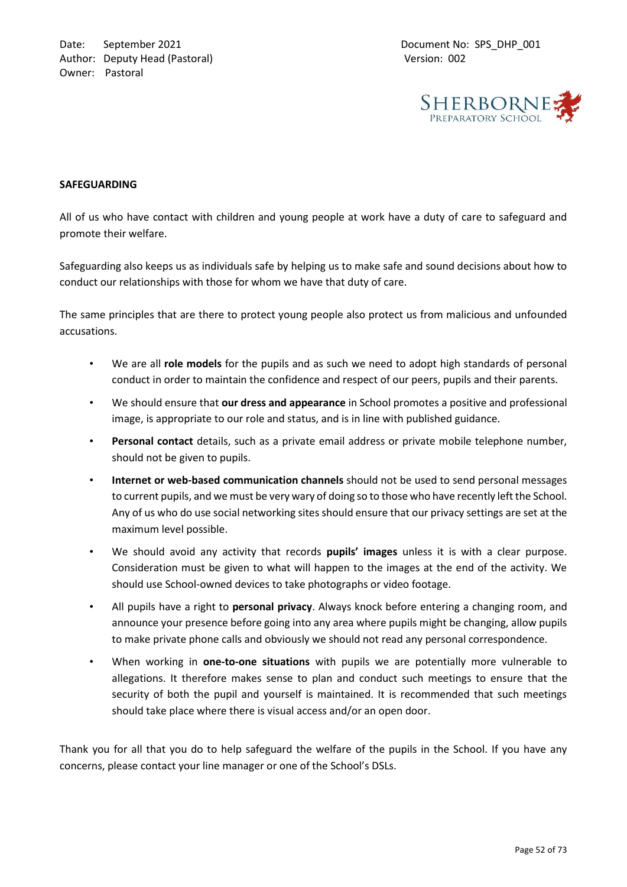## SAFEGUARDING

All of us who have contact with children and young people at work have a duty of care to safeguard and promote their welfare.

Safeguarding also keeps us as individuals safe by helping us to make safe and sound decisions about how to conduct our relationships with those for whom we have that duty of care.

The same principles that are there to protect young people also protect us from malicious and unfounded accusations.

- We are all **role models** for the pupils and as such we need to adopt high standards of personal conduct in order to maintain the confidence and respect of our peers, pupils and their parents.
- We should ensure that **our dress and appearance** in School promotes a positive and professional image, is appropriate to our role and status, and is in line with published guidance.
- **Personal contact** details, such as a private email address or private mobile telephone number, should not be given to pupils.
- **Internet or web-based communication channels** should not be used to send personal messages to current pupils, and we must be very wary of doing so to those who have recently left the School. Any of us who do use social networking sites should ensure that our privacy settings are set at the maximum level possible.
- We should avoid any activity that records **pupils' images** unless it is with a clear purpose. Consideration must be given to what will happen to the images at the end of the activity. We should use School-owned devices to take photographs or video footage.
- All pupils have a right to **personal privacy**. Always knock before entering a changing room, and announce your presence before going into any area where pupils might be changing, allow pupils to make private phone calls and obviously we should not read any personal correspondence.
- When working in **one-to-one situations** with pupils we are potentially more vulnerable to allegations. It therefore makes sense to plan and conduct such meetings to ensure that the security of both the pupil and yourself is maintained. It is recommended that such meetings should take place where there is visual access and/or an open door.

Thank you for all that you do to help safeguard the welfare of the pupils in the School. If you have any concerns, please contact your line manager or one of the School's DSLs.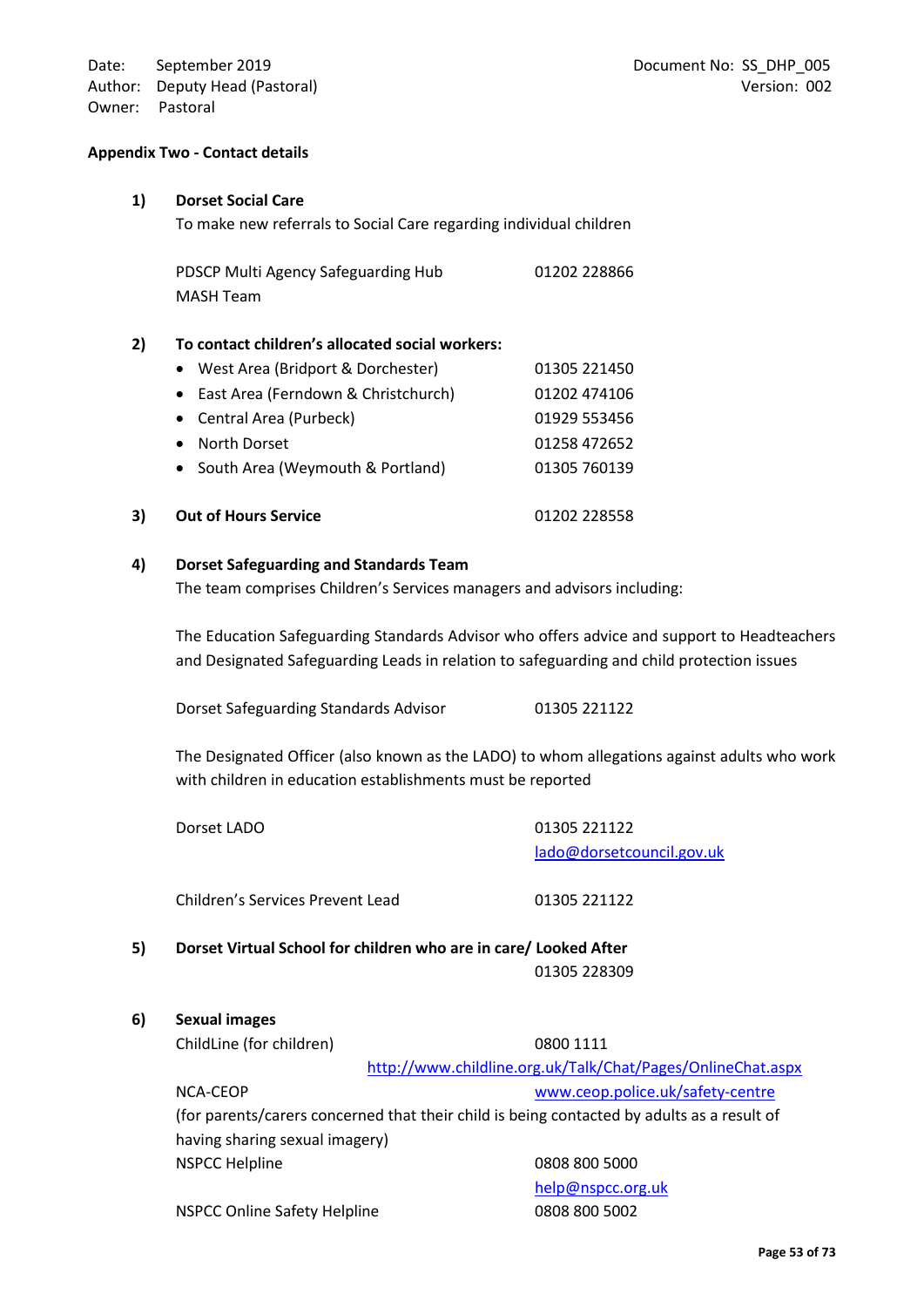## Appendix Two - Contact details

1) **Dorset Social Care**

To make new referrals to Social Care regarding individual children

PDSCP Multi Agency Safeguarding Hub MASH Team — 01202 228866

2) **To contact children's allocated social workers:**

- West Area (Bridport & Dorchester) — 01305 221450
- East Area (Ferndown & Christchurch) — 01202 474106
- Central Area (Purbeck) — 01929 553456
- North Dorset — 01258 472652
- South Area (Weymouth & Portland) — 01305 760139

3) **Out of Hours Service** — 01202 228558

4) **Dorset Safeguarding and Standards Team**

The team comprises Children's Services managers and advisors including:

The Education Safeguarding Standards Advisor who offers advice and support to Headteachers and Designated Safeguarding Leads in relation to safeguarding and child protection issues

Dorset Safeguarding Standards Advisor — 01305 221122

The Designated Officer (also known as the LADO) to whom allegations against adults who work with children in education establishments must be reported

Dorset LADO — 01305 221122
lado@dorsetcouncil.gov.uk

Children's Services Prevent Lead — 01305 221122

5) **Dorset Virtual School for children who are in care/ Looked After** — 01305 228309

6) **Sexual images**

ChildLine (for children) — 0800 1111
http://www.childline.org.uk/Talk/Chat/Pages/OnlineChat.aspx

NCA-CEOP — www.ceop.police.uk/safety-centre
(for parents/carers concerned that their child is being contacted by adults as a result of having sharing sexual imagery)

NSPCC Helpline — 0808 800 5000
help@nspcc.org.uk

NSPCC Online Safety Helpline — 0808 800 5002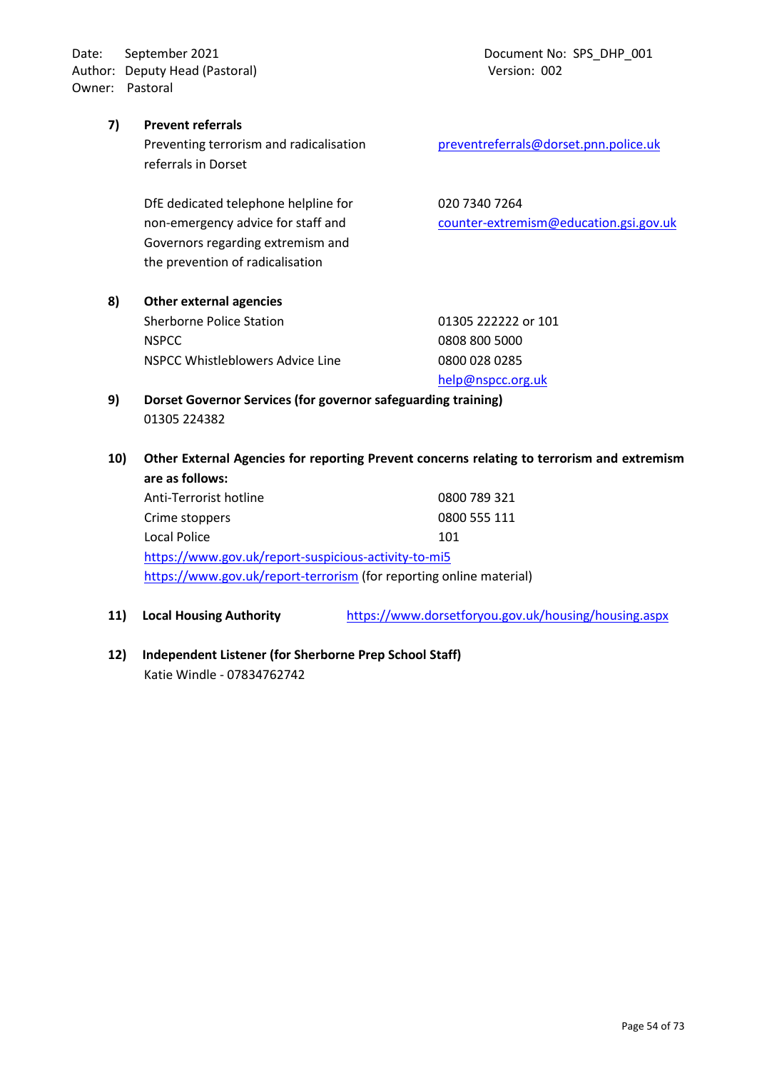**7) Prevent referrals**

Preventing terrorism and radicalisation referrals in Dorset — preventreferrals@dorset.pnn.police.uk

DfE dedicated telephone helpline for non-emergency advice for staff and Governors regarding extremism and the prevention of radicalisation — 020 7340 7264, counter-extremism@education.gsi.gov.uk

**8) Other external agencies**

| | |
|---|---|
| Sherborne Police Station | 01305 222222 or 101 |
| NSPCC | 0808 800 5000 |
| NSPCC Whistleblowers Advice Line | 0800 028 0285 |
| | help@nspcc.org.uk |

**9) Dorset Governor Services (for governor safeguarding training)**

01305 224382

**10) Other External Agencies for reporting Prevent concerns relating to terrorism and extremism are as follows:**

| | |
|---|---|
| Anti-Terrorist hotline | 0800 789 321 |
| Crime stoppers | 0800 555 111 |
| Local Police | 101 |

https://www.gov.uk/report-suspicious-activity-to-mi5

https://www.gov.uk/report-terrorism (for reporting online material)

**11) Local Housing Authority** — https://www.dorsetforyou.gov.uk/housing/housing.aspx

**12) Independent Listener (for Sherborne Prep School Staff)**

Katie Windle - 07834762742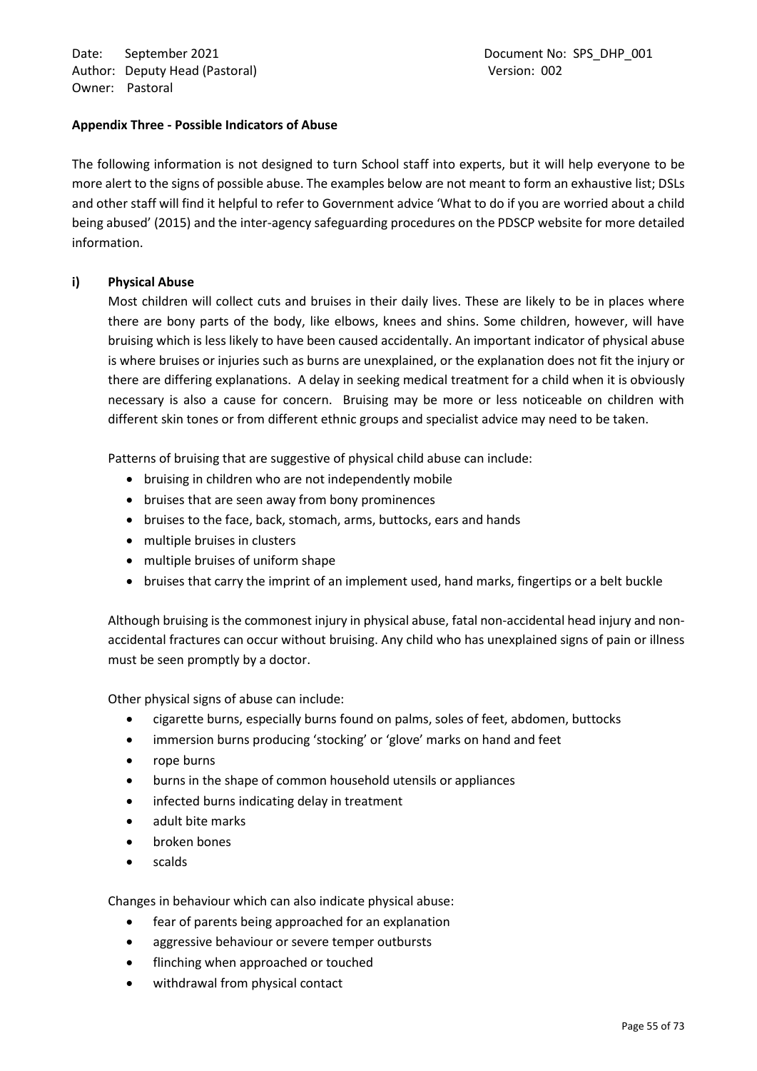**Appendix Three - Possible Indicators of Abuse**

The following information is not designed to turn School staff into experts, but it will help everyone to be more alert to the signs of possible abuse. The examples below are not meant to form an exhaustive list; DSLs and other staff will find it helpful to refer to Government advice 'What to do if you are worried about a child being abused' (2015) and the inter-agency safeguarding procedures on the PDSCP website for more detailed information.

**i) Physical Abuse**

Most children will collect cuts and bruises in their daily lives. These are likely to be in places where there are bony parts of the body, like elbows, knees and shins. Some children, however, will have bruising which is less likely to have been caused accidentally. An important indicator of physical abuse is where bruises or injuries such as burns are unexplained, or the explanation does not fit the injury or there are differing explanations. A delay in seeking medical treatment for a child when it is obviously necessary is also a cause for concern. Bruising may be more or less noticeable on children with different skin tones or from different ethnic groups and specialist advice may need to be taken.

Patterns of bruising that are suggestive of physical child abuse can include:

- bruising in children who are not independently mobile
- bruises that are seen away from bony prominences
- bruises to the face, back, stomach, arms, buttocks, ears and hands
- multiple bruises in clusters
- multiple bruises of uniform shape
- bruises that carry the imprint of an implement used, hand marks, fingertips or a belt buckle

Although bruising is the commonest injury in physical abuse, fatal non-accidental head injury and non-accidental fractures can occur without bruising. Any child who has unexplained signs of pain or illness must be seen promptly by a doctor.

Other physical signs of abuse can include:

- cigarette burns, especially burns found on palms, soles of feet, abdomen, buttocks
- immersion burns producing 'stocking' or 'glove' marks on hand and feet
- rope burns
- burns in the shape of common household utensils or appliances
- infected burns indicating delay in treatment
- adult bite marks
- broken bones
- scalds

Changes in behaviour which can also indicate physical abuse:

- fear of parents being approached for an explanation
- aggressive behaviour or severe temper outbursts
- flinching when approached or touched
- withdrawal from physical contact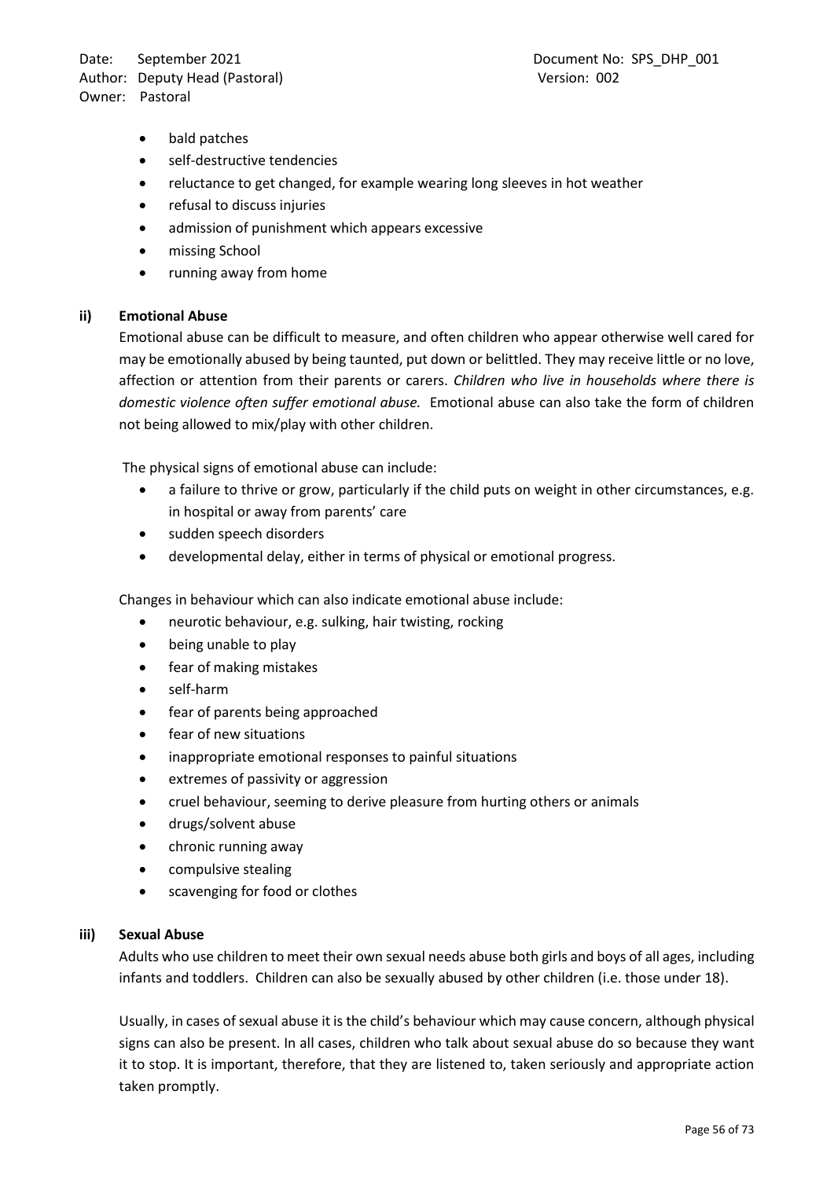- bald patches
- self-destructive tendencies
- reluctance to get changed, for example wearing long sleeves in hot weather
- refusal to discuss injuries
- admission of punishment which appears excessive
- missing School
- running away from home

### ii) Emotional Abuse

Emotional abuse can be difficult to measure, and often children who appear otherwise well cared for may be emotionally abused by being taunted, put down or belittled. They may receive little or no love, affection or attention from their parents or carers. *Children who live in households where there is domestic violence often suffer emotional abuse.* Emotional abuse can also take the form of children not being allowed to mix/play with other children.

The physical signs of emotional abuse can include:

- a failure to thrive or grow, particularly if the child puts on weight in other circumstances, e.g. in hospital or away from parents' care
- sudden speech disorders
- developmental delay, either in terms of physical or emotional progress.

Changes in behaviour which can also indicate emotional abuse include:

- neurotic behaviour, e.g. sulking, hair twisting, rocking
- being unable to play
- fear of making mistakes
- self-harm
- fear of parents being approached
- fear of new situations
- inappropriate emotional responses to painful situations
- extremes of passivity or aggression
- cruel behaviour, seeming to derive pleasure from hurting others or animals
- drugs/solvent abuse
- chronic running away
- compulsive stealing
- scavenging for food or clothes

### iii) Sexual Abuse

Adults who use children to meet their own sexual needs abuse both girls and boys of all ages, including infants and toddlers. Children can also be sexually abused by other children (i.e. those under 18).

Usually, in cases of sexual abuse it is the child's behaviour which may cause concern, although physical signs can also be present. In all cases, children who talk about sexual abuse do so because they want it to stop. It is important, therefore, that they are listened to, taken seriously and appropriate action taken promptly.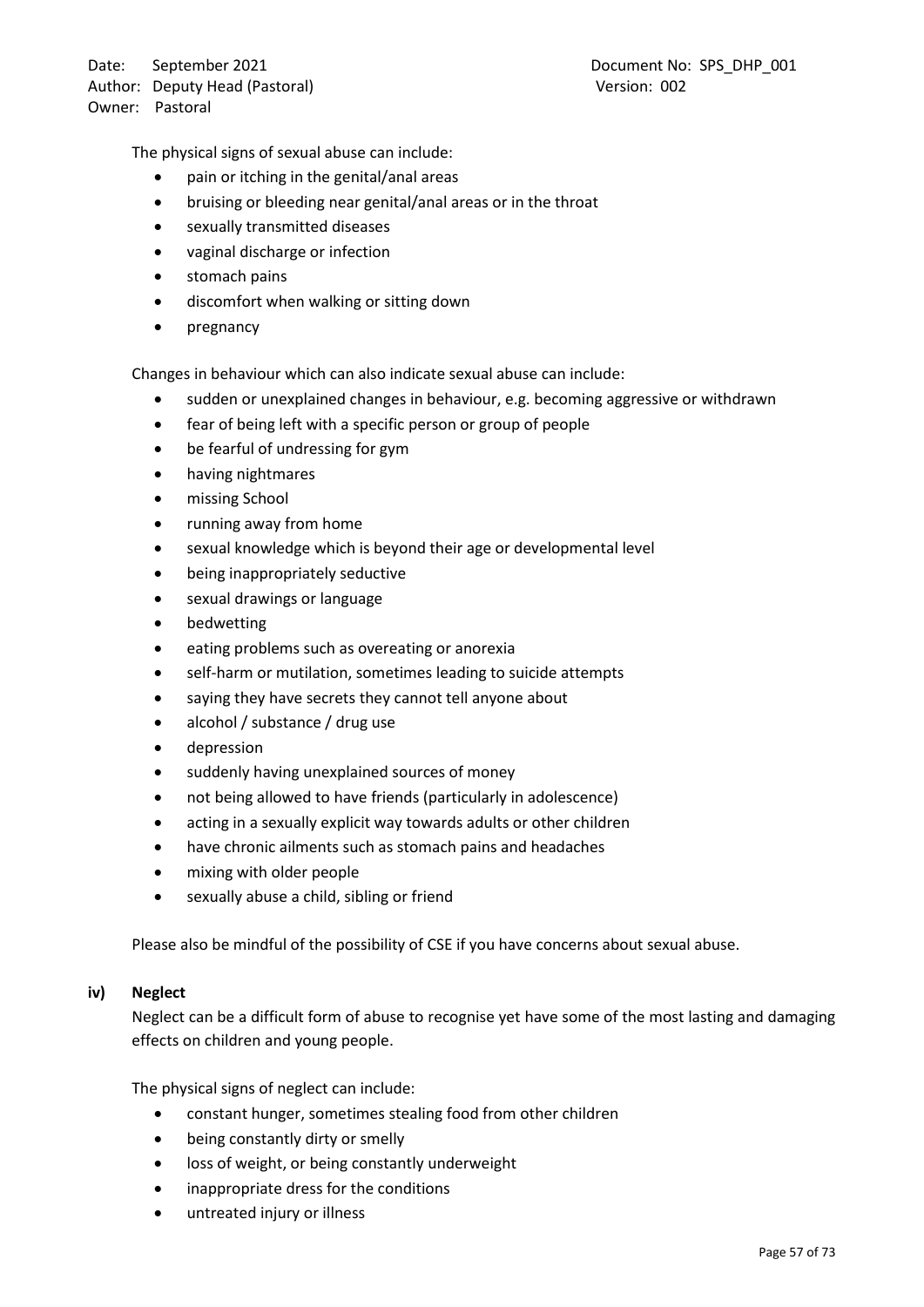The physical signs of sexual abuse can include:

- pain or itching in the genital/anal areas
- bruising or bleeding near genital/anal areas or in the throat
- sexually transmitted diseases
- vaginal discharge or infection
- stomach pains
- discomfort when walking or sitting down
- pregnancy

Changes in behaviour which can also indicate sexual abuse can include:

- sudden or unexplained changes in behaviour, e.g. becoming aggressive or withdrawn
- fear of being left with a specific person or group of people
- be fearful of undressing for gym
- having nightmares
- missing School
- running away from home
- sexual knowledge which is beyond their age or developmental level
- being inappropriately seductive
- sexual drawings or language
- bedwetting
- eating problems such as overeating or anorexia
- self-harm or mutilation, sometimes leading to suicide attempts
- saying they have secrets they cannot tell anyone about
- alcohol / substance / drug use
- depression
- suddenly having unexplained sources of money
- not being allowed to have friends (particularly in adolescence)
- acting in a sexually explicit way towards adults or other children
- have chronic ailments such as stomach pains and headaches
- mixing with older people
- sexually abuse a child, sibling or friend

Please also be mindful of the possibility of CSE if you have concerns about sexual abuse.

**iv) Neglect**

Neglect can be a difficult form of abuse to recognise yet have some of the most lasting and damaging effects on children and young people.

The physical signs of neglect can include:

- constant hunger, sometimes stealing food from other children
- being constantly dirty or smelly
- loss of weight, or being constantly underweight
- inappropriate dress for the conditions
- untreated injury or illness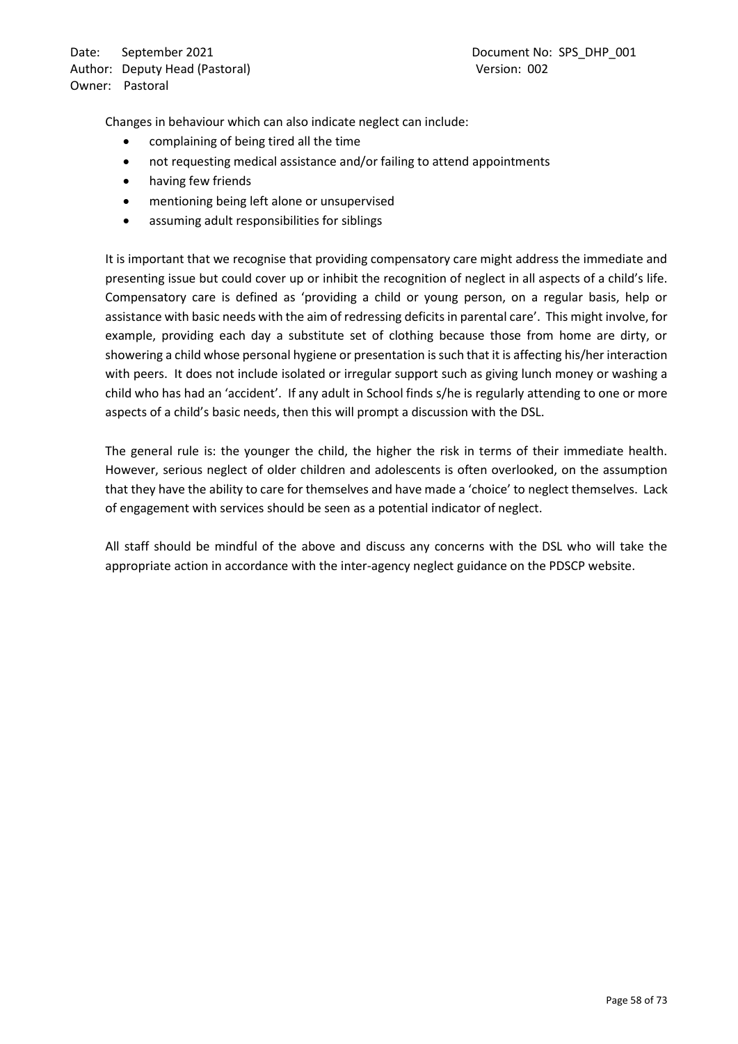Changes in behaviour which can also indicate neglect can include:

- complaining of being tired all the time
- not requesting medical assistance and/or failing to attend appointments
- having few friends
- mentioning being left alone or unsupervised
- assuming adult responsibilities for siblings

It is important that we recognise that providing compensatory care might address the immediate and presenting issue but could cover up or inhibit the recognition of neglect in all aspects of a child's life. Compensatory care is defined as 'providing a child or young person, on a regular basis, help or assistance with basic needs with the aim of redressing deficits in parental care'. This might involve, for example, providing each day a substitute set of clothing because those from home are dirty, or showering a child whose personal hygiene or presentation is such that it is affecting his/her interaction with peers. It does not include isolated or irregular support such as giving lunch money or washing a child who has had an 'accident'. If any adult in School finds s/he is regularly attending to one or more aspects of a child's basic needs, then this will prompt a discussion with the DSL.

The general rule is: the younger the child, the higher the risk in terms of their immediate health. However, serious neglect of older children and adolescents is often overlooked, on the assumption that they have the ability to care for themselves and have made a 'choice' to neglect themselves. Lack of engagement with services should be seen as a potential indicator of neglect.

All staff should be mindful of the above and discuss any concerns with the DSL who will take the appropriate action in accordance with the inter-agency neglect guidance on the PDSCP website.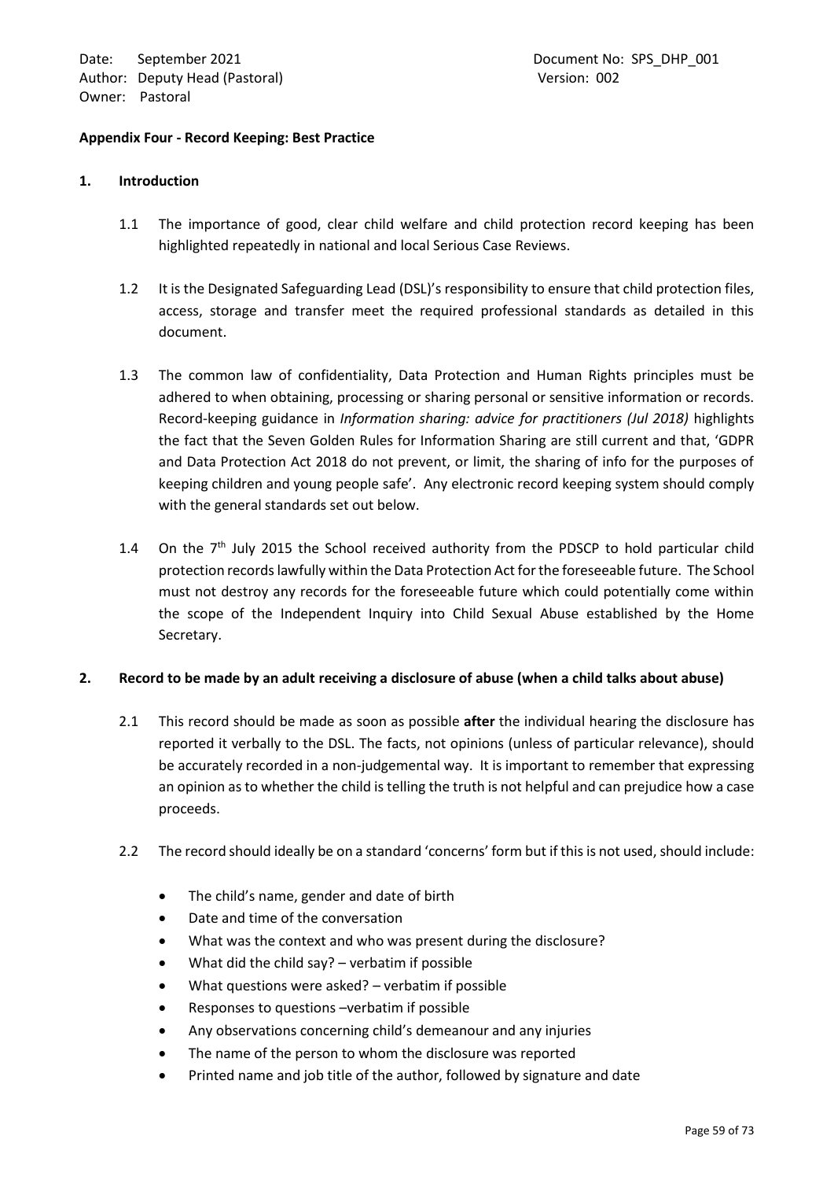**Appendix Four - Record Keeping: Best Practice**

**1. Introduction**

1.1 The importance of good, clear child welfare and child protection record keeping has been highlighted repeatedly in national and local Serious Case Reviews.

1.2 It is the Designated Safeguarding Lead (DSL)'s responsibility to ensure that child protection files, access, storage and transfer meet the required professional standards as detailed in this document.

1.3 The common law of confidentiality, Data Protection and Human Rights principles must be adhered to when obtaining, processing or sharing personal or sensitive information or records. Record-keeping guidance in *Information sharing: advice for practitioners (Jul 2018)* highlights the fact that the Seven Golden Rules for Information Sharing are still current and that, 'GDPR and Data Protection Act 2018 do not prevent, or limit, the sharing of info for the purposes of keeping children and young people safe'. Any electronic record keeping system should comply with the general standards set out below.

1.4 On the 7th July 2015 the School received authority from the PDSCP to hold particular child protection records lawfully within the Data Protection Act for the foreseeable future. The School must not destroy any records for the foreseeable future which could potentially come within the scope of the Independent Inquiry into Child Sexual Abuse established by the Home Secretary.

**2. Record to be made by an adult receiving a disclosure of abuse (when a child talks about abuse)**

2.1 This record should be made as soon as possible **after** the individual hearing the disclosure has reported it verbally to the DSL. The facts, not opinions (unless of particular relevance), should be accurately recorded in a non-judgemental way. It is important to remember that expressing an opinion as to whether the child is telling the truth is not helpful and can prejudice how a case proceeds.

2.2 The record should ideally be on a standard 'concerns' form but if this is not used, should include:

- The child's name, gender and date of birth
- Date and time of the conversation
- What was the context and who was present during the disclosure?
- What did the child say? – verbatim if possible
- What questions were asked? – verbatim if possible
- Responses to questions –verbatim if possible
- Any observations concerning child's demeanour and any injuries
- The name of the person to whom the disclosure was reported
- Printed name and job title of the author, followed by signature and date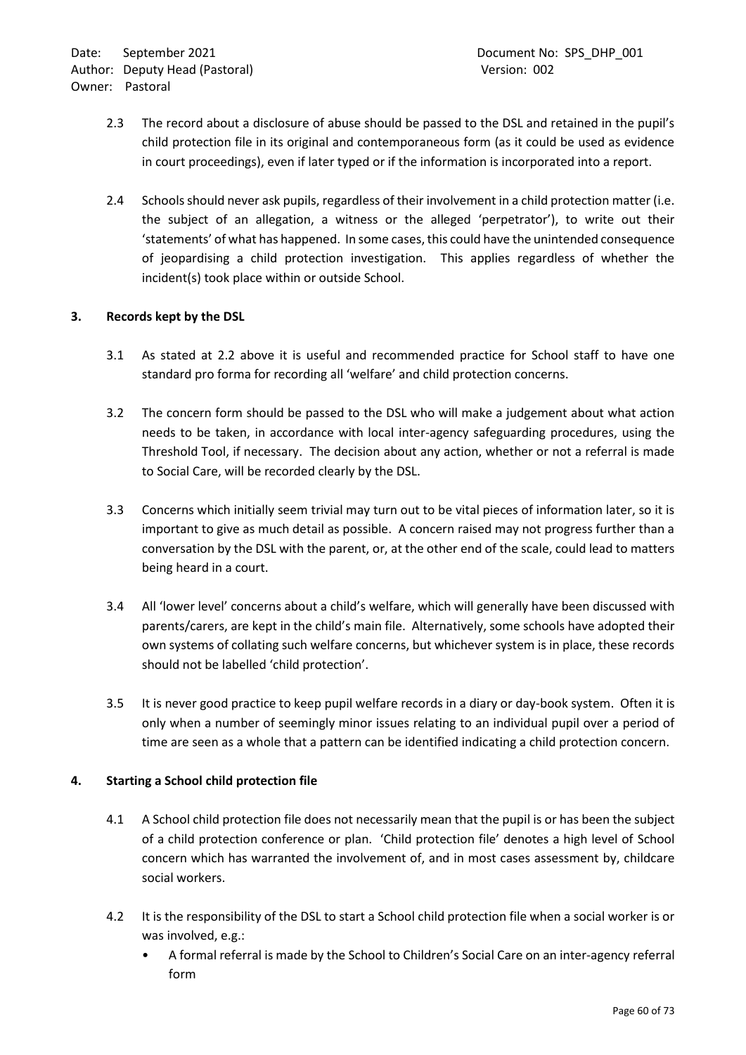2.3 The record about a disclosure of abuse should be passed to the DSL and retained in the pupil's child protection file in its original and contemporaneous form (as it could be used as evidence in court proceedings), even if later typed or if the information is incorporated into a report.

2.4 Schools should never ask pupils, regardless of their involvement in a child protection matter (i.e. the subject of an allegation, a witness or the alleged 'perpetrator'), to write out their 'statements' of what has happened. In some cases, this could have the unintended consequence of jeopardising a child protection investigation. This applies regardless of whether the incident(s) took place within or outside School.

## 3. Records kept by the DSL

3.1 As stated at 2.2 above it is useful and recommended practice for School staff to have one standard pro forma for recording all 'welfare' and child protection concerns.

3.2 The concern form should be passed to the DSL who will make a judgement about what action needs to be taken, in accordance with local inter-agency safeguarding procedures, using the Threshold Tool, if necessary. The decision about any action, whether or not a referral is made to Social Care, will be recorded clearly by the DSL.

3.3 Concerns which initially seem trivial may turn out to be vital pieces of information later, so it is important to give as much detail as possible. A concern raised may not progress further than a conversation by the DSL with the parent, or, at the other end of the scale, could lead to matters being heard in a court.

3.4 All 'lower level' concerns about a child's welfare, which will generally have been discussed with parents/carers, are kept in the child's main file. Alternatively, some schools have adopted their own systems of collating such welfare concerns, but whichever system is in place, these records should not be labelled 'child protection'.

3.5 It is never good practice to keep pupil welfare records in a diary or day-book system. Often it is only when a number of seemingly minor issues relating to an individual pupil over a period of time are seen as a whole that a pattern can be identified indicating a child protection concern.

## 4. Starting a School child protection file

4.1 A School child protection file does not necessarily mean that the pupil is or has been the subject of a child protection conference or plan. 'Child protection file' denotes a high level of School concern which has warranted the involvement of, and in most cases assessment by, childcare social workers.

4.2 It is the responsibility of the DSL to start a School child protection file when a social worker is or was involved, e.g.:

- A formal referral is made by the School to Children's Social Care on an inter-agency referral form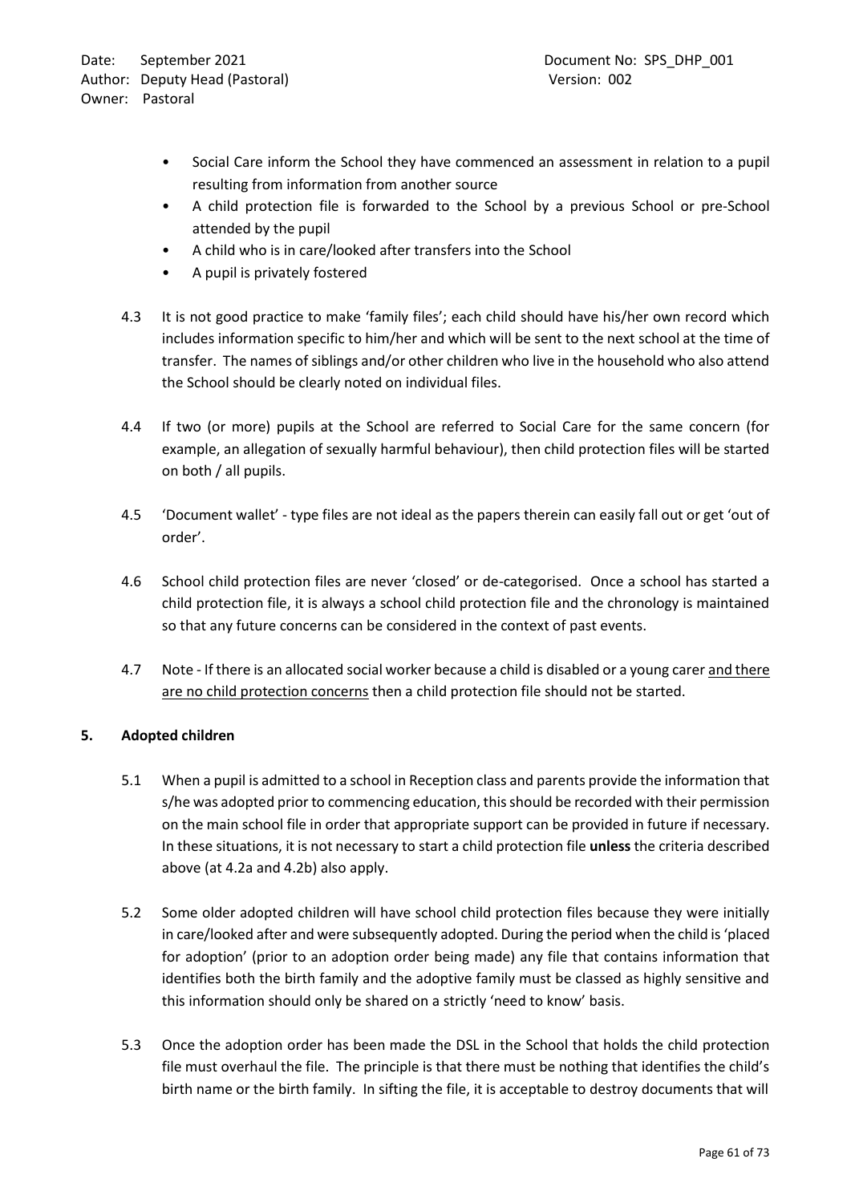- Social Care inform the School they have commenced an assessment in relation to a pupil resulting from information from another source
- A child protection file is forwarded to the School by a previous School or pre-School attended by the pupil
- A child who is in care/looked after transfers into the School
- A pupil is privately fostered

4.3 It is not good practice to make 'family files'; each child should have his/her own record which includes information specific to him/her and which will be sent to the next school at the time of transfer. The names of siblings and/or other children who live in the household who also attend the School should be clearly noted on individual files.

4.4 If two (or more) pupils at the School are referred to Social Care for the same concern (for example, an allegation of sexually harmful behaviour), then child protection files will be started on both / all pupils.

4.5 'Document wallet' - type files are not ideal as the papers therein can easily fall out or get 'out of order'.

4.6 School child protection files are never 'closed' or de-categorised. Once a school has started a child protection file, it is always a school child protection file and the chronology is maintained so that any future concerns can be considered in the context of past events.

4.7 Note - If there is an allocated social worker because a child is disabled or a young carer <u>and there are no child protection concerns</u> then a child protection file should not be started.

## 5. Adopted children

5.1 When a pupil is admitted to a school in Reception class and parents provide the information that s/he was adopted prior to commencing education, this should be recorded with their permission on the main school file in order that appropriate support can be provided in future if necessary. In these situations, it is not necessary to start a child protection file **unless** the criteria described above (at 4.2a and 4.2b) also apply.

5.2 Some older adopted children will have school child protection files because they were initially in care/looked after and were subsequently adopted. During the period when the child is 'placed for adoption' (prior to an adoption order being made) any file that contains information that identifies both the birth family and the adoptive family must be classed as highly sensitive and this information should only be shared on a strictly 'need to know' basis.

5.3 Once the adoption order has been made the DSL in the School that holds the child protection file must overhaul the file. The principle is that there must be nothing that identifies the child's birth name or the birth family. In sifting the file, it is acceptable to destroy documents that will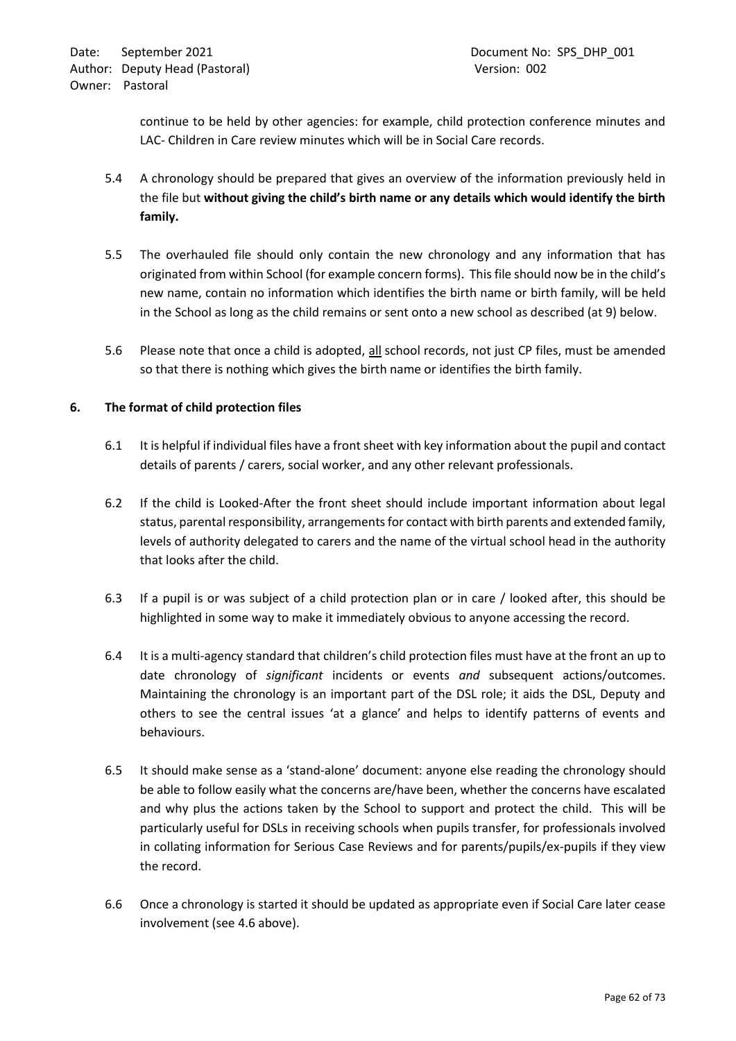continue to be held by other agencies: for example, child protection conference minutes and LAC- Children in Care review minutes which will be in Social Care records.

5.4 A chronology should be prepared that gives an overview of the information previously held in the file but **without giving the child's birth name or any details which would identify the birth family.**

5.5 The overhauled file should only contain the new chronology and any information that has originated from within School (for example concern forms). This file should now be in the child's new name, contain no information which identifies the birth name or birth family, will be held in the School as long as the child remains or sent onto a new school as described (at 9) below.

5.6 Please note that once a child is adopted, <u>all</u> school records, not just CP files, must be amended so that there is nothing which gives the birth name or identifies the birth family.

## 6. The format of child protection files

6.1 It is helpful if individual files have a front sheet with key information about the pupil and contact details of parents / carers, social worker, and any other relevant professionals.

6.2 If the child is Looked-After the front sheet should include important information about legal status, parental responsibility, arrangements for contact with birth parents and extended family, levels of authority delegated to carers and the name of the virtual school head in the authority that looks after the child.

6.3 If a pupil is or was subject of a child protection plan or in care / looked after, this should be highlighted in some way to make it immediately obvious to anyone accessing the record.

6.4 It is a multi-agency standard that children's child protection files must have at the front an up to date chronology of *significant* incidents or events *and* subsequent actions/outcomes. Maintaining the chronology is an important part of the DSL role; it aids the DSL, Deputy and others to see the central issues 'at a glance' and helps to identify patterns of events and behaviours.

6.5 It should make sense as a 'stand-alone' document: anyone else reading the chronology should be able to follow easily what the concerns are/have been, whether the concerns have escalated and why plus the actions taken by the School to support and protect the child. This will be particularly useful for DSLs in receiving schools when pupils transfer, for professionals involved in collating information for Serious Case Reviews and for parents/pupils/ex-pupils if they view the record.

6.6 Once a chronology is started it should be updated as appropriate even if Social Care later cease involvement (see 4.6 above).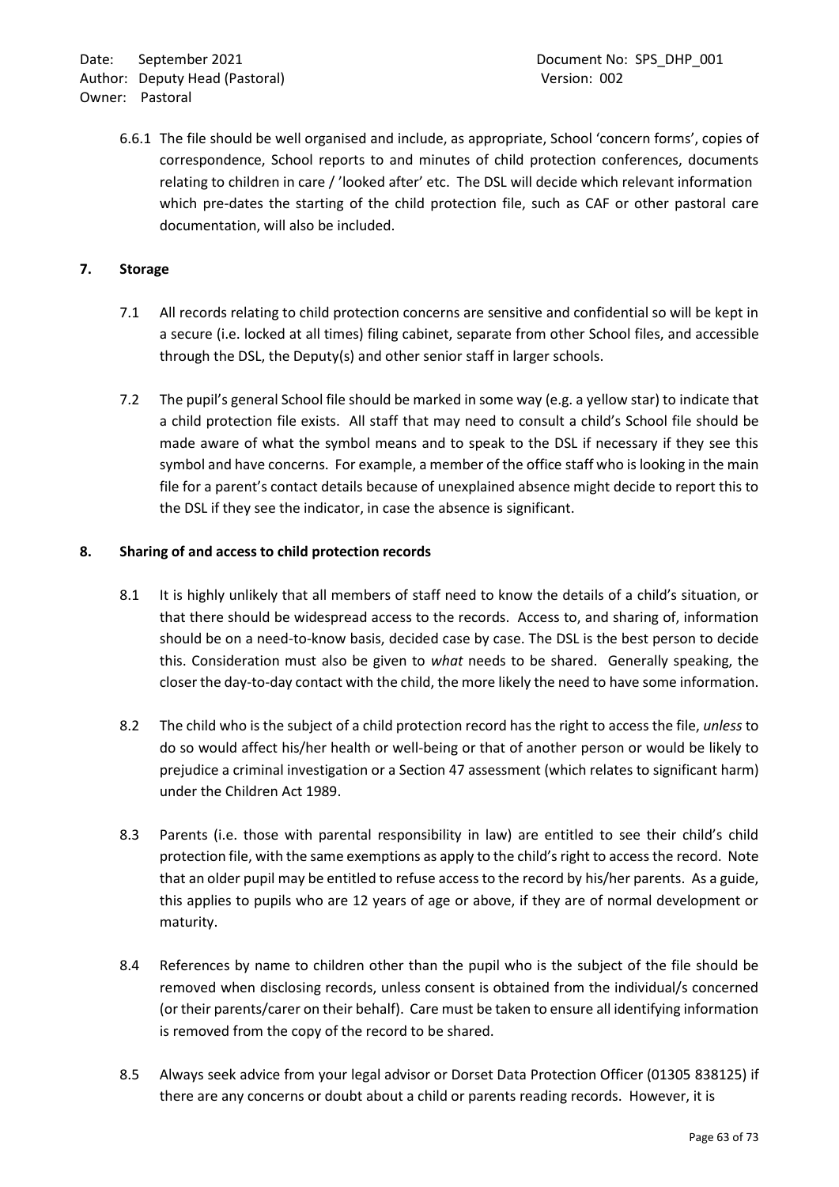6.6.1 The file should be well organised and include, as appropriate, School 'concern forms', copies of correspondence, School reports to and minutes of child protection conferences, documents relating to children in care / 'looked after' etc. The DSL will decide which relevant information which pre-dates the starting of the child protection file, such as CAF or other pastoral care documentation, will also be included.

## 7. Storage

7.1 All records relating to child protection concerns are sensitive and confidential so will be kept in a secure (i.e. locked at all times) filing cabinet, separate from other School files, and accessible through the DSL, the Deputy(s) and other senior staff in larger schools.

7.2 The pupil's general School file should be marked in some way (e.g. a yellow star) to indicate that a child protection file exists. All staff that may need to consult a child's School file should be made aware of what the symbol means and to speak to the DSL if necessary if they see this symbol and have concerns. For example, a member of the office staff who is looking in the main file for a parent's contact details because of unexplained absence might decide to report this to the DSL if they see the indicator, in case the absence is significant.

## 8. Sharing of and access to child protection records

8.1 It is highly unlikely that all members of staff need to know the details of a child's situation, or that there should be widespread access to the records. Access to, and sharing of, information should be on a need-to-know basis, decided case by case. The DSL is the best person to decide this. Consideration must also be given to *what* needs to be shared. Generally speaking, the closer the day-to-day contact with the child, the more likely the need to have some information.

8.2 The child who is the subject of a child protection record has the right to access the file, *unless* to do so would affect his/her health or well-being or that of another person or would be likely to prejudice a criminal investigation or a Section 47 assessment (which relates to significant harm) under the Children Act 1989.

8.3 Parents (i.e. those with parental responsibility in law) are entitled to see their child's child protection file, with the same exemptions as apply to the child's right to access the record. Note that an older pupil may be entitled to refuse access to the record by his/her parents. As a guide, this applies to pupils who are 12 years of age or above, if they are of normal development or maturity.

8.4 References by name to children other than the pupil who is the subject of the file should be removed when disclosing records, unless consent is obtained from the individual/s concerned (or their parents/carer on their behalf). Care must be taken to ensure all identifying information is removed from the copy of the record to be shared.

8.5 Always seek advice from your legal advisor or Dorset Data Protection Officer (01305 838125) if there are any concerns or doubt about a child or parents reading records. However, it is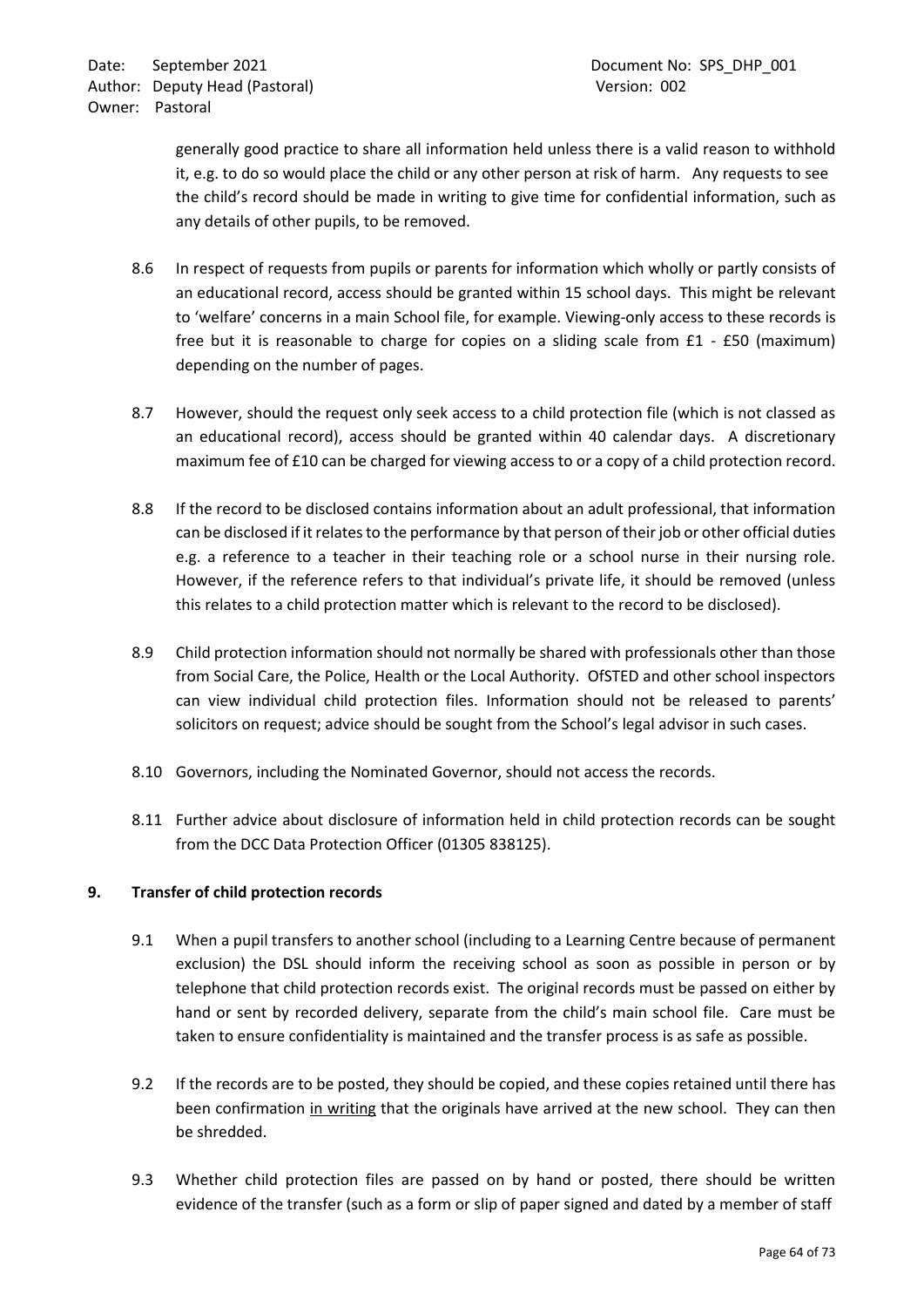generally good practice to share all information held unless there is a valid reason to withhold it, e.g. to do so would place the child or any other person at risk of harm. Any requests to see the child's record should be made in writing to give time for confidential information, such as any details of other pupils, to be removed.

8.6 In respect of requests from pupils or parents for information which wholly or partly consists of an educational record, access should be granted within 15 school days. This might be relevant to 'welfare' concerns in a main School file, for example. Viewing-only access to these records is free but it is reasonable to charge for copies on a sliding scale from £1 - £50 (maximum) depending on the number of pages.

8.7 However, should the request only seek access to a child protection file (which is not classed as an educational record), access should be granted within 40 calendar days. A discretionary maximum fee of £10 can be charged for viewing access to or a copy of a child protection record.

8.8 If the record to be disclosed contains information about an adult professional, that information can be disclosed if it relates to the performance by that person of their job or other official duties e.g. a reference to a teacher in their teaching role or a school nurse in their nursing role. However, if the reference refers to that individual's private life, it should be removed (unless this relates to a child protection matter which is relevant to the record to be disclosed).

8.9 Child protection information should not normally be shared with professionals other than those from Social Care, the Police, Health or the Local Authority. OfSTED and other school inspectors can view individual child protection files. Information should not be released to parents' solicitors on request; advice should be sought from the School's legal advisor in such cases.

8.10 Governors, including the Nominated Governor, should not access the records.

8.11 Further advice about disclosure of information held in child protection records can be sought from the DCC Data Protection Officer (01305 838125).

## 9. Transfer of child protection records

9.1 When a pupil transfers to another school (including to a Learning Centre because of permanent exclusion) the DSL should inform the receiving school as soon as possible in person or by telephone that child protection records exist. The original records must be passed on either by hand or sent by recorded delivery, separate from the child's main school file. Care must be taken to ensure confidentiality is maintained and the transfer process is as safe as possible.

9.2 If the records are to be posted, they should be copied, and these copies retained until there has been confirmation <u>in writing</u> that the originals have arrived at the new school. They can then be shredded.

9.3 Whether child protection files are passed on by hand or posted, there should be written evidence of the transfer (such as a form or slip of paper signed and dated by a member of staff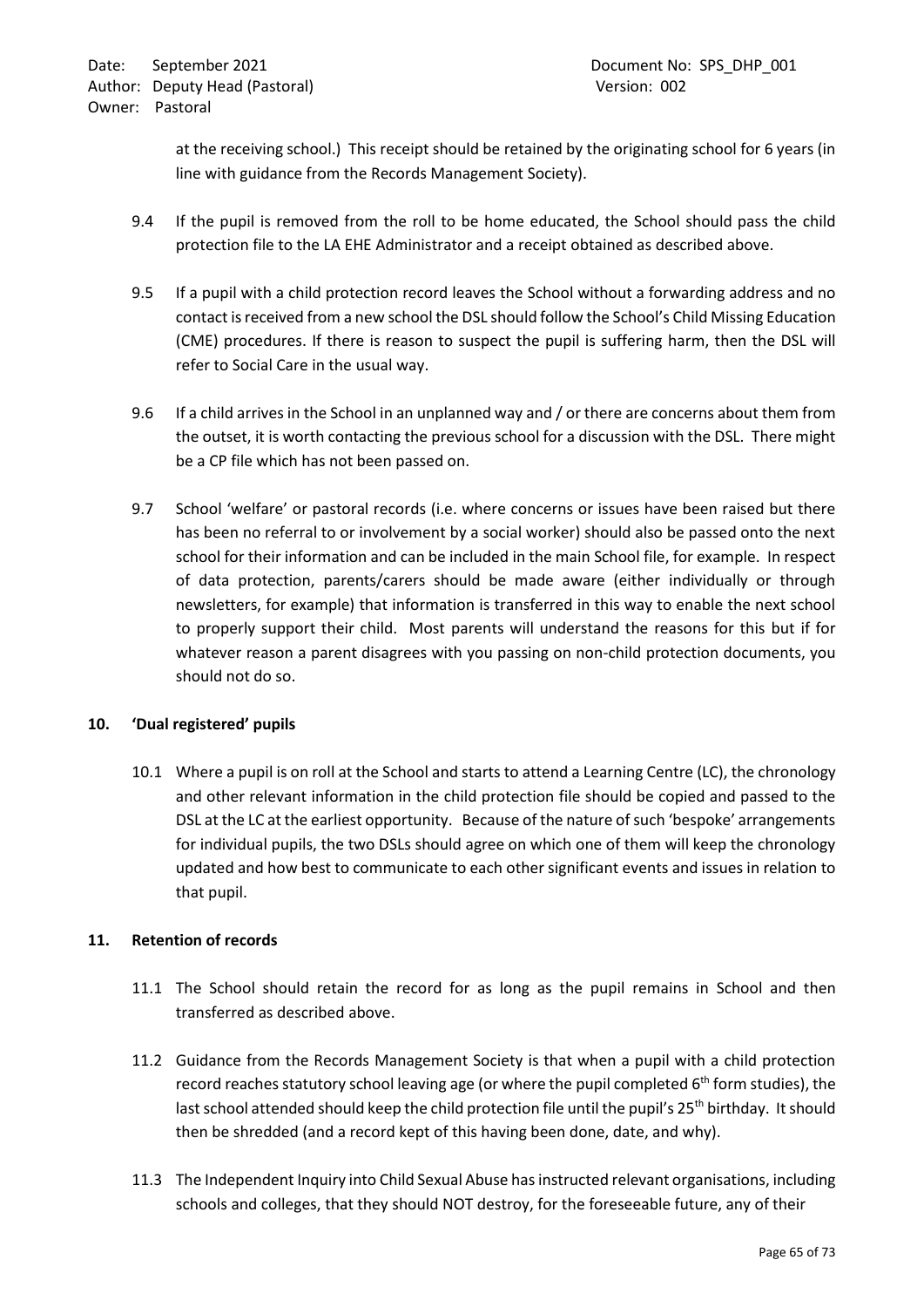at the receiving school.) This receipt should be retained by the originating school for 6 years (in line with guidance from the Records Management Society).

9.4 If the pupil is removed from the roll to be home educated, the School should pass the child protection file to the LA EHE Administrator and a receipt obtained as described above.

9.5 If a pupil with a child protection record leaves the School without a forwarding address and no contact is received from a new school the DSL should follow the School's Child Missing Education (CME) procedures. If there is reason to suspect the pupil is suffering harm, then the DSL will refer to Social Care in the usual way.

9.6 If a child arrives in the School in an unplanned way and / or there are concerns about them from the outset, it is worth contacting the previous school for a discussion with the DSL. There might be a CP file which has not been passed on.

9.7 School 'welfare' or pastoral records (i.e. where concerns or issues have been raised but there has been no referral to or involvement by a social worker) should also be passed onto the next school for their information and can be included in the main School file, for example. In respect of data protection, parents/carers should be made aware (either individually or through newsletters, for example) that information is transferred in this way to enable the next school to properly support their child. Most parents will understand the reasons for this but if for whatever reason a parent disagrees with you passing on non-child protection documents, you should not do so.

## 10. 'Dual registered' pupils

10.1 Where a pupil is on roll at the School and starts to attend a Learning Centre (LC), the chronology and other relevant information in the child protection file should be copied and passed to the DSL at the LC at the earliest opportunity. Because of the nature of such 'bespoke' arrangements for individual pupils, the two DSLs should agree on which one of them will keep the chronology updated and how best to communicate to each other significant events and issues in relation to that pupil.

## 11. Retention of records

11.1 The School should retain the record for as long as the pupil remains in School and then transferred as described above.

11.2 Guidance from the Records Management Society is that when a pupil with a child protection record reaches statutory school leaving age (or where the pupil completed 6th form studies), the last school attended should keep the child protection file until the pupil's 25th birthday. It should then be shredded (and a record kept of this having been done, date, and why).

11.3 The Independent Inquiry into Child Sexual Abuse has instructed relevant organisations, including schools and colleges, that they should NOT destroy, for the foreseeable future, any of their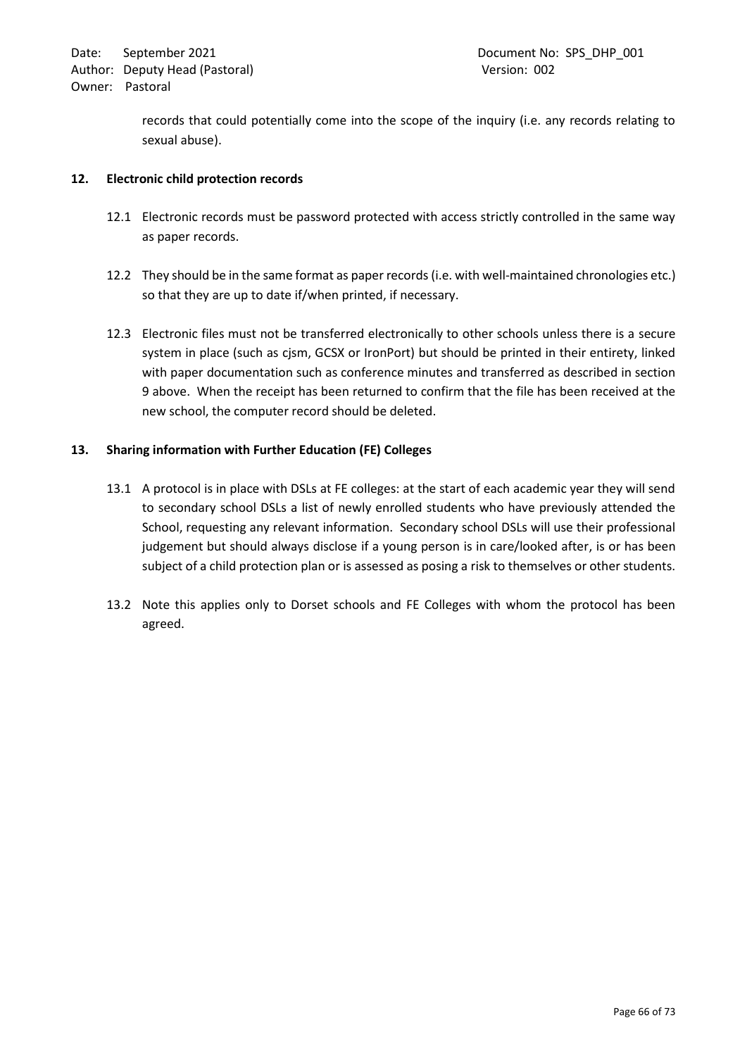records that could potentially come into the scope of the inquiry (i.e. any records relating to sexual abuse).

## 12. Electronic child protection records

12.1 Electronic records must be password protected with access strictly controlled in the same way as paper records.

12.2 They should be in the same format as paper records (i.e. with well-maintained chronologies etc.) so that they are up to date if/when printed, if necessary.

12.3 Electronic files must not be transferred electronically to other schools unless there is a secure system in place (such as cjsm, GCSX or IronPort) but should be printed in their entirety, linked with paper documentation such as conference minutes and transferred as described in section 9 above. When the receipt has been returned to confirm that the file has been received at the new school, the computer record should be deleted.

## 13. Sharing information with Further Education (FE) Colleges

13.1 A protocol is in place with DSLs at FE colleges: at the start of each academic year they will send to secondary school DSLs a list of newly enrolled students who have previously attended the School, requesting any relevant information. Secondary school DSLs will use their professional judgement but should always disclose if a young person is in care/looked after, is or has been subject of a child protection plan or is assessed as posing a risk to themselves or other students.

13.2 Note this applies only to Dorset schools and FE Colleges with whom the protocol has been agreed.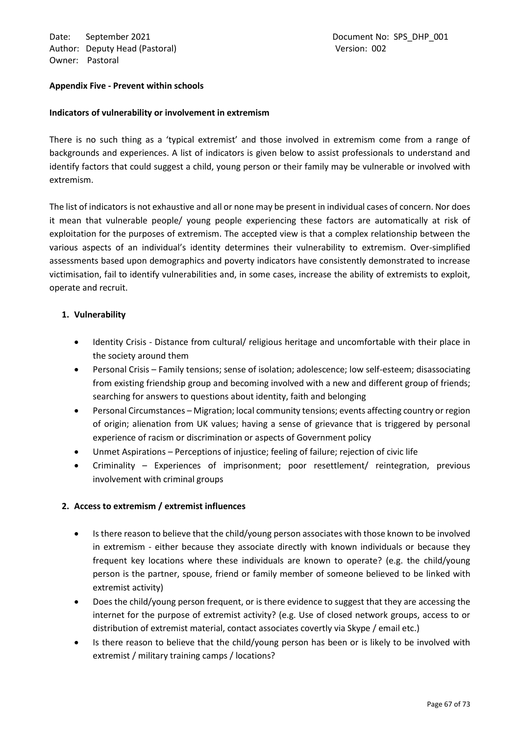**Appendix Five - Prevent within schools**

**Indicators of vulnerability or involvement in extremism**

There is no such thing as a 'typical extremist' and those involved in extremism come from a range of backgrounds and experiences. A list of indicators is given below to assist professionals to understand and identify factors that could suggest a child, young person or their family may be vulnerable or involved with extremism.

The list of indicators is not exhaustive and all or none may be present in individual cases of concern. Nor does it mean that vulnerable people/ young people experiencing these factors are automatically at risk of exploitation for the purposes of extremism. The accepted view is that a complex relationship between the various aspects of an individual's identity determines their vulnerability to extremism. Over-simplified assessments based upon demographics and poverty indicators have consistently demonstrated to increase victimisation, fail to identify vulnerabilities and, in some cases, increase the ability of extremists to exploit, operate and recruit.

**1. Vulnerability**

- Identity Crisis - Distance from cultural/ religious heritage and uncomfortable with their place in the society around them
- Personal Crisis – Family tensions; sense of isolation; adolescence; low self-esteem; disassociating from existing friendship group and becoming involved with a new and different group of friends; searching for answers to questions about identity, faith and belonging
- Personal Circumstances – Migration; local community tensions; events affecting country or region of origin; alienation from UK values; having a sense of grievance that is triggered by personal experience of racism or discrimination or aspects of Government policy
- Unmet Aspirations – Perceptions of injustice; feeling of failure; rejection of civic life
- Criminality – Experiences of imprisonment; poor resettlement/ reintegration, previous involvement with criminal groups

**2. Access to extremism / extremist influences**

- Is there reason to believe that the child/young person associates with those known to be involved in extremism - either because they associate directly with known individuals or because they frequent key locations where these individuals are known to operate? (e.g. the child/young person is the partner, spouse, friend or family member of someone believed to be linked with extremist activity)
- Does the child/young person frequent, or is there evidence to suggest that they are accessing the internet for the purpose of extremist activity? (e.g. Use of closed network groups, access to or distribution of extremist material, contact associates covertly via Skype / email etc.)
- Is there reason to believe that the child/young person has been or is likely to be involved with extremist / military training camps / locations?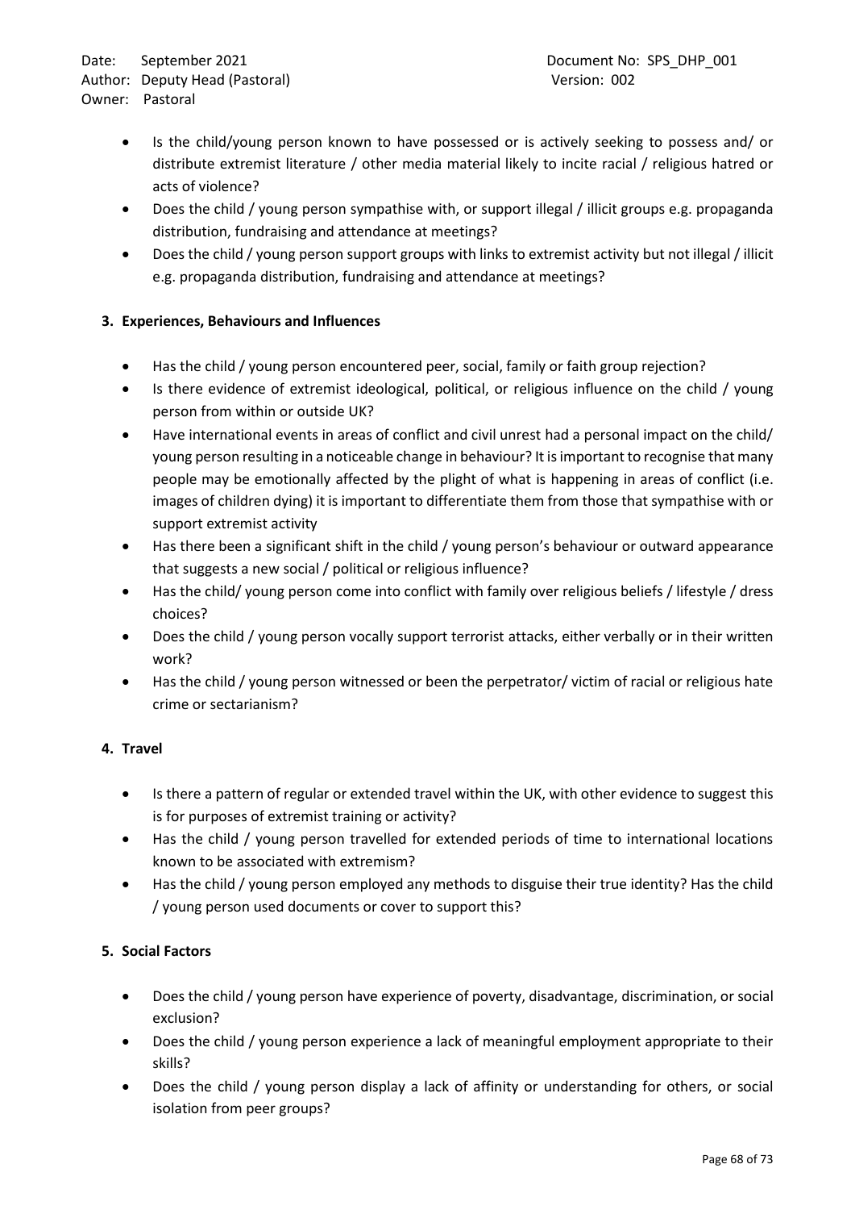- Is the child/young person known to have possessed or is actively seeking to possess and/ or distribute extremist literature / other media material likely to incite racial / religious hatred or acts of violence?
- Does the child / young person sympathise with, or support illegal / illicit groups e.g. propaganda distribution, fundraising and attendance at meetings?
- Does the child / young person support groups with links to extremist activity but not illegal / illicit e.g. propaganda distribution, fundraising and attendance at meetings?

**3. Experiences, Behaviours and Influences**

- Has the child / young person encountered peer, social, family or faith group rejection?
- Is there evidence of extremist ideological, political, or religious influence on the child / young person from within or outside UK?
- Have international events in areas of conflict and civil unrest had a personal impact on the child/ young person resulting in a noticeable change in behaviour? It is important to recognise that many people may be emotionally affected by the plight of what is happening in areas of conflict (i.e. images of children dying) it is important to differentiate them from those that sympathise with or support extremist activity
- Has there been a significant shift in the child / young person's behaviour or outward appearance that suggests a new social / political or religious influence?
- Has the child/ young person come into conflict with family over religious beliefs / lifestyle / dress choices?
- Does the child / young person vocally support terrorist attacks, either verbally or in their written work?
- Has the child / young person witnessed or been the perpetrator/ victim of racial or religious hate crime or sectarianism?

**4. Travel**

- Is there a pattern of regular or extended travel within the UK, with other evidence to suggest this is for purposes of extremist training or activity?
- Has the child / young person travelled for extended periods of time to international locations known to be associated with extremism?
- Has the child / young person employed any methods to disguise their true identity? Has the child / young person used documents or cover to support this?

**5. Social Factors**

- Does the child / young person have experience of poverty, disadvantage, discrimination, or social exclusion?
- Does the child / young person experience a lack of meaningful employment appropriate to their skills?
- Does the child / young person display a lack of affinity or understanding for others, or social isolation from peer groups?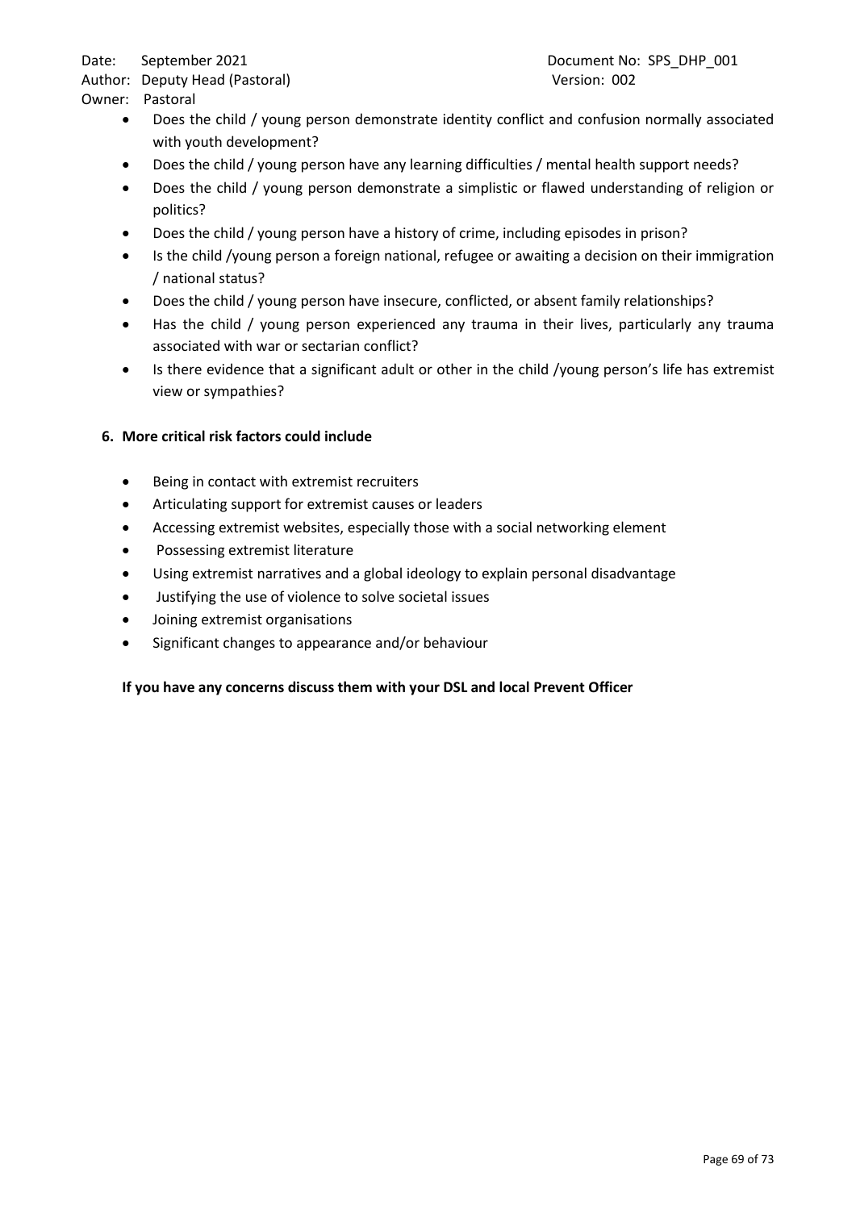- Does the child / young person demonstrate identity conflict and confusion normally associated with youth development?
- Does the child / young person have any learning difficulties / mental health support needs?
- Does the child / young person demonstrate a simplistic or flawed understanding of religion or politics?
- Does the child / young person have a history of crime, including episodes in prison?
- Is the child /young person a foreign national, refugee or awaiting a decision on their immigration / national status?
- Does the child / young person have insecure, conflicted, or absent family relationships?
- Has the child / young person experienced any trauma in their lives, particularly any trauma associated with war or sectarian conflict?
- Is there evidence that a significant adult or other in the child /young person's life has extremist view or sympathies?

**6. More critical risk factors could include**

- Being in contact with extremist recruiters
- Articulating support for extremist causes or leaders
- Accessing extremist websites, especially those with a social networking element
- Possessing extremist literature
- Using extremist narratives and a global ideology to explain personal disadvantage
- Justifying the use of violence to solve societal issues
- Joining extremist organisations
- Significant changes to appearance and/or behaviour

**If you have any concerns discuss them with your DSL and local Prevent Officer**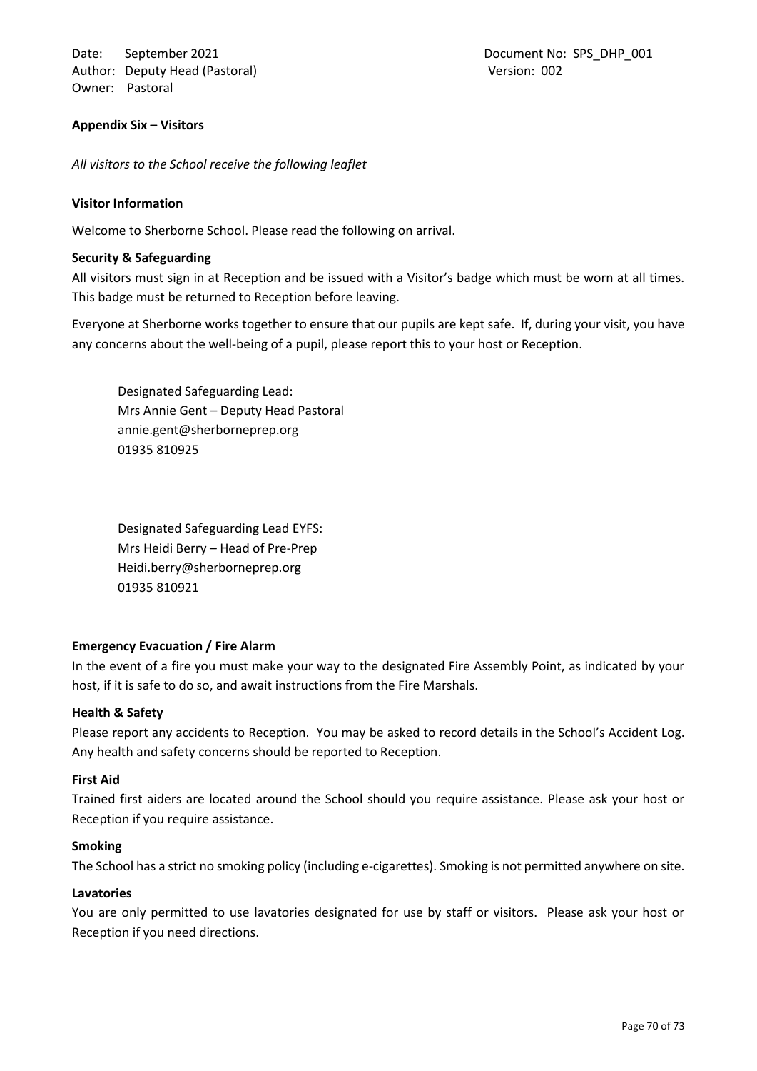**Appendix Six – Visitors**

*All visitors to the School receive the following leaflet*

**Visitor Information**

Welcome to Sherborne School. Please read the following on arrival.

**Security & Safeguarding**

All visitors must sign in at Reception and be issued with a Visitor's badge which must be worn at all times. This badge must be returned to Reception before leaving.

Everyone at Sherborne works together to ensure that our pupils are kept safe. If, during your visit, you have any concerns about the well-being of a pupil, please report this to your host or Reception.

Designated Safeguarding Lead:
Mrs Annie Gent – Deputy Head Pastoral
annie.gent@sherborneprep.org
01935 810925

Designated Safeguarding Lead EYFS:
Mrs Heidi Berry – Head of Pre-Prep
Heidi.berry@sherborneprep.org
01935 810921

**Emergency Evacuation / Fire Alarm**

In the event of a fire you must make your way to the designated Fire Assembly Point, as indicated by your host, if it is safe to do so, and await instructions from the Fire Marshals.

**Health & Safety**

Please report any accidents to Reception. You may be asked to record details in the School's Accident Log. Any health and safety concerns should be reported to Reception.

**First Aid**

Trained first aiders are located around the School should you require assistance. Please ask your host or Reception if you require assistance.

**Smoking**

The School has a strict no smoking policy (including e-cigarettes). Smoking is not permitted anywhere on site.

**Lavatories**

You are only permitted to use lavatories designated for use by staff or visitors. Please ask your host or Reception if you need directions.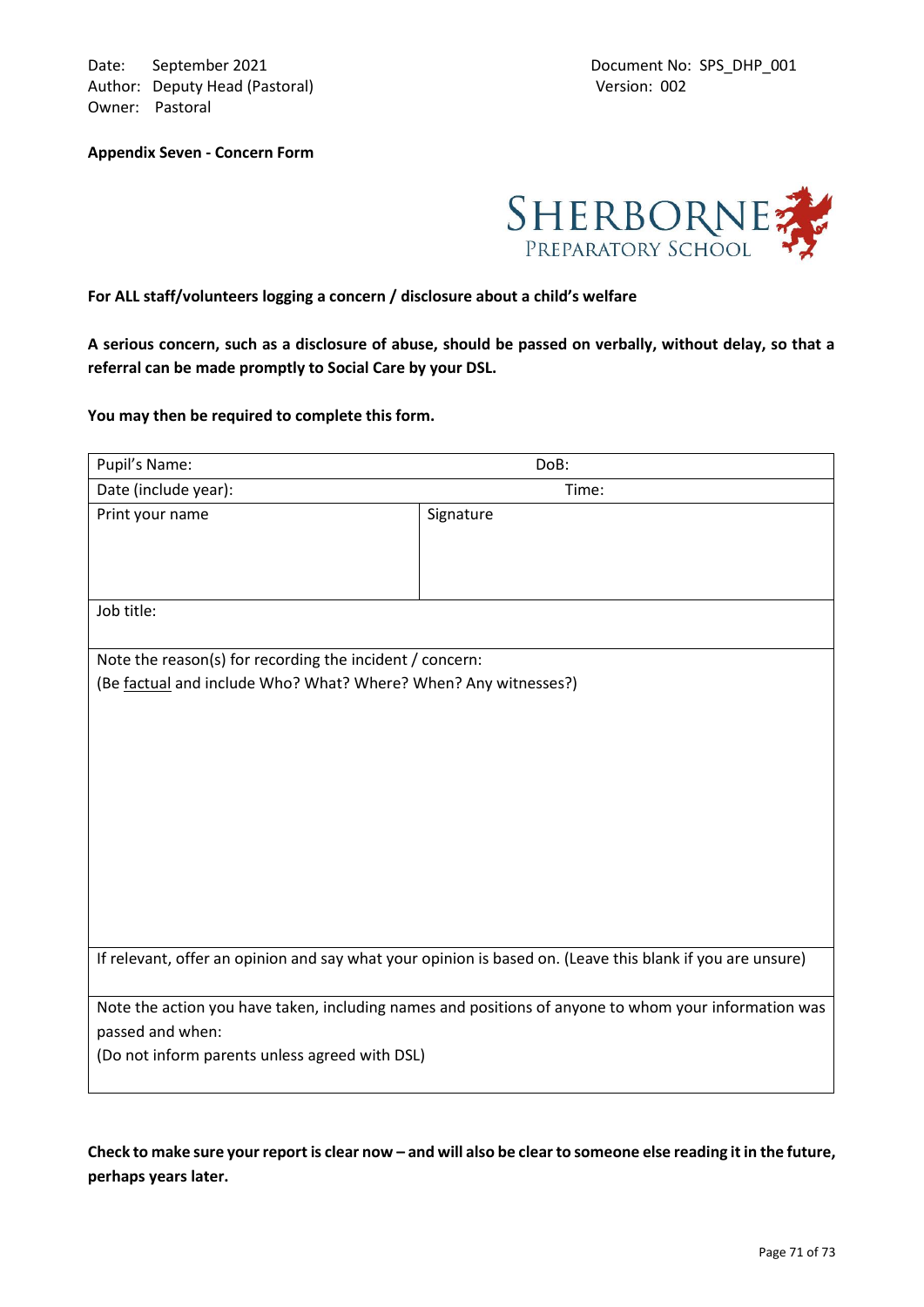Date: September 2021
Author: Deputy Head (Pastoral)
Owner: Pastoral

Document No: SPS_DHP_001
Version: 002

**Appendix Seven - Concern Form**

**For ALL staff/volunteers logging a concern / disclosure about a child's welfare**

**A serious concern, such as a disclosure of abuse, should be passed on verbally, without delay, so that a referral can be made promptly to Social Care by your DSL.**

**You may then be required to complete this form.**

| Pupil's Name: | DoB: |
|---|---|
| Date (include year): | Time: |
| Print your name | Signature |
| Job title: | |
| Note the reason(s) for recording the incident / concern:<br>(Be factual and include Who? What? Where? When? Any witnesses?) | |
| If relevant, offer an opinion and say what your opinion is based on. (Leave this blank if you are unsure) | |
| Note the action you have taken, including names and positions of anyone to whom your information was passed and when:<br>(Do not inform parents unless agreed with DSL) | |

**Check to make sure your report is clear now – and will also be clear to someone else reading it in the future, perhaps years later.**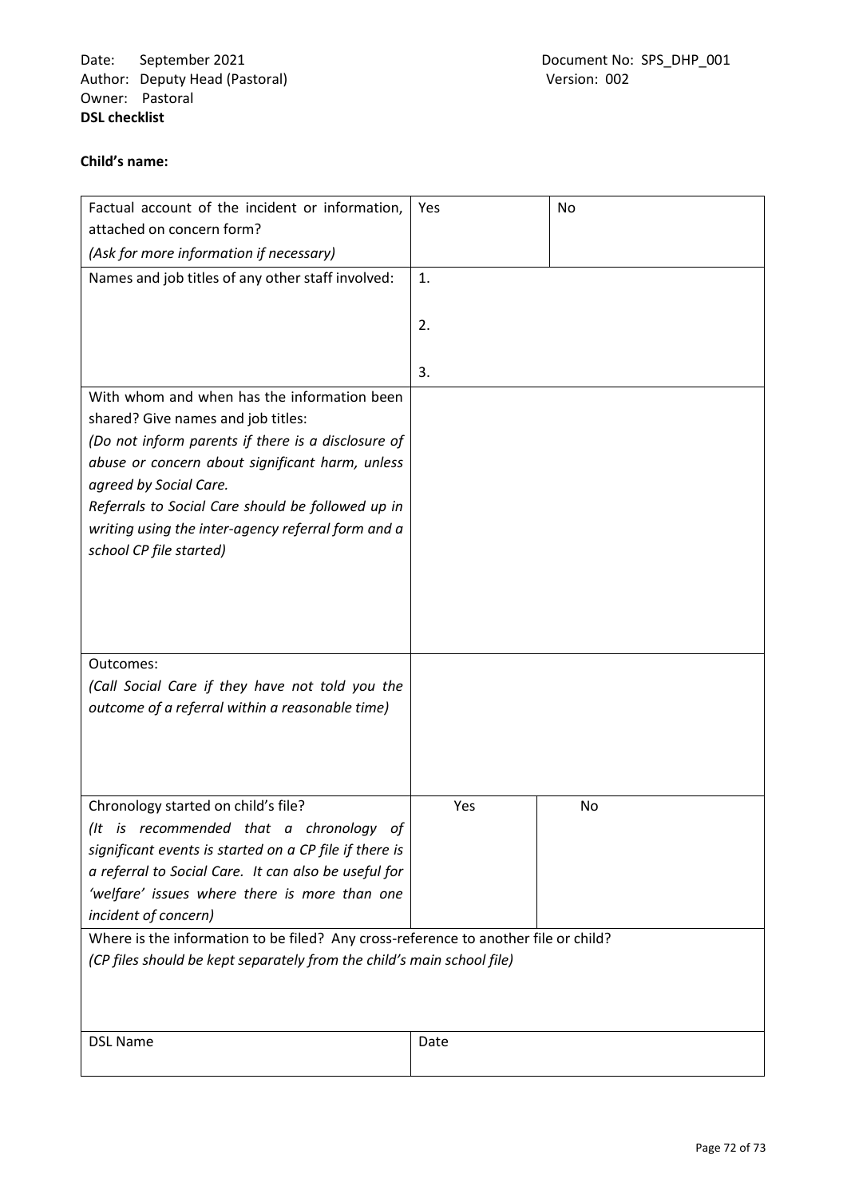Date: September 2021
Author: Deputy Head (Pastoral)
Owner: Pastoral

Document No: SPS_DHP_001
Version: 002

**DSL checklist**

**Child's name:**

| | | |
|---|---|---|
| Factual account of the incident or information, attached on concern form?<br>*(Ask for more information if necessary)* | Yes | No |
| Names and job titles of any other staff involved: | 1.<br><br>2.<br><br>3. | |
| With whom and when has the information been shared? Give names and job titles:<br>*(Do not inform parents if there is a disclosure of abuse or concern about significant harm, unless agreed by Social Care.*<br>*Referrals to Social Care should be followed up in writing using the inter-agency referral form and a school CP file started)* | | |
| Outcomes:<br>*(Call Social Care if they have not told you the outcome of a referral within a reasonable time)* | | |
| Chronology started on child's file?<br>*(It is recommended that a chronology of significant events is started on a CP file if there is a referral to Social Care. It can also be useful for 'welfare' issues where there is more than one incident of concern)* | Yes | No |
| Where is the information to be filed? Any cross-reference to another file or child?<br>*(CP files should be kept separately from the child's main school file)* | | |
| DSL Name | Date | |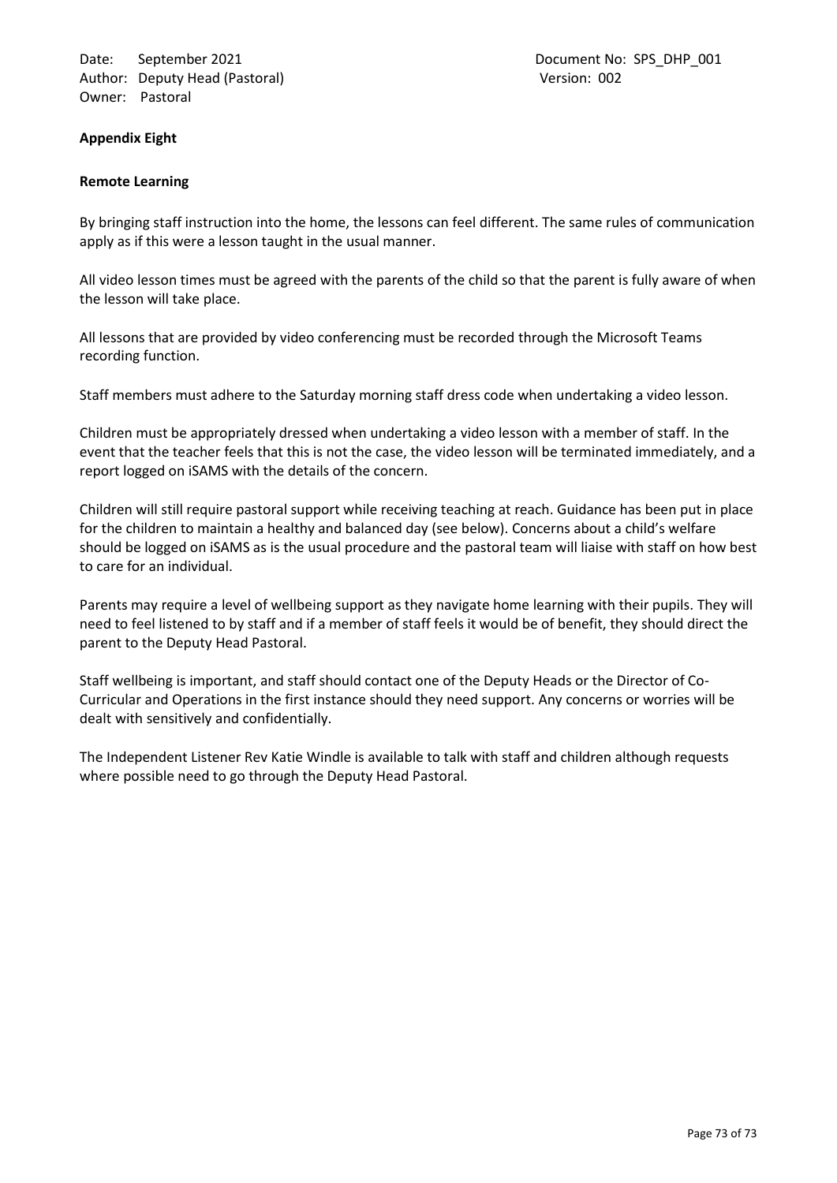**Appendix Eight**

**Remote Learning**

By bringing staff instruction into the home, the lessons can feel different. The same rules of communication apply as if this were a lesson taught in the usual manner.

All video lesson times must be agreed with the parents of the child so that the parent is fully aware of when the lesson will take place.

All lessons that are provided by video conferencing must be recorded through the Microsoft Teams recording function.

Staff members must adhere to the Saturday morning staff dress code when undertaking a video lesson.

Children must be appropriately dressed when undertaking a video lesson with a member of staff. In the event that the teacher feels that this is not the case, the video lesson will be terminated immediately, and a report logged on iSAMS with the details of the concern.

Children will still require pastoral support while receiving teaching at reach. Guidance has been put in place for the children to maintain a healthy and balanced day (see below). Concerns about a child's welfare should be logged on iSAMS as is the usual procedure and the pastoral team will liaise with staff on how best to care for an individual.

Parents may require a level of wellbeing support as they navigate home learning with their pupils. They will need to feel listened to by staff and if a member of staff feels it would be of benefit, they should direct the parent to the Deputy Head Pastoral.

Staff wellbeing is important, and staff should contact one of the Deputy Heads or the Director of Co-Curricular and Operations in the first instance should they need support. Any concerns or worries will be dealt with sensitively and confidentially.

The Independent Listener Rev Katie Windle is available to talk with staff and children although requests where possible need to go through the Deputy Head Pastoral.